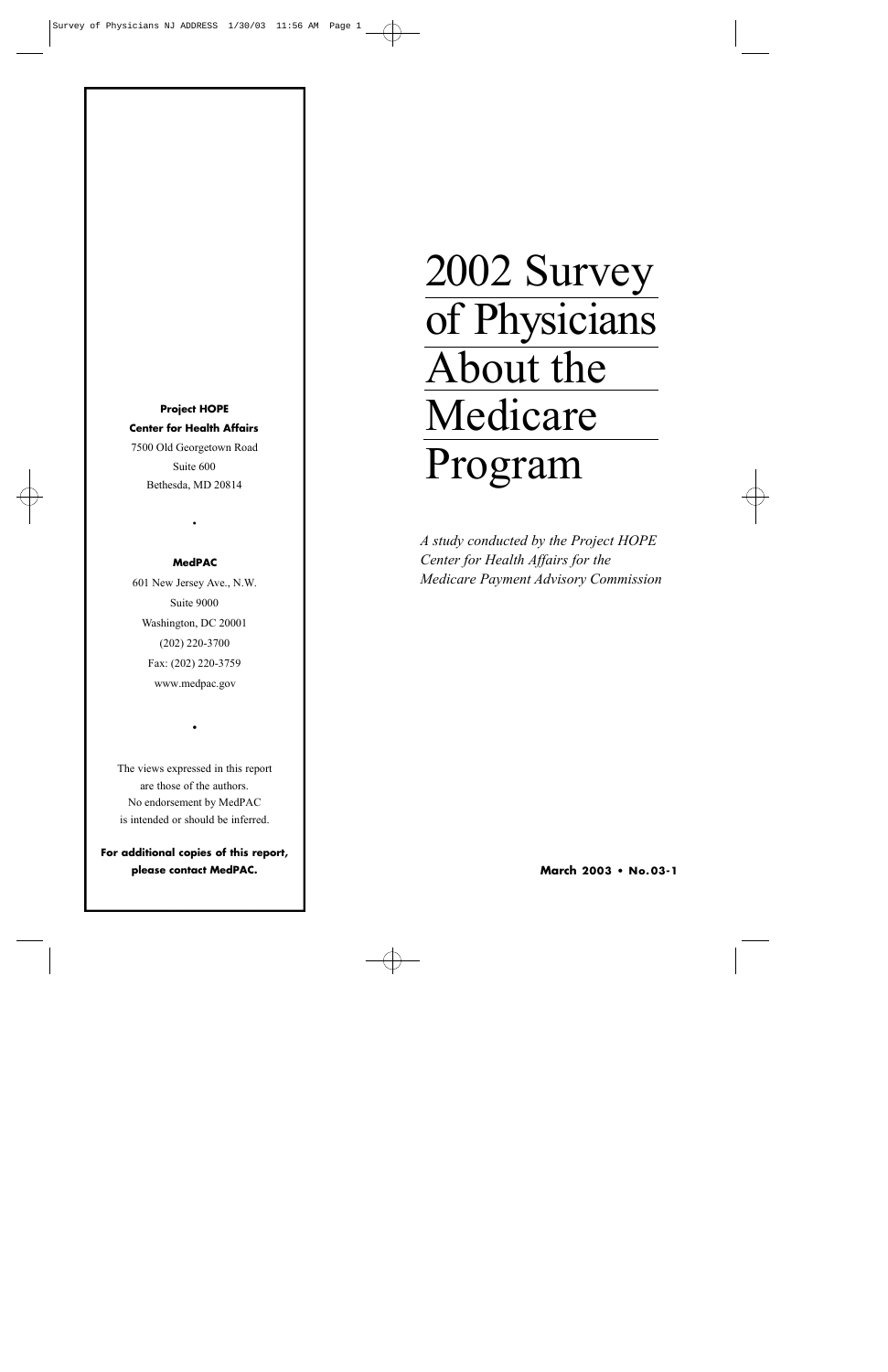# 2002 Survey of Physicians About the Medicare Program

*A study conducted by the Project HOPE Center for Health Affairs for the Medicare Payment Advisory Commission*

**March 2003 • No. 03-1**

**Project HOPE**
**Center for Health Affairs**
7500 Old Georgetown Road
Suite 600
Bethesda, MD 20814

•

**MedPAC**
601 New Jersey Ave., N.W.
Suite 9000
Washington, DC 20001
(202) 220-3700
Fax: (202) 220-3759
www.medpac.gov

•

The views expressed in this report are those of the authors. No endorsement by MedPAC is intended or should be inferred.

**For additional copies of this report, please contact MedPAC.**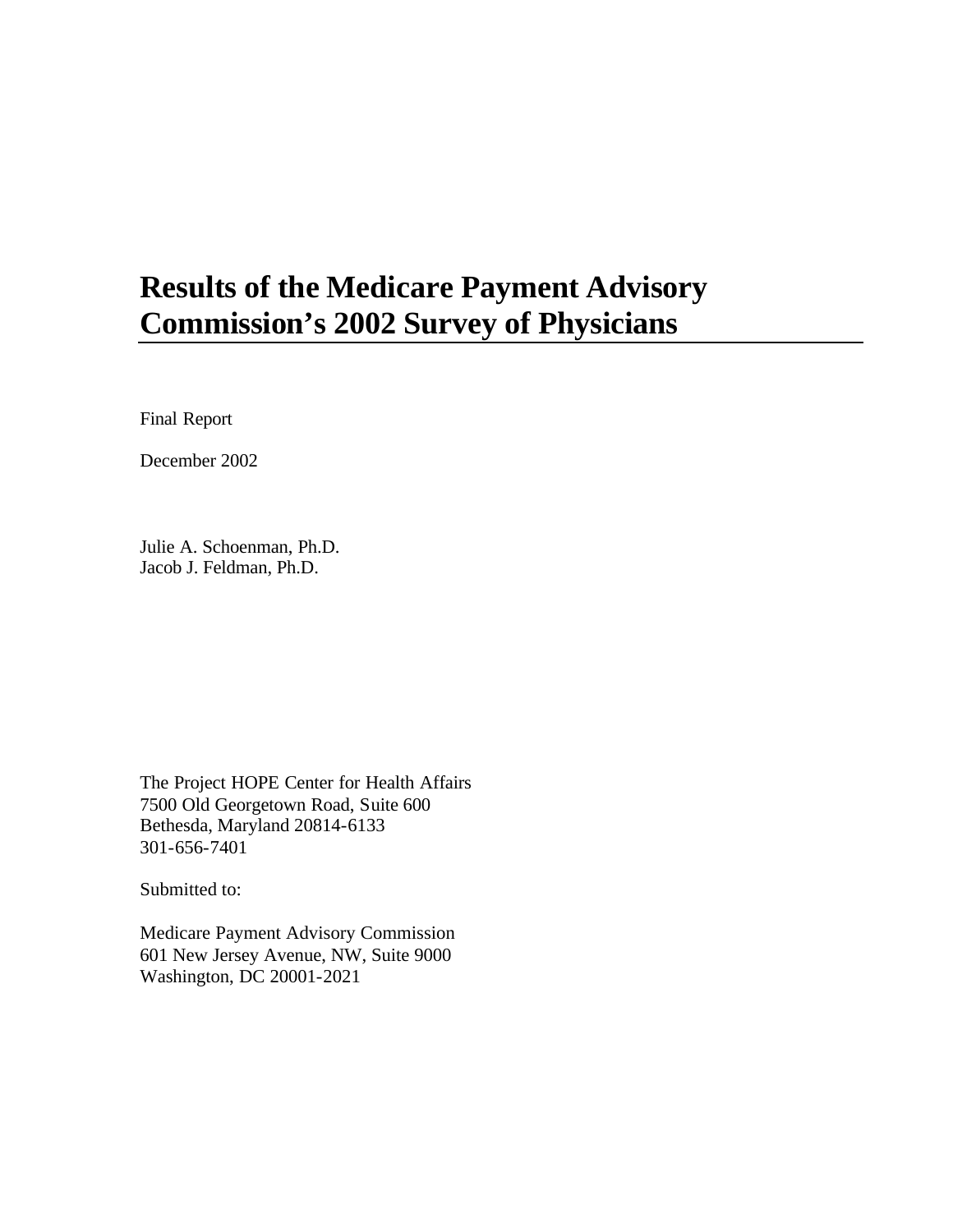# Results of the Medicare Payment Advisory Commission's 2002 Survey of Physicians

Final Report

December 2002

Julie A. Schoenman, Ph.D.
Jacob J. Feldman, Ph.D.

The Project HOPE Center for Health Affairs
7500 Old Georgetown Road, Suite 600
Bethesda, Maryland 20814-6133
301-656-7401

Submitted to:

Medicare Payment Advisory Commission
601 New Jersey Avenue, NW, Suite 9000
Washington, DC 20001-2021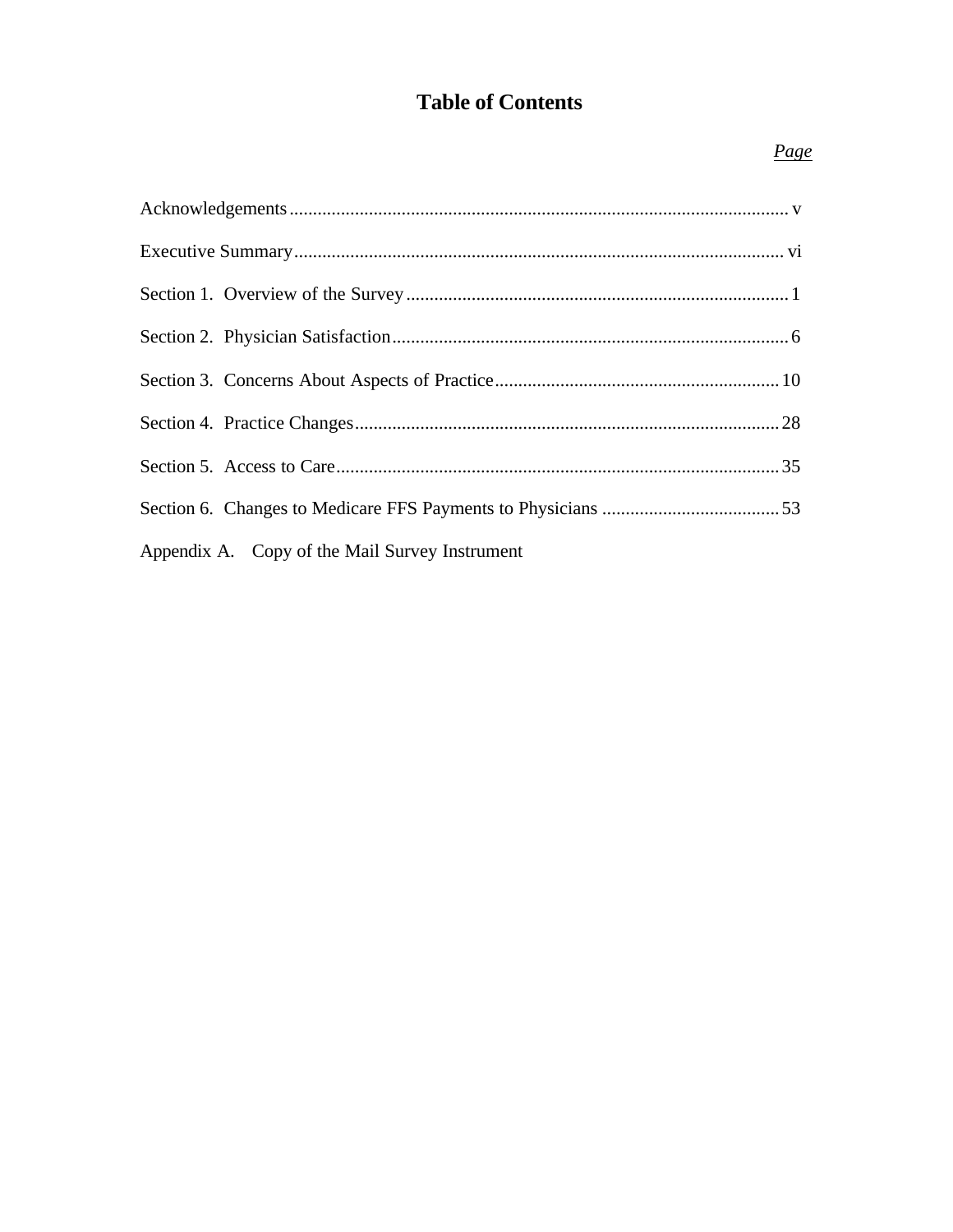# Table of Contents

| | *Page* |
|---|---|
| Acknowledgements | v |
| Executive Summary | vi |
| Section 1. Overview of the Survey | 1 |
| Section 2. Physician Satisfaction | 6 |
| Section 3. Concerns About Aspects of Practice | 10 |
| Section 4. Practice Changes | 28 |
| Section 5. Access to Care | 35 |
| Section 6. Changes to Medicare FFS Payments to Physicians | 53 |
| Appendix A. Copy of the Mail Survey Instrument | |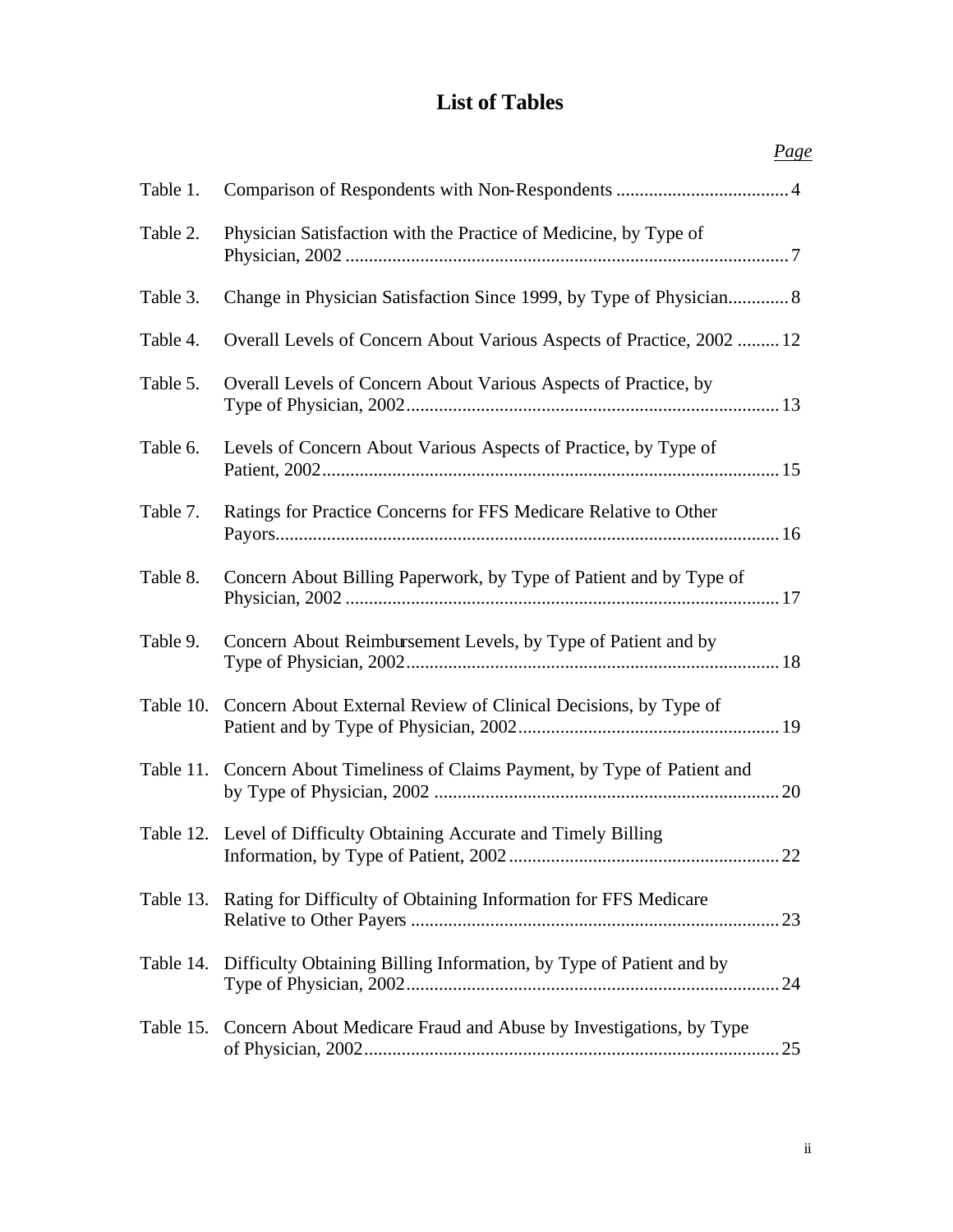# List of Tables

| | | *Page* |
|---|---|---|
| Table 1. | Comparison of Respondents with Non-Respondents | 4 |
| Table 2. | Physician Satisfaction with the Practice of Medicine, by Type of Physician, 2002 | 7 |
| Table 3. | Change in Physician Satisfaction Since 1999, by Type of Physician | 8 |
| Table 4. | Overall Levels of Concern About Various Aspects of Practice, 2002 | 12 |
| Table 5. | Overall Levels of Concern About Various Aspects of Practice, by Type of Physician, 2002 | 13 |
| Table 6. | Levels of Concern About Various Aspects of Practice, by Type of Patient, 2002 | 15 |
| Table 7. | Ratings for Practice Concerns for FFS Medicare Relative to Other Payors | 16 |
| Table 8. | Concern About Billing Paperwork, by Type of Patient and by Type of Physician, 2002 | 17 |
| Table 9. | Concern About Reimbursement Levels, by Type of Patient and by Type of Physician, 2002 | 18 |
| Table 10. | Concern About External Review of Clinical Decisions, by Type of Patient and by Type of Physician, 2002 | 19 |
| Table 11. | Concern About Timeliness of Claims Payment, by Type of Patient and by Type of Physician, 2002 | 20 |
| Table 12. | Level of Difficulty Obtaining Accurate and Timely Billing Information, by Type of Patient, 2002 | 22 |
| Table 13. | Rating for Difficulty of Obtaining Information for FFS Medicare Relative to Other Payers | 23 |
| Table 14. | Difficulty Obtaining Billing Information, by Type of Patient and by Type of Physician, 2002 | 24 |
| Table 15. | Concern About Medicare Fraud and Abuse by Investigations, by Type of Physician, 2002 | 25 |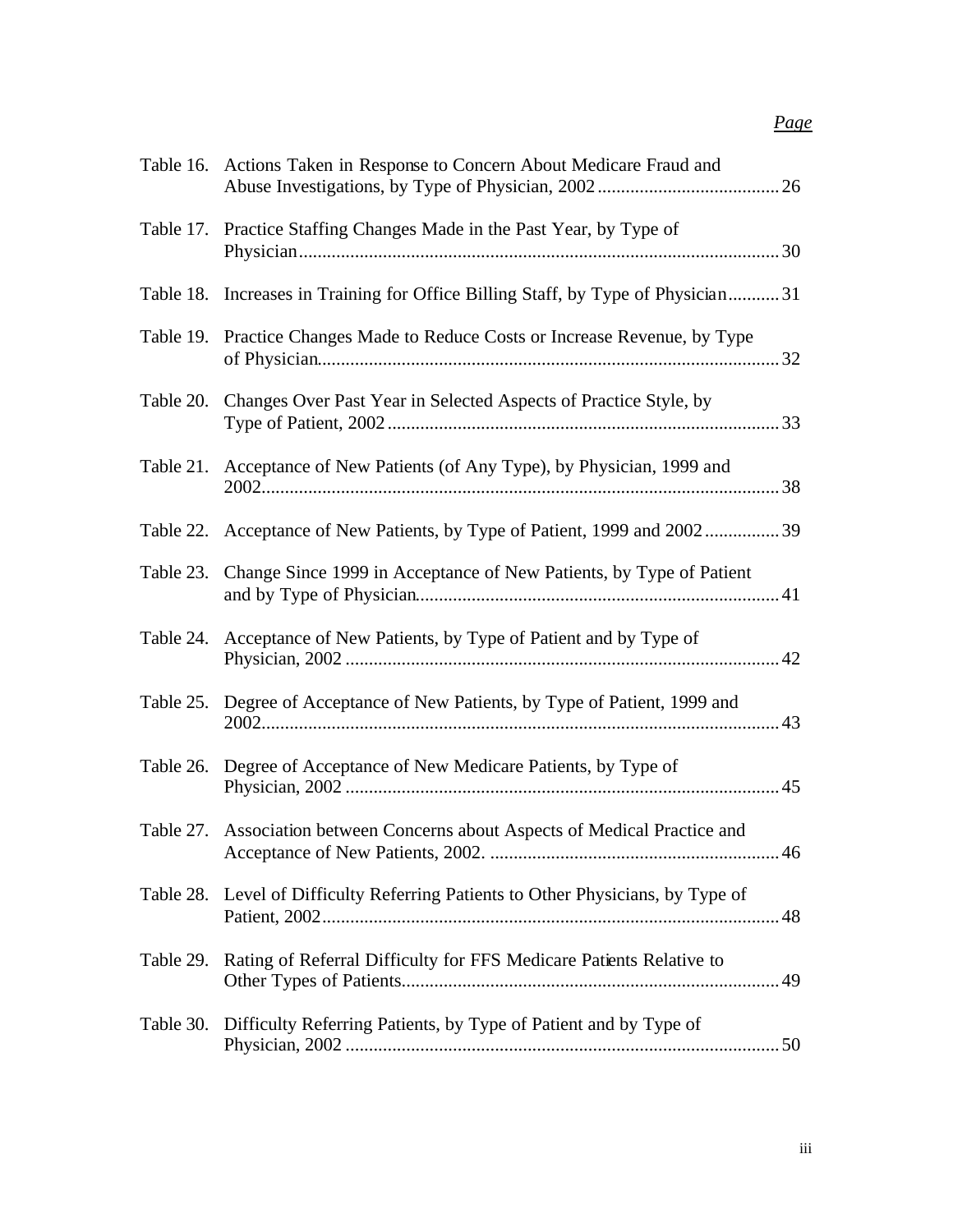| | | *Page* |
|---|---|---|
| Table 16. | Actions Taken in Response to Concern About Medicare Fraud and Abuse Investigations, by Type of Physician, 2002 | 26 |
| Table 17. | Practice Staffing Changes Made in the Past Year, by Type of Physician | 30 |
| Table 18. | Increases in Training for Office Billing Staff, by Type of Physician | 31 |
| Table 19. | Practice Changes Made to Reduce Costs or Increase Revenue, by Type of Physician | 32 |
| Table 20. | Changes Over Past Year in Selected Aspects of Practice Style, by Type of Patient, 2002 | 33 |
| Table 21. | Acceptance of New Patients (of Any Type), by Physician, 1999 and 2002 | 38 |
| Table 22. | Acceptance of New Patients, by Type of Patient, 1999 and 2002 | 39 |
| Table 23. | Change Since 1999 in Acceptance of New Patients, by Type of Patient and by Type of Physician | 41 |
| Table 24. | Acceptance of New Patients, by Type of Patient and by Type of Physician, 2002 | 42 |
| Table 25. | Degree of Acceptance of New Patients, by Type of Patient, 1999 and 2002 | 43 |
| Table 26. | Degree of Acceptance of New Medicare Patients, by Type of Physician, 2002 | 45 |
| Table 27. | Association between Concerns about Aspects of Medical Practice and Acceptance of New Patients, 2002. | 46 |
| Table 28. | Level of Difficulty Referring Patients to Other Physicians, by Type of Patient, 2002 | 48 |
| Table 29. | Rating of Referral Difficulty for FFS Medicare Patients Relative to Other Types of Patients | 49 |
| Table 30. | Difficulty Referring Patients, by Type of Patient and by Type of Physician, 2002 | 50 |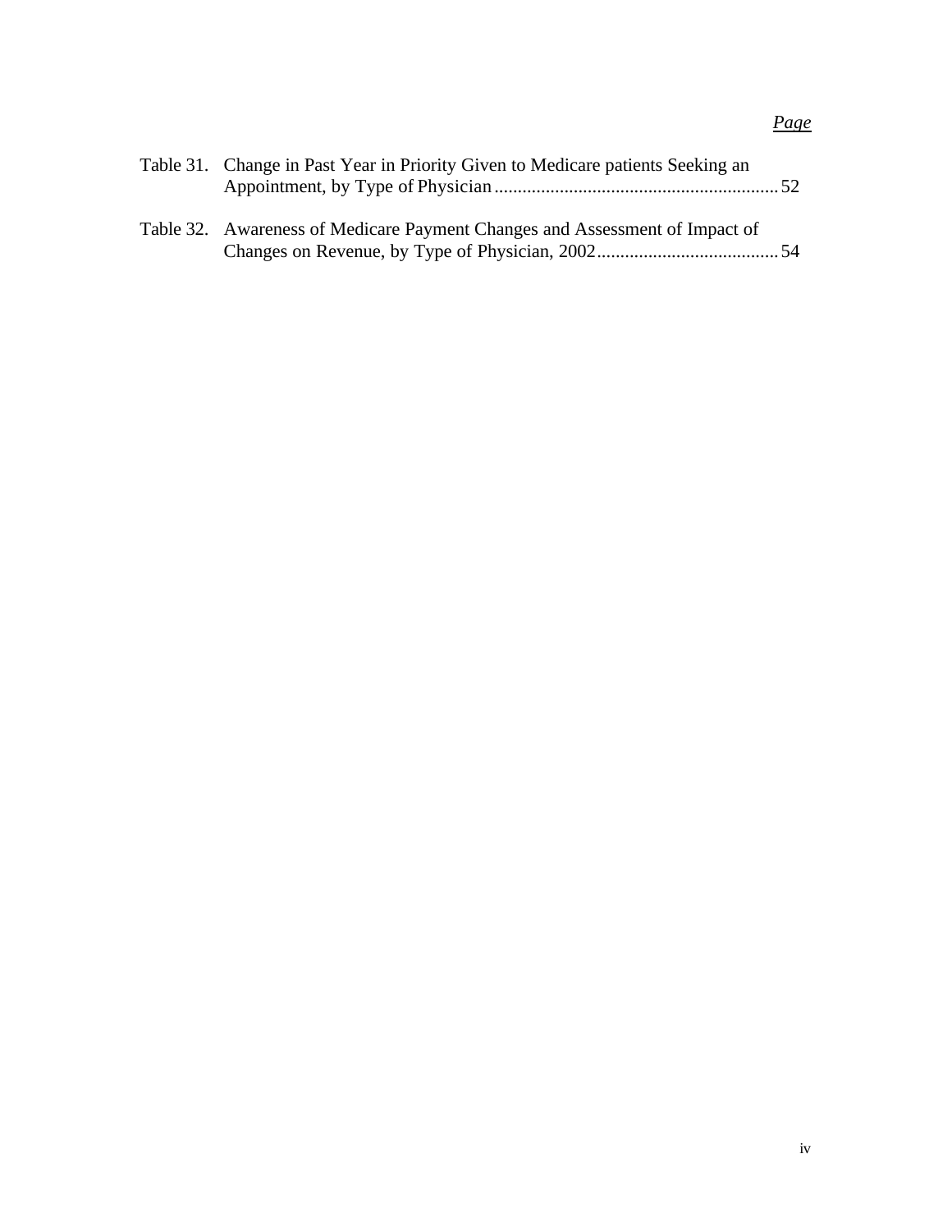*Page*

Table 31. Change in Past Year in Priority Given to Medicare patients Seeking an Appointment, by Type of Physician ............................................................ 52

Table 32. Awareness of Medicare Payment Changes and Assessment of Impact of Changes on Revenue, by Type of Physician, 2002 ....................................... 54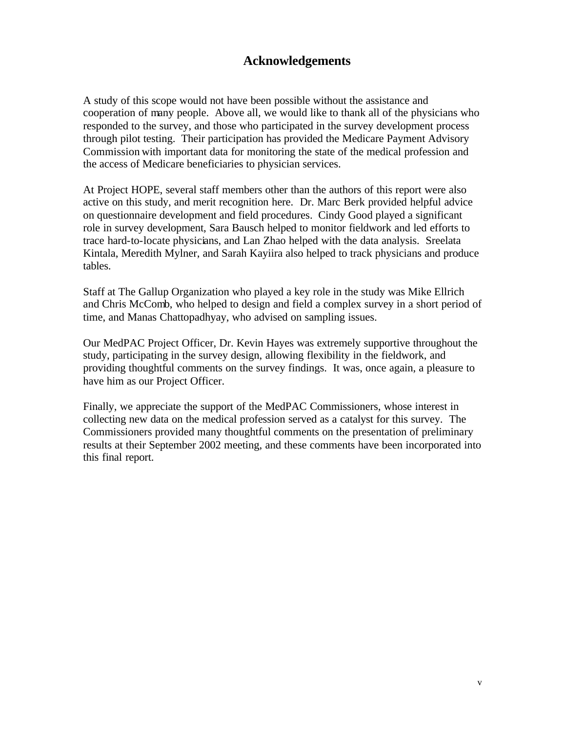# Acknowledgements

A study of this scope would not have been possible without the assistance and cooperation of many people. Above all, we would like to thank all of the physicians who responded to the survey, and those who participated in the survey development process through pilot testing. Their participation has provided the Medicare Payment Advisory Commission with important data for monitoring the state of the medical profession and the access of Medicare beneficiaries to physician services.

At Project HOPE, several staff members other than the authors of this report were also active on this study, and merit recognition here. Dr. Marc Berk provided helpful advice on questionnaire development and field procedures. Cindy Good played a significant role in survey development, Sara Bausch helped to monitor fieldwork and led efforts to trace hard-to-locate physicians, and Lan Zhao helped with the data analysis. Sreelata Kintala, Meredith Mylner, and Sarah Kayiira also helped to track physicians and produce tables.

Staff at The Gallup Organization who played a key role in the study was Mike Ellrich and Chris McComb, who helped to design and field a complex survey in a short period of time, and Manas Chattopadhyay, who advised on sampling issues.

Our MedPAC Project Officer, Dr. Kevin Hayes was extremely supportive throughout the study, participating in the survey design, allowing flexibility in the fieldwork, and providing thoughtful comments on the survey findings. It was, once again, a pleasure to have him as our Project Officer.

Finally, we appreciate the support of the MedPAC Commissioners, whose interest in collecting new data on the medical profession served as a catalyst for this survey. The Commissioners provided many thoughtful comments on the presentation of preliminary results at their September 2002 meeting, and these comments have been incorporated into this final report.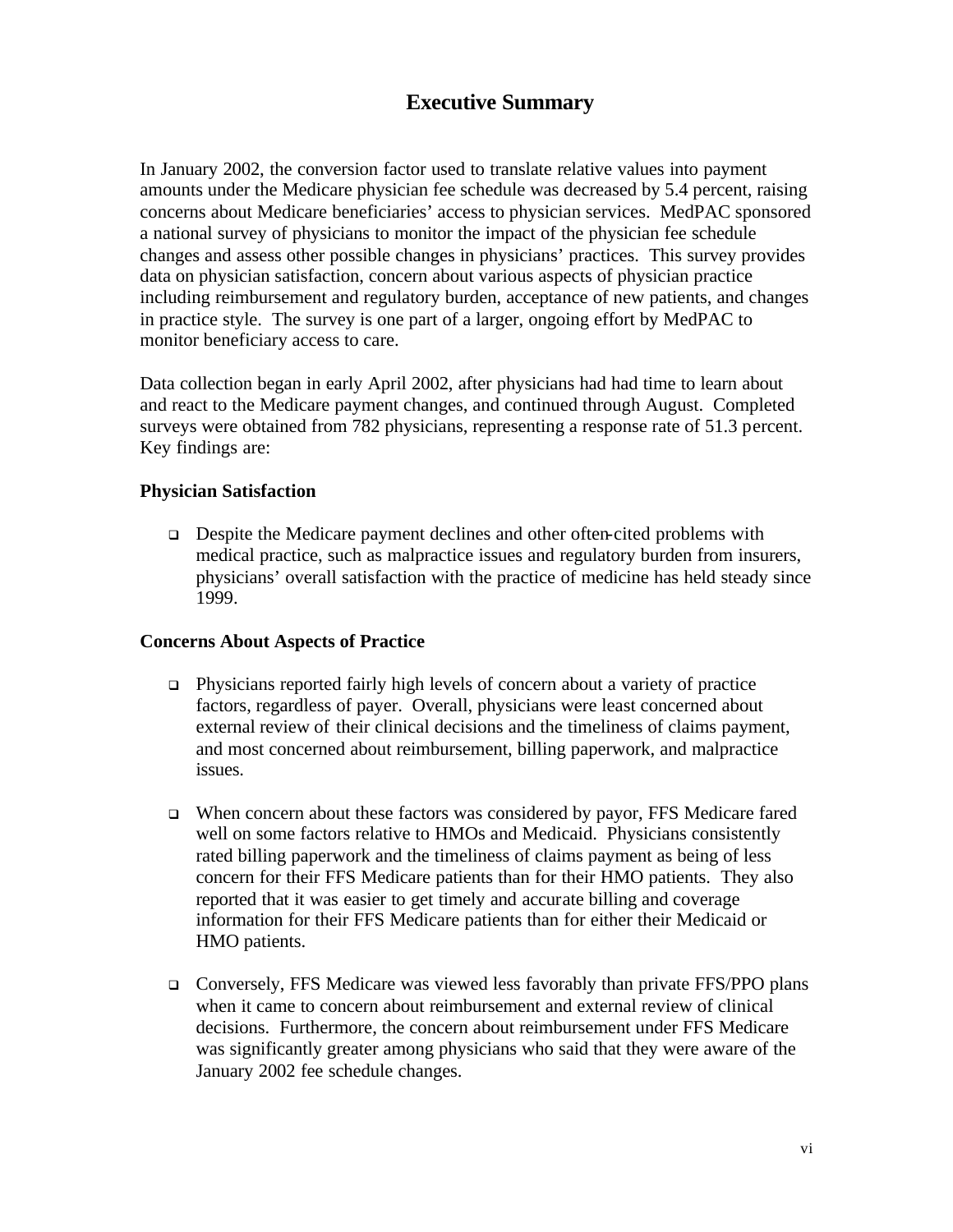# Executive Summary

In January 2002, the conversion factor used to translate relative values into payment amounts under the Medicare physician fee schedule was decreased by 5.4 percent, raising concerns about Medicare beneficiaries' access to physician services. MedPAC sponsored a national survey of physicians to monitor the impact of the physician fee schedule changes and assess other possible changes in physicians' practices. This survey provides data on physician satisfaction, concern about various aspects of physician practice including reimbursement and regulatory burden, acceptance of new patients, and changes in practice style. The survey is one part of a larger, ongoing effort by MedPAC to monitor beneficiary access to care.

Data collection began in early April 2002, after physicians had had time to learn about and react to the Medicare payment changes, and continued through August. Completed surveys were obtained from 782 physicians, representing a response rate of 51.3 percent. Key findings are:

### Physician Satisfaction

- Despite the Medicare payment declines and other often-cited problems with medical practice, such as malpractice issues and regulatory burden from insurers, physicians' overall satisfaction with the practice of medicine has held steady since 1999.

### Concerns About Aspects of Practice

- Physicians reported fairly high levels of concern about a variety of practice factors, regardless of payer. Overall, physicians were least concerned about external review of their clinical decisions and the timeliness of claims payment, and most concerned about reimbursement, billing paperwork, and malpractice issues.

- When concern about these factors was considered by payor, FFS Medicare fared well on some factors relative to HMOs and Medicaid. Physicians consistently rated billing paperwork and the timeliness of claims payment as being of less concern for their FFS Medicare patients than for their HMO patients. They also reported that it was easier to get timely and accurate billing and coverage information for their FFS Medicare patients than for either their Medicaid or HMO patients.

- Conversely, FFS Medicare was viewed less favorably than private FFS/PPO plans when it came to concern about reimbursement and external review of clinical decisions. Furthermore, the concern about reimbursement under FFS Medicare was significantly greater among physicians who said that they were aware of the January 2002 fee schedule changes.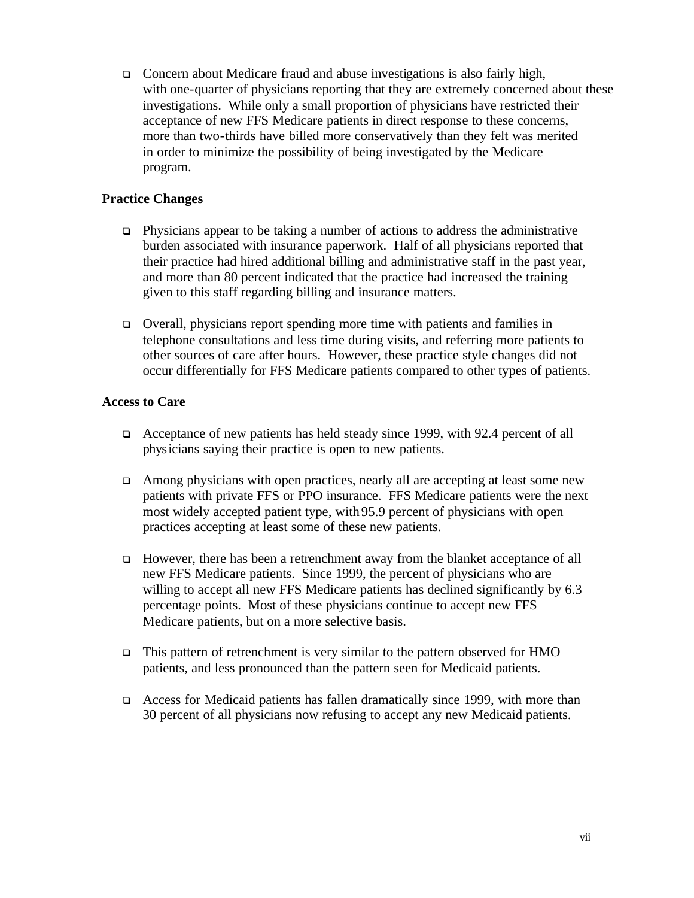- Concern about Medicare fraud and abuse investigations is also fairly high, with one-quarter of physicians reporting that they are extremely concerned about these investigations. While only a small proportion of physicians have restricted their acceptance of new FFS Medicare patients in direct response to these concerns, more than two-thirds have billed more conservatively than they felt was merited in order to minimize the possibility of being investigated by the Medicare program.

**Practice Changes**

- Physicians appear to be taking a number of actions to address the administrative burden associated with insurance paperwork. Half of all physicians reported that their practice had hired additional billing and administrative staff in the past year, and more than 80 percent indicated that the practice had increased the training given to this staff regarding billing and insurance matters.

- Overall, physicians report spending more time with patients and families in telephone consultations and less time during visits, and referring more patients to other sources of care after hours. However, these practice style changes did not occur differentially for FFS Medicare patients compared to other types of patients.

**Access to Care**

- Acceptance of new patients has held steady since 1999, with 92.4 percent of all physicians saying their practice is open to new patients.

- Among physicians with open practices, nearly all are accepting at least some new patients with private FFS or PPO insurance. FFS Medicare patients were the next most widely accepted patient type, with 95.9 percent of physicians with open practices accepting at least some of these new patients.

- However, there has been a retrenchment away from the blanket acceptance of all new FFS Medicare patients. Since 1999, the percent of physicians who are willing to accept all new FFS Medicare patients has declined significantly by 6.3 percentage points. Most of these physicians continue to accept new FFS Medicare patients, but on a more selective basis.

- This pattern of retrenchment is very similar to the pattern observed for HMO patients, and less pronounced than the pattern seen for Medicaid patients.

- Access for Medicaid patients has fallen dramatically since 1999, with more than 30 percent of all physicians now refusing to accept any new Medicaid patients.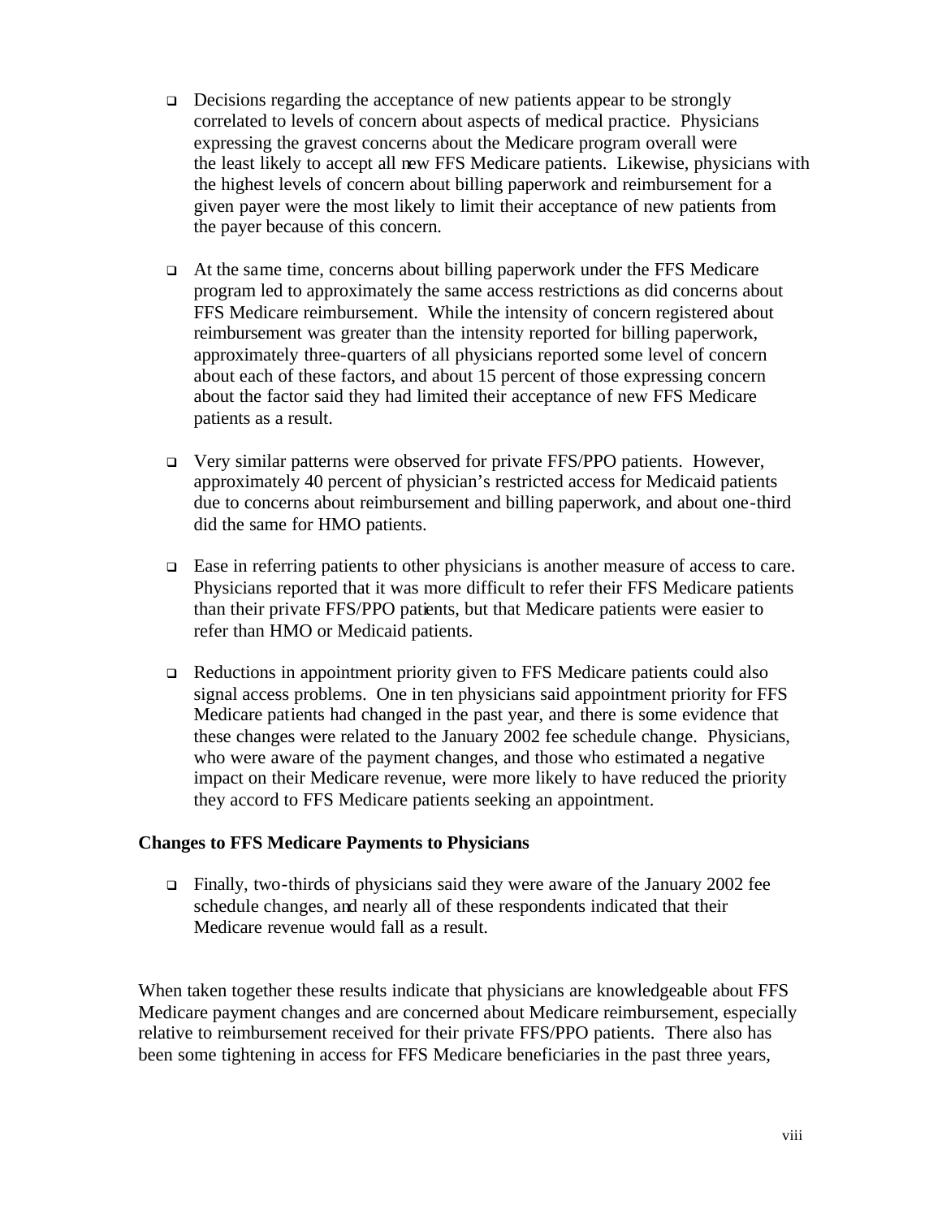- Decisions regarding the acceptance of new patients appear to be strongly correlated to levels of concern about aspects of medical practice. Physicians expressing the gravest concerns about the Medicare program overall were the least likely to accept all new FFS Medicare patients. Likewise, physicians with the highest levels of concern about billing paperwork and reimbursement for a given payer were the most likely to limit their acceptance of new patients from the payer because of this concern.

- At the same time, concerns about billing paperwork under the FFS Medicare program led to approximately the same access restrictions as did concerns about FFS Medicare reimbursement. While the intensity of concern registered about reimbursement was greater than the intensity reported for billing paperwork, approximately three-quarters of all physicians reported some level of concern about each of these factors, and about 15 percent of those expressing concern about the factor said they had limited their acceptance of new FFS Medicare patients as a result.

- Very similar patterns were observed for private FFS/PPO patients. However, approximately 40 percent of physician's restricted access for Medicaid patients due to concerns about reimbursement and billing paperwork, and about one-third did the same for HMO patients.

- Ease in referring patients to other physicians is another measure of access to care. Physicians reported that it was more difficult to refer their FFS Medicare patients than their private FFS/PPO patients, but that Medicare patients were easier to refer than HMO or Medicaid patients.

- Reductions in appointment priority given to FFS Medicare patients could also signal access problems. One in ten physicians said appointment priority for FFS Medicare patients had changed in the past year, and there is some evidence that these changes were related to the January 2002 fee schedule change. Physicians, who were aware of the payment changes, and those who estimated a negative impact on their Medicare revenue, were more likely to have reduced the priority they accord to FFS Medicare patients seeking an appointment.

**Changes to FFS Medicare Payments to Physicians**

- Finally, two-thirds of physicians said they were aware of the January 2002 fee schedule changes, and nearly all of these respondents indicated that their Medicare revenue would fall as a result.

When taken together these results indicate that physicians are knowledgeable about FFS Medicare payment changes and are concerned about Medicare reimbursement, especially relative to reimbursement received for their private FFS/PPO patients. There also has been some tightening in access for FFS Medicare beneficiaries in the past three years,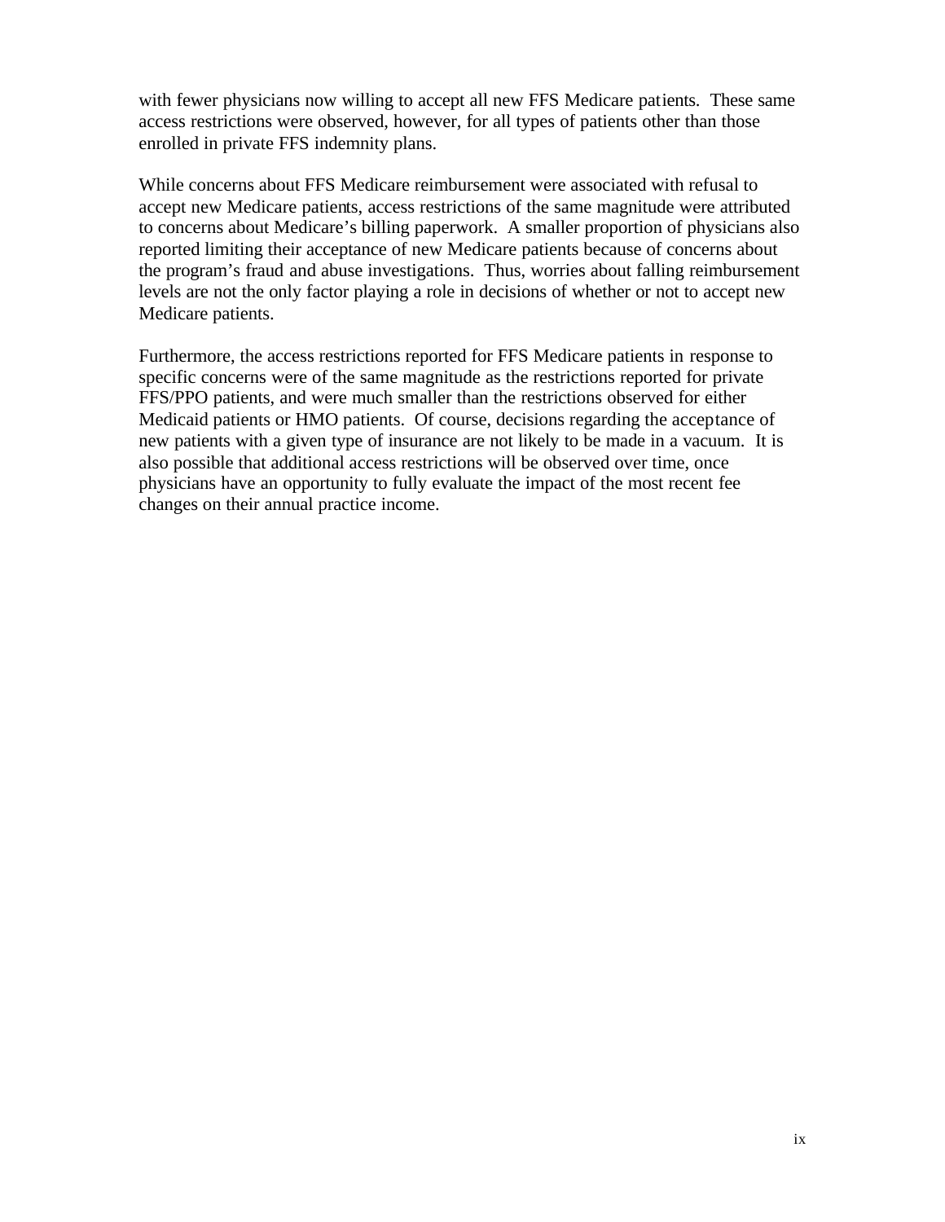with fewer physicians now willing to accept all new FFS Medicare patients. These same access restrictions were observed, however, for all types of patients other than those enrolled in private FFS indemnity plans.

While concerns about FFS Medicare reimbursement were associated with refusal to accept new Medicare patients, access restrictions of the same magnitude were attributed to concerns about Medicare's billing paperwork. A smaller proportion of physicians also reported limiting their acceptance of new Medicare patients because of concerns about the program's fraud and abuse investigations. Thus, worries about falling reimbursement levels are not the only factor playing a role in decisions of whether or not to accept new Medicare patients.

Furthermore, the access restrictions reported for FFS Medicare patients in response to specific concerns were of the same magnitude as the restrictions reported for private FFS/PPO patients, and were much smaller than the restrictions observed for either Medicaid patients or HMO patients. Of course, decisions regarding the acceptance of new patients with a given type of insurance are not likely to be made in a vacuum. It is also possible that additional access restrictions will be observed over time, once physicians have an opportunity to fully evaluate the impact of the most recent fee changes on their annual practice income.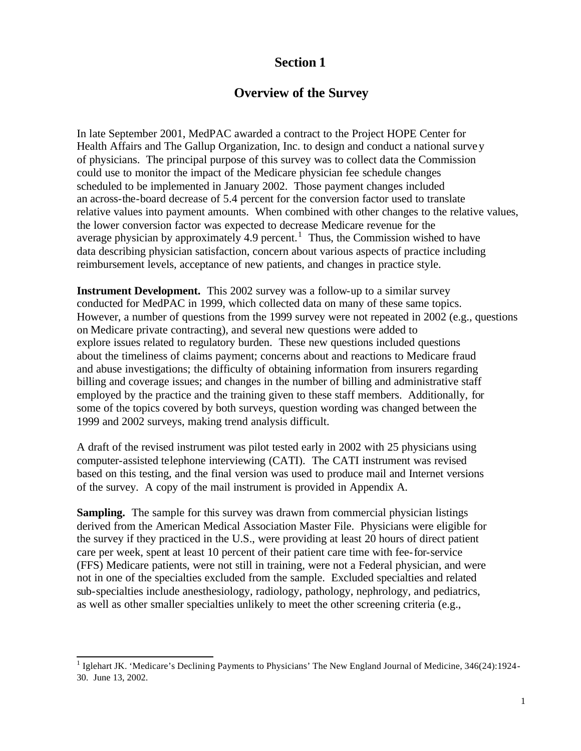# Section 1

## Overview of the Survey

In late September 2001, MedPAC awarded a contract to the Project HOPE Center for Health Affairs and The Gallup Organization, Inc. to design and conduct a national survey of physicians. The principal purpose of this survey was to collect data the Commission could use to monitor the impact of the Medicare physician fee schedule changes scheduled to be implemented in January 2002. Those payment changes included an across-the-board decrease of 5.4 percent for the conversion factor used to translate relative values into payment amounts. When combined with other changes to the relative values, the lower conversion factor was expected to decrease Medicare revenue for the average physician by approximately 4.9 percent.[1] Thus, the Commission wished to have data describing physician satisfaction, concern about various aspects of practice including reimbursement levels, acceptance of new patients, and changes in practice style.

**Instrument Development.** This 2002 survey was a follow-up to a similar survey conducted for MedPAC in 1999, which collected data on many of these same topics. However, a number of questions from the 1999 survey were not repeated in 2002 (e.g., questions on Medicare private contracting), and several new questions were added to explore issues related to regulatory burden. These new questions included questions about the timeliness of claims payment; concerns about and reactions to Medicare fraud and abuse investigations; the difficulty of obtaining information from insurers regarding billing and coverage issues; and changes in the number of billing and administrative staff employed by the practice and the training given to these staff members. Additionally, for some of the topics covered by both surveys, question wording was changed between the 1999 and 2002 surveys, making trend analysis difficult.

A draft of the revised instrument was pilot tested early in 2002 with 25 physicians using computer-assisted telephone interviewing (CATI). The CATI instrument was revised based on this testing, and the final version was used to produce mail and Internet versions of the survey. A copy of the mail instrument is provided in Appendix A.

**Sampling.** The sample for this survey was drawn from commercial physician listings derived from the American Medical Association Master File. Physicians were eligible for the survey if they practiced in the U.S., were providing at least 20 hours of direct patient care per week, spent at least 10 percent of their patient care time with fee-for-service (FFS) Medicare patients, were not still in training, were not a Federal physician, and were not in one of the specialties excluded from the sample. Excluded specialties and related sub-specialties include anesthesiology, radiology, pathology, nephrology, and pediatrics, as well as other smaller specialties unlikely to meet the other screening criteria (e.g.,

---

[1] Iglehart JK. 'Medicare's Declining Payments to Physicians' The New England Journal of Medicine, 346(24):1924-30. June 13, 2002.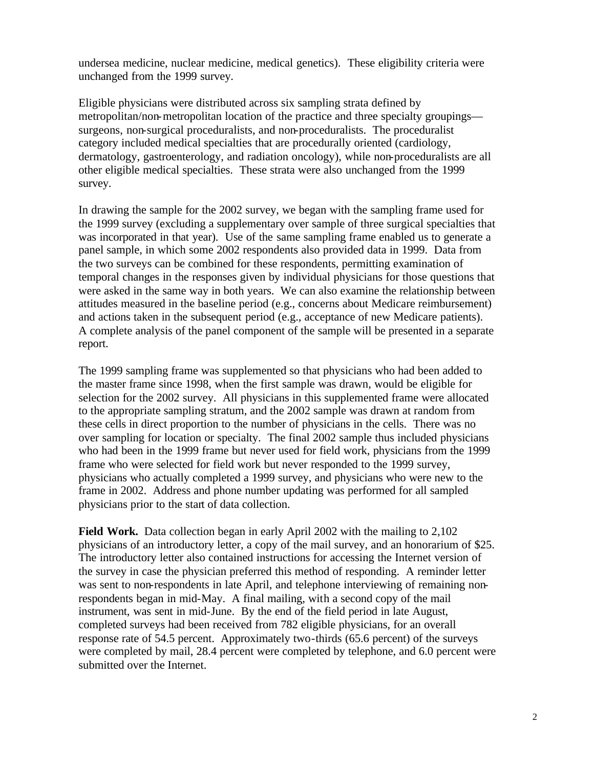undersea medicine, nuclear medicine, medical genetics). These eligibility criteria were unchanged from the 1999 survey.

Eligible physicians were distributed across six sampling strata defined by metropolitan/non-metropolitan location of the practice and three specialty groupings—surgeons, non-surgical proceduralists, and non-proceduralists. The proceduralist category included medical specialties that are procedurally oriented (cardiology, dermatology, gastroenterology, and radiation oncology), while non-proceduralists are all other eligible medical specialties. These strata were also unchanged from the 1999 survey.

In drawing the sample for the 2002 survey, we began with the sampling frame used for the 1999 survey (excluding a supplementary over sample of three surgical specialties that was incorporated in that year). Use of the same sampling frame enabled us to generate a panel sample, in which some 2002 respondents also provided data in 1999. Data from the two surveys can be combined for these respondents, permitting examination of temporal changes in the responses given by individual physicians for those questions that were asked in the same way in both years. We can also examine the relationship between attitudes measured in the baseline period (e.g., concerns about Medicare reimbursement) and actions taken in the subsequent period (e.g., acceptance of new Medicare patients). A complete analysis of the panel component of the sample will be presented in a separate report.

The 1999 sampling frame was supplemented so that physicians who had been added to the master frame since 1998, when the first sample was drawn, would be eligible for selection for the 2002 survey. All physicians in this supplemented frame were allocated to the appropriate sampling stratum, and the 2002 sample was drawn at random from these cells in direct proportion to the number of physicians in the cells. There was no over sampling for location or specialty. The final 2002 sample thus included physicians who had been in the 1999 frame but never used for field work, physicians from the 1999 frame who were selected for field work but never responded to the 1999 survey, physicians who actually completed a 1999 survey, and physicians who were new to the frame in 2002. Address and phone number updating was performed for all sampled physicians prior to the start of data collection.

**Field Work.** Data collection began in early April 2002 with the mailing to 2,102 physicians of an introductory letter, a copy of the mail survey, and an honorarium of $25. The introductory letter also contained instructions for accessing the Internet version of the survey in case the physician preferred this method of responding. A reminder letter was sent to non-respondents in late April, and telephone interviewing of remaining non-respondents began in mid-May. A final mailing, with a second copy of the mail instrument, was sent in mid-June. By the end of the field period in late August, completed surveys had been received from 782 eligible physicians, for an overall response rate of 54.5 percent. Approximately two-thirds (65.6 percent) of the surveys were completed by mail, 28.4 percent were completed by telephone, and 6.0 percent were submitted over the Internet.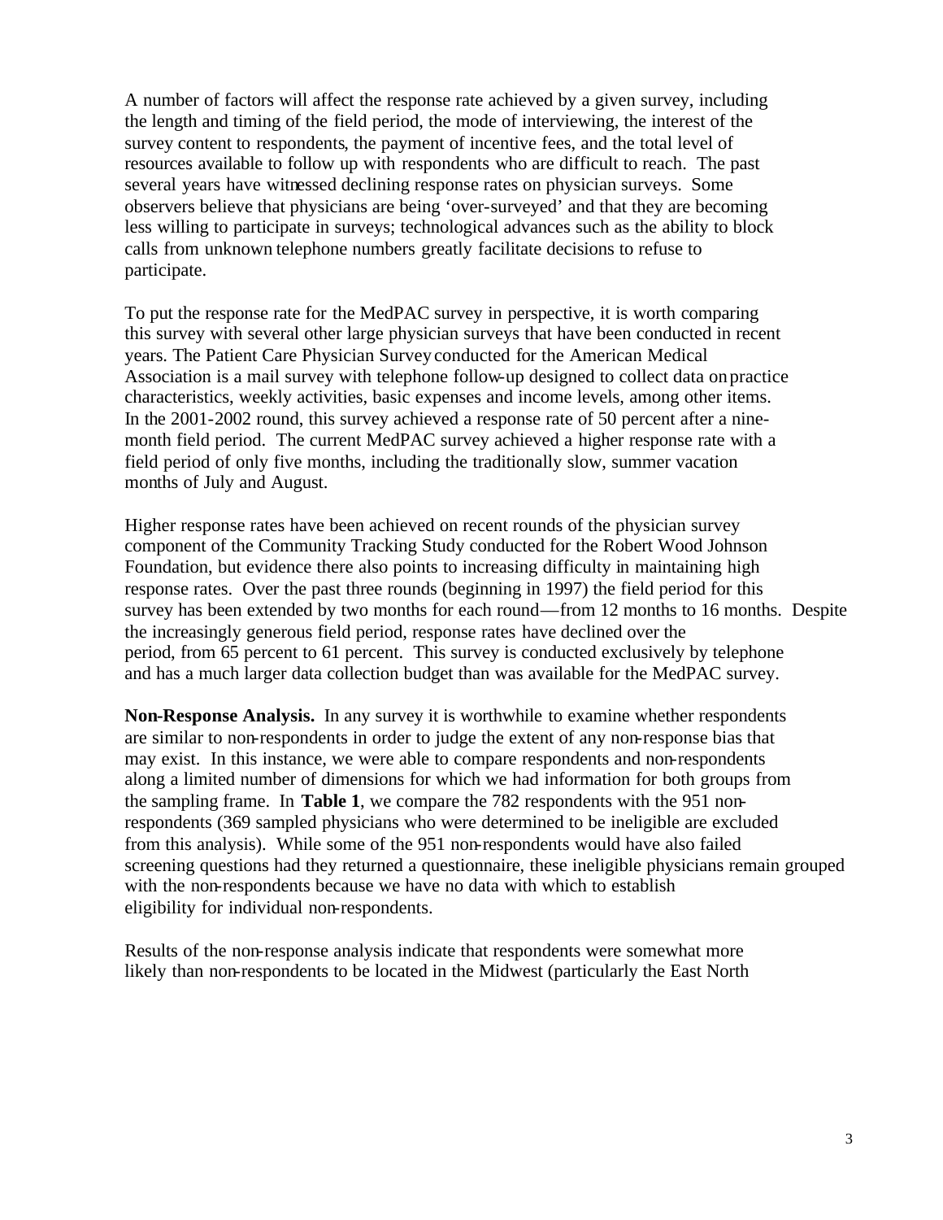A number of factors will affect the response rate achieved by a given survey, including the length and timing of the field period, the mode of interviewing, the interest of the survey content to respondents, the payment of incentive fees, and the total level of resources available to follow up with respondents who are difficult to reach. The past several years have witnessed declining response rates on physician surveys. Some observers believe that physicians are being 'over-surveyed' and that they are becoming less willing to participate in surveys; technological advances such as the ability to block calls from unknown telephone numbers greatly facilitate decisions to refuse to participate.

To put the response rate for the MedPAC survey in perspective, it is worth comparing this survey with several other large physician surveys that have been conducted in recent years. The Patient Care Physician Survey conducted for the American Medical Association is a mail survey with telephone follow-up designed to collect data on practice characteristics, weekly activities, basic expenses and income levels, among other items. In the 2001-2002 round, this survey achieved a response rate of 50 percent after a nine-month field period. The current MedPAC survey achieved a higher response rate with a field period of only five months, including the traditionally slow, summer vacation months of July and August.

Higher response rates have been achieved on recent rounds of the physician survey component of the Community Tracking Study conducted for the Robert Wood Johnson Foundation, but evidence there also points to increasing difficulty in maintaining high response rates. Over the past three rounds (beginning in 1997) the field period for this survey has been extended by two months for each round—from 12 months to 16 months. Despite the increasingly generous field period, response rates have declined over the period, from 65 percent to 61 percent. This survey is conducted exclusively by telephone and has a much larger data collection budget than was available for the MedPAC survey.

**Non-Response Analysis.** In any survey it is worthwhile to examine whether respondents are similar to non-respondents in order to judge the extent of any non-response bias that may exist. In this instance, we were able to compare respondents and non-respondents along a limited number of dimensions for which we had information for both groups from the sampling frame. In **Table 1**, we compare the 782 respondents with the 951 non-respondents (369 sampled physicians who were determined to be ineligible are excluded from this analysis). While some of the 951 non-respondents would have also failed screening questions had they returned a questionnaire, these ineligible physicians remain grouped with the non-respondents because we have no data with which to establish eligibility for individual non-respondents.

Results of the non-response analysis indicate that respondents were somewhat more likely than non-respondents to be located in the Midwest (particularly the East North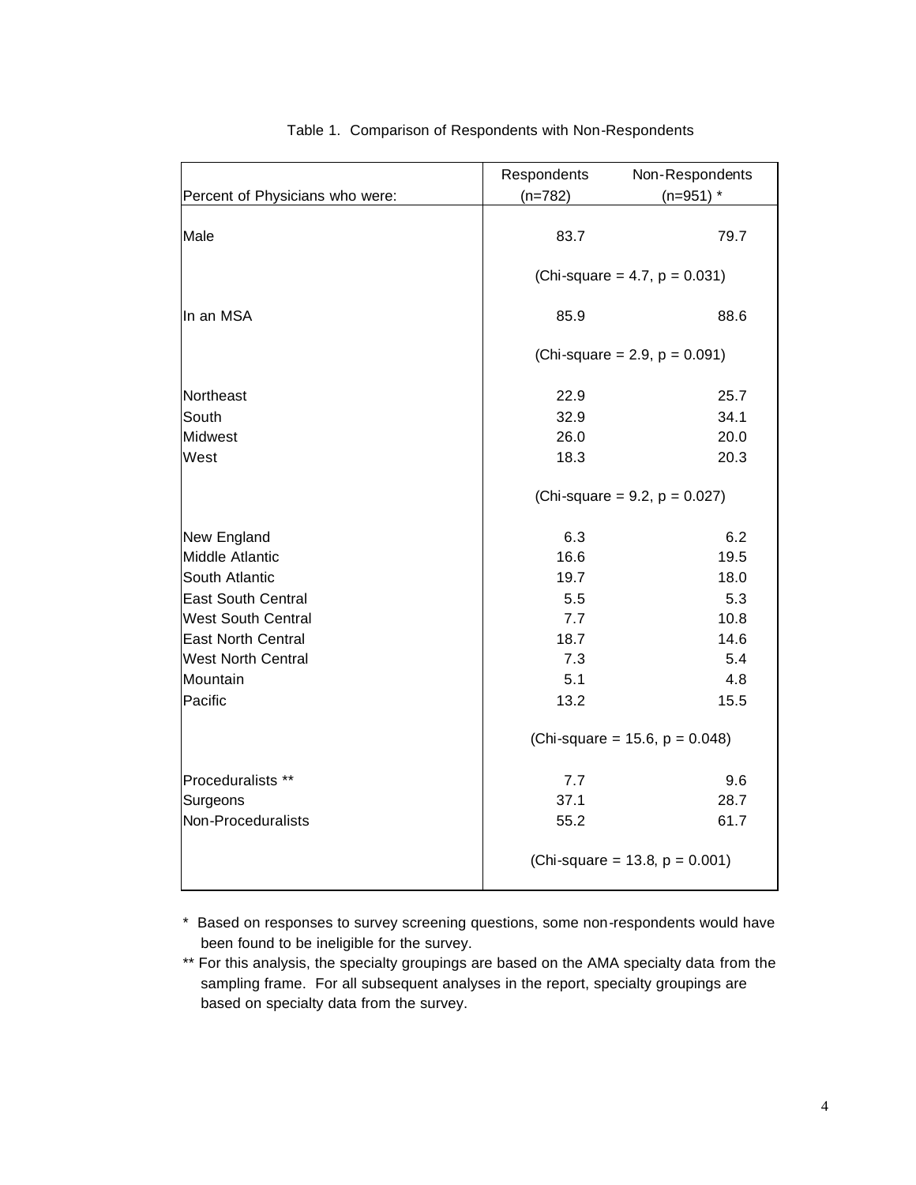Table 1. Comparison of Respondents with Non-Respondents

| Percent of Physicians who were: | Respondents (n=782) | Non-Respondents (n=951) * |
|---|---|---|
| Male | 83.7 | 79.7 |
| | (Chi-square = 4.7, p = 0.031) | |
| In an MSA | 85.9 | 88.6 |
| | (Chi-square = 2.9, p = 0.091) | |
| Northeast | 22.9 | 25.7 |
| South | 32.9 | 34.1 |
| Midwest | 26.0 | 20.0 |
| West | 18.3 | 20.3 |
| | (Chi-square = 9.2, p = 0.027) | |
| New England | 6.3 | 6.2 |
| Middle Atlantic | 16.6 | 19.5 |
| South Atlantic | 19.7 | 18.0 |
| East South Central | 5.5 | 5.3 |
| West South Central | 7.7 | 10.8 |
| East North Central | 18.7 | 14.6 |
| West North Central | 7.3 | 5.4 |
| Mountain | 5.1 | 4.8 |
| Pacific | 13.2 | 15.5 |
| | (Chi-square = 15.6, p = 0.048) | |
| Proceduralists ** | 7.7 | 9.6 |
| Surgeons | 37.1 | 28.7 |
| Non-Proceduralists | 55.2 | 61.7 |
| | (Chi-square = 13.8, p = 0.001) | |

\* Based on responses to survey screening questions, some non-respondents would have been found to be ineligible for the survey.

** For this analysis, the specialty groupings are based on the AMA specialty data from the sampling frame. For all subsequent analyses in the report, specialty groupings are based on specialty data from the survey.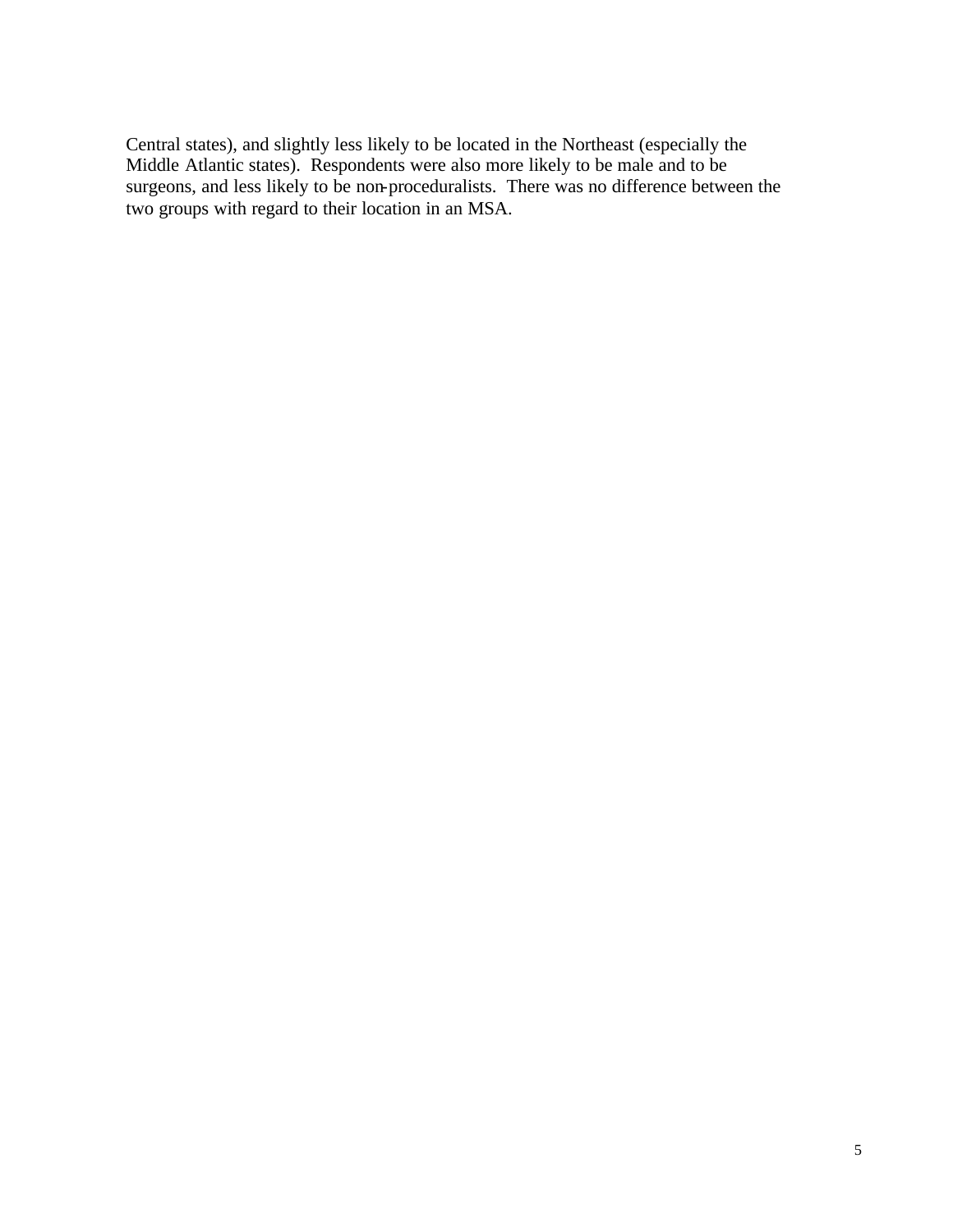Central states), and slightly less likely to be located in the Northeast (especially the Middle Atlantic states). Respondents were also more likely to be male and to be surgeons, and less likely to be non-proceduralists. There was no difference between the two groups with regard to their location in an MSA.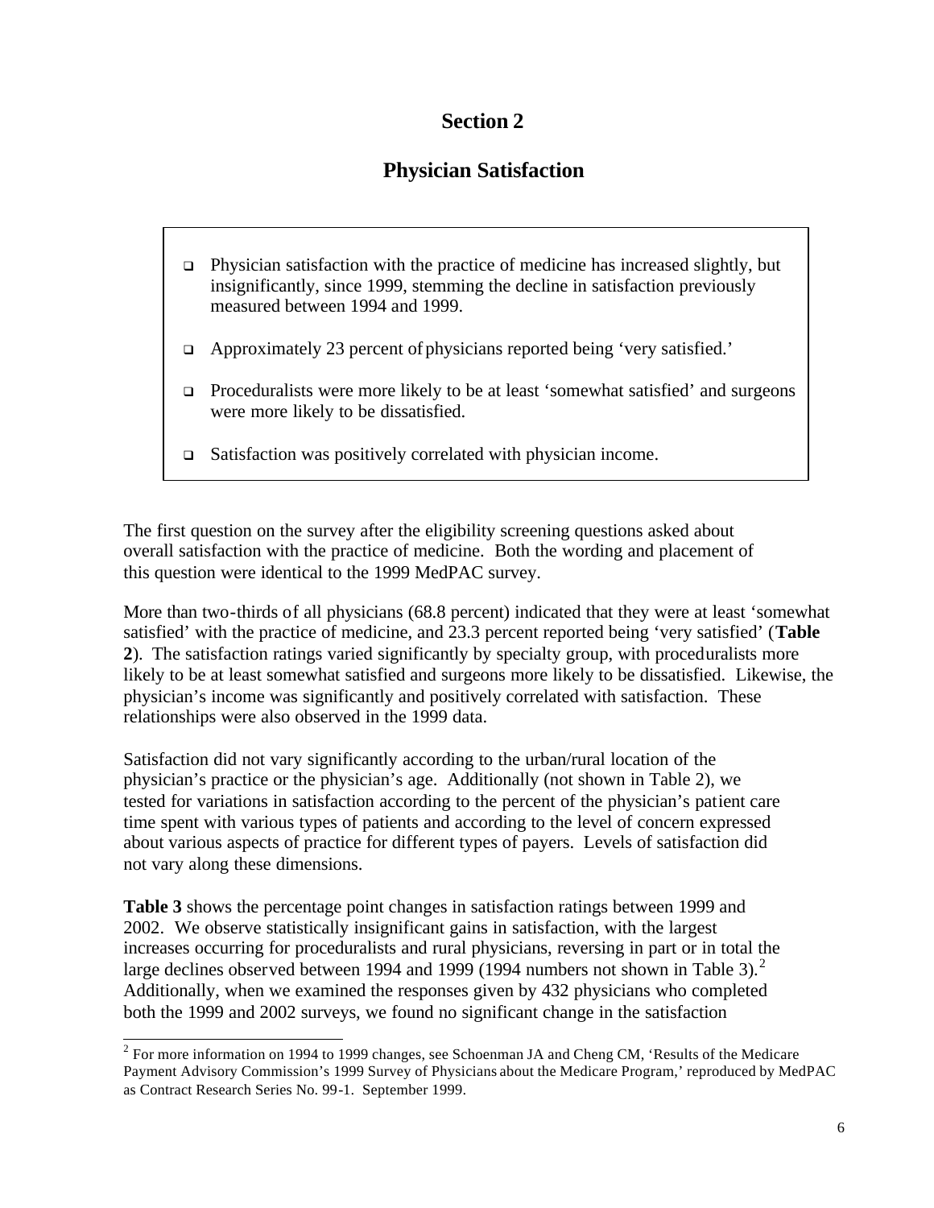# Section 2

## Physician Satisfaction

- Physician satisfaction with the practice of medicine has increased slightly, but insignificantly, since 1999, stemming the decline in satisfaction previously measured between 1994 and 1999.
- Approximately 23 percent of physicians reported being 'very satisfied.'
- Proceduralists were more likely to be at least 'somewhat satisfied' and surgeons were more likely to be dissatisfied.
- Satisfaction was positively correlated with physician income.

The first question on the survey after the eligibility screening questions asked about overall satisfaction with the practice of medicine. Both the wording and placement of this question were identical to the 1999 MedPAC survey.

More than two-thirds of all physicians (68.8 percent) indicated that they were at least 'somewhat satisfied' with the practice of medicine, and 23.3 percent reported being 'very satisfied' (**Table 2**). The satisfaction ratings varied significantly by specialty group, with proceduralists more likely to be at least somewhat satisfied and surgeons more likely to be dissatisfied. Likewise, the physician's income was significantly and positively correlated with satisfaction. These relationships were also observed in the 1999 data.

Satisfaction did not vary significantly according to the urban/rural location of the physician's practice or the physician's age. Additionally (not shown in Table 2), we tested for variations in satisfaction according to the percent of the physician's patient care time spent with various types of patients and according to the level of concern expressed about various aspects of practice for different types of payers. Levels of satisfaction did not vary along these dimensions.

**Table 3** shows the percentage point changes in satisfaction ratings between 1999 and 2002. We observe statistically insignificant gains in satisfaction, with the largest increases occurring for proceduralists and rural physicians, reversing in part or in total the large declines observed between 1994 and 1999 (1994 numbers not shown in Table 3).[2] Additionally, when we examined the responses given by 432 physicians who completed both the 1999 and 2002 surveys, we found no significant change in the satisfaction

[2] For more information on 1994 to 1999 changes, see Schoenman JA and Cheng CM, 'Results of the Medicare Payment Advisory Commission's 1999 Survey of Physicians about the Medicare Program,' reproduced by MedPAC as Contract Research Series No. 99-1. September 1999.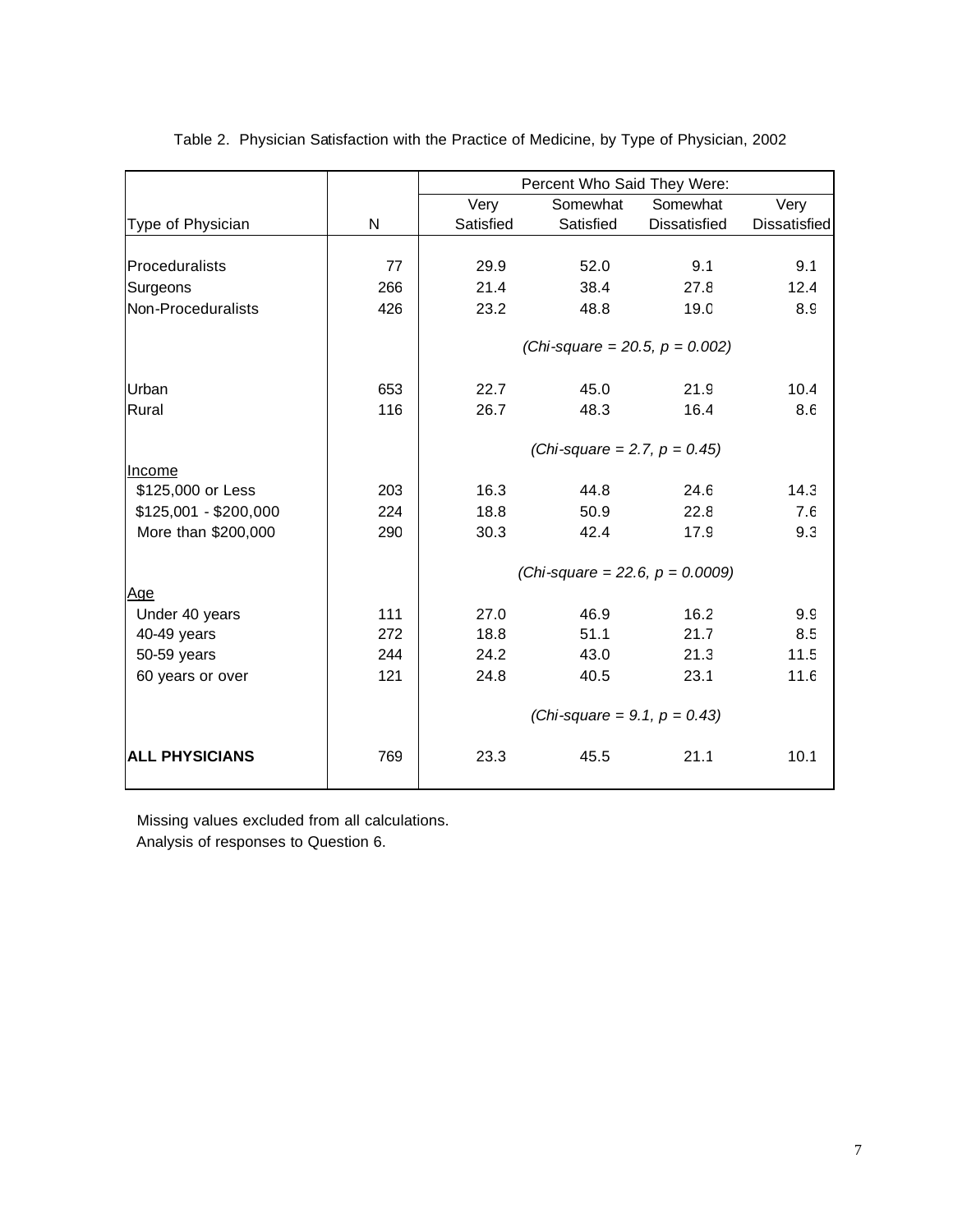Table 2. Physician Satisfaction with the Practice of Medicine, by Type of Physician, 2002

| | | Percent Who Said They Were: | | | |
|---|---|---|---|---|---|
| Type of Physician | N | Very Satisfied | Somewhat Satisfied | Somewhat Dissatisfied | Very Dissatisfied |
| Proceduralists | 77 | 29.9 | 52.0 | 9.1 | 9.1 |
| Surgeons | 266 | 21.4 | 38.4 | 27.8 | 12.4 |
| Non-Proceduralists | 426 | 23.2 | 48.8 | 19.0 | 8.9 |
| | | *(Chi-square = 20.5, p = 0.002)* | | | |
| Urban | 653 | 22.7 | 45.0 | 21.9 | 10.4 |
| Rural | 116 | 26.7 | 48.3 | 16.4 | 8.6 |
| | | *(Chi-square = 2.7, p = 0.45)* | | | |
| Income | | | | | |
| $125,000 or Less | 203 | 16.3 | 44.8 | 24.6 | 14.3 |
| $125,001 - $200,000 | 224 | 18.8 | 50.9 | 22.8 | 7.6 |
| More than $200,000 | 290 | 30.3 | 42.4 | 17.9 | 9.3 |
| | | *(Chi-square = 22.6, p = 0.0009)* | | | |
| Age | | | | | |
| Under 40 years | 111 | 27.0 | 46.9 | 16.2 | 9.9 |
| 40-49 years | 272 | 18.8 | 51.1 | 21.7 | 8.5 |
| 50-59 years | 244 | 24.2 | 43.0 | 21.3 | 11.5 |
| 60 years or over | 121 | 24.8 | 40.5 | 23.1 | 11.6 |
| | | *(Chi-square = 9.1, p = 0.43)* | | | |
| **ALL PHYSICIANS** | 769 | 23.3 | 45.5 | 21.1 | 10.1 |

Missing values excluded from all calculations.
Analysis of responses to Question 6.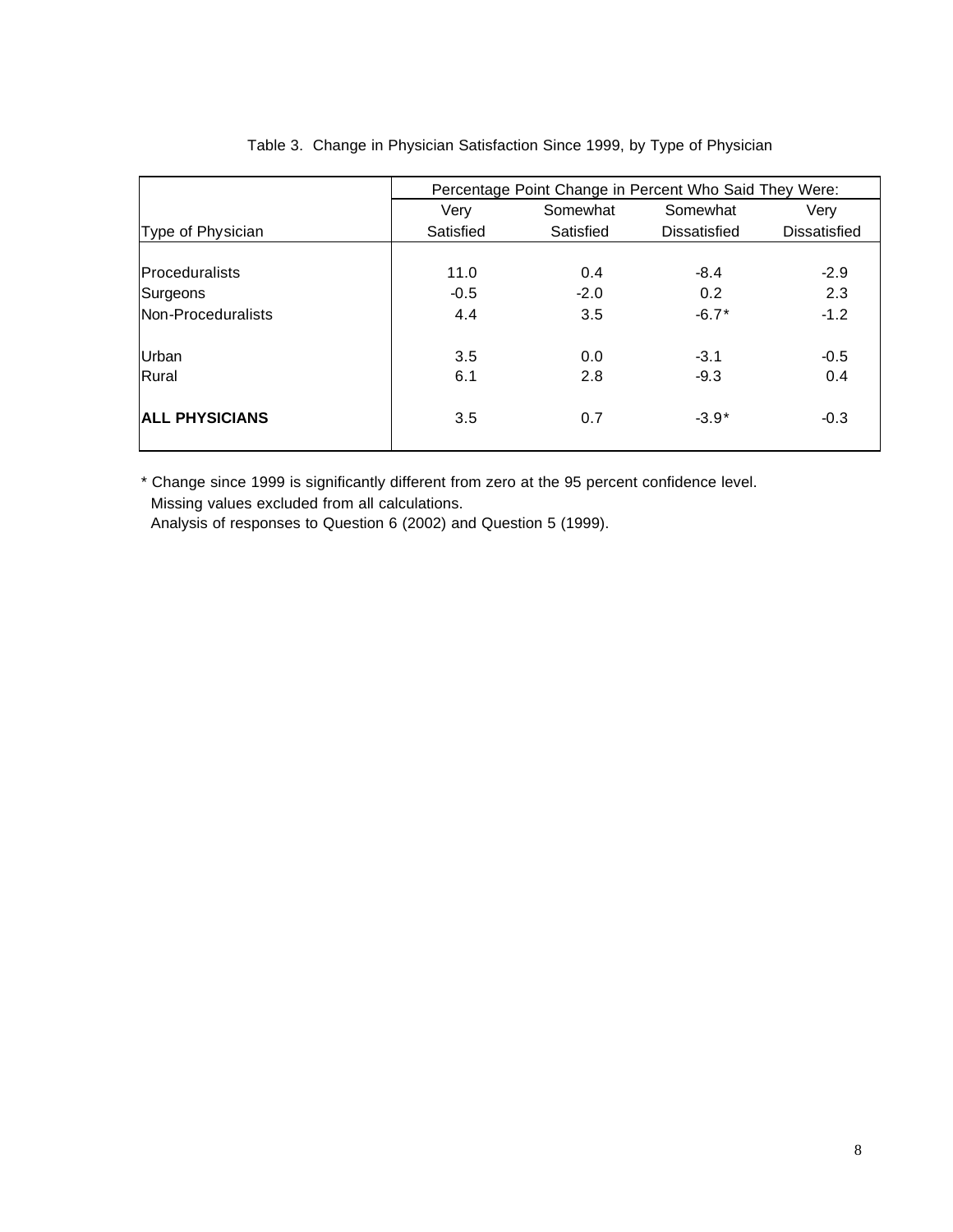Table 3. Change in Physician Satisfaction Since 1999, by Type of Physician

| | Percentage Point Change in Percent Who Said They Were: | | | |
|---|---|---|---|---|
| Type of Physician | Very Satisfied | Somewhat Satisfied | Somewhat Dissatisfied | Very Dissatisfied |
| Proceduralists | 11.0 | 0.4 | -8.4 | -2.9 |
| Surgeons | -0.5 | -2.0 | 0.2 | 2.3 |
| Non-Proceduralists | 4.4 | 3.5 | -6.7* | -1.2 |
| Urban | 3.5 | 0.0 | -3.1 | -0.5 |
| Rural | 6.1 | 2.8 | -9.3 | 0.4 |
| **ALL PHYSICIANS** | 3.5 | 0.7 | -3.9* | -0.3 |

* Change since 1999 is significantly different from zero at the 95 percent confidence level.
Missing values excluded from all calculations.
Analysis of responses to Question 6 (2002) and Question 5 (1999).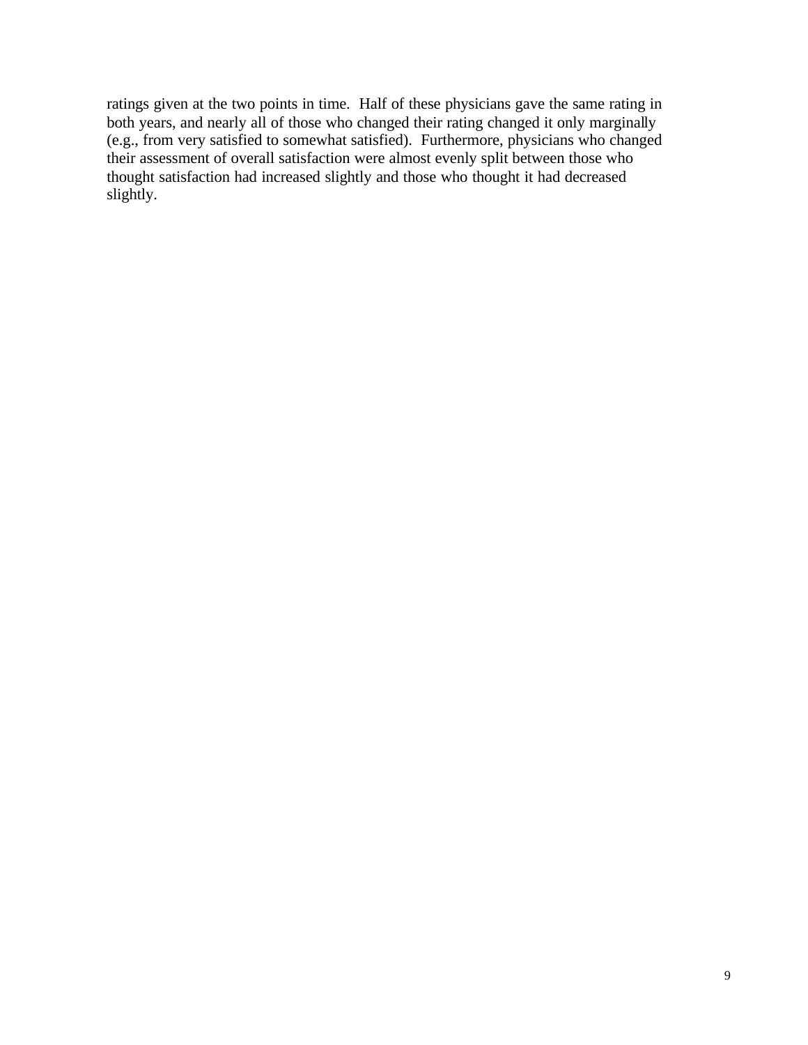ratings given at the two points in time. Half of these physicians gave the same rating in both years, and nearly all of those who changed their rating changed it only marginally (e.g., from very satisfied to somewhat satisfied). Furthermore, physicians who changed their assessment of overall satisfaction were almost evenly split between those who thought satisfaction had increased slightly and those who thought it had decreased slightly.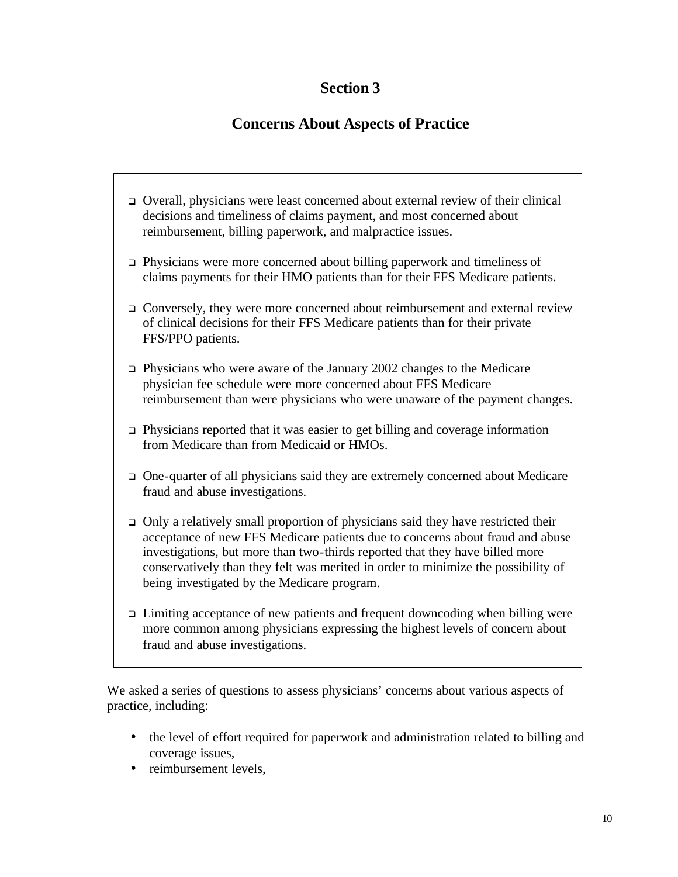# Section 3

## Concerns About Aspects of Practice

- Overall, physicians were least concerned about external review of their clinical decisions and timeliness of claims payment, and most concerned about reimbursement, billing paperwork, and malpractice issues.
- Physicians were more concerned about billing paperwork and timeliness of claims payments for their HMO patients than for their FFS Medicare patients.
- Conversely, they were more concerned about reimbursement and external review of clinical decisions for their FFS Medicare patients than for their private FFS/PPO patients.
- Physicians who were aware of the January 2002 changes to the Medicare physician fee schedule were more concerned about FFS Medicare reimbursement than were physicians who were unaware of the payment changes.
- Physicians reported that it was easier to get billing and coverage information from Medicare than from Medicaid or HMOs.
- One-quarter of all physicians said they are extremely concerned about Medicare fraud and abuse investigations.
- Only a relatively small proportion of physicians said they have restricted their acceptance of new FFS Medicare patients due to concerns about fraud and abuse investigations, but more than two-thirds reported that they have billed more conservatively than they felt was merited in order to minimize the possibility of being investigated by the Medicare program.
- Limiting acceptance of new patients and frequent downcoding when billing were more common among physicians expressing the highest levels of concern about fraud and abuse investigations.

We asked a series of questions to assess physicians' concerns about various aspects of practice, including:

- the level of effort required for paperwork and administration related to billing and coverage issues,
- reimbursement levels,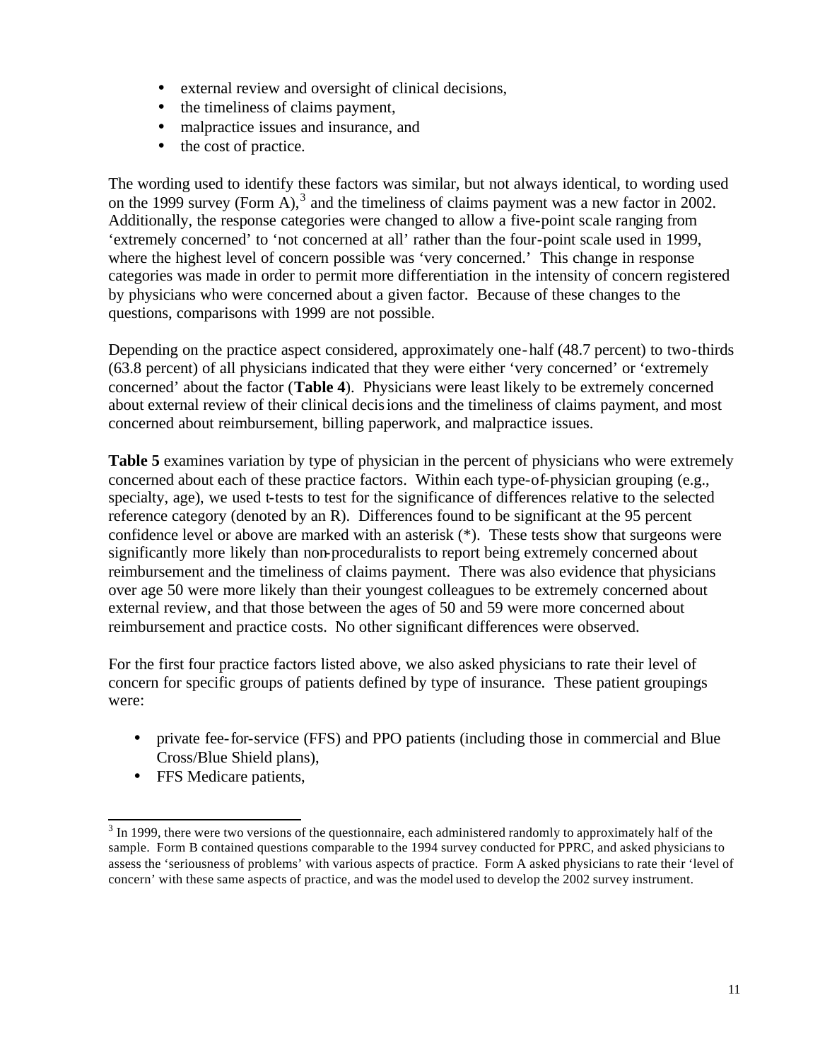- external review and oversight of clinical decisions,
- the timeliness of claims payment,
- malpractice issues and insurance, and
- the cost of practice.

The wording used to identify these factors was similar, but not always identical, to wording used on the 1999 survey (Form A),[3] and the timeliness of claims payment was a new factor in 2002. Additionally, the response categories were changed to allow a five-point scale ranging from 'extremely concerned' to 'not concerned at all' rather than the four-point scale used in 1999, where the highest level of concern possible was 'very concerned.' This change in response categories was made in order to permit more differentiation in the intensity of concern registered by physicians who were concerned about a given factor. Because of these changes to the questions, comparisons with 1999 are not possible.

Depending on the practice aspect considered, approximately one-half (48.7 percent) to two-thirds (63.8 percent) of all physicians indicated that they were either 'very concerned' or 'extremely concerned' about the factor (**Table 4**). Physicians were least likely to be extremely concerned about external review of their clinical decisions and the timeliness of claims payment, and most concerned about reimbursement, billing paperwork, and malpractice issues.

**Table 5** examines variation by type of physician in the percent of physicians who were extremely concerned about each of these practice factors. Within each type-of-physician grouping (e.g., specialty, age), we used t-tests to test for the significance of differences relative to the selected reference category (denoted by an R). Differences found to be significant at the 95 percent confidence level or above are marked with an asterisk (*). These tests show that surgeons were significantly more likely than non-proceduralists to report being extremely concerned about reimbursement and the timeliness of claims payment. There was also evidence that physicians over age 50 were more likely than their youngest colleagues to be extremely concerned about external review, and that those between the ages of 50 and 59 were more concerned about reimbursement and practice costs. No other significant differences were observed.

For the first four practice factors listed above, we also asked physicians to rate their level of concern for specific groups of patients defined by type of insurance. These patient groupings were:

- private fee-for-service (FFS) and PPO patients (including those in commercial and Blue Cross/Blue Shield plans),
- FFS Medicare patients,

[3] In 1999, there were two versions of the questionnaire, each administered randomly to approximately half of the sample. Form B contained questions comparable to the 1994 survey conducted for PPRC, and asked physicians to assess the 'seriousness of problems' with various aspects of practice. Form A asked physicians to rate their 'level of concern' with these same aspects of practice, and was the model used to develop the 2002 survey instrument.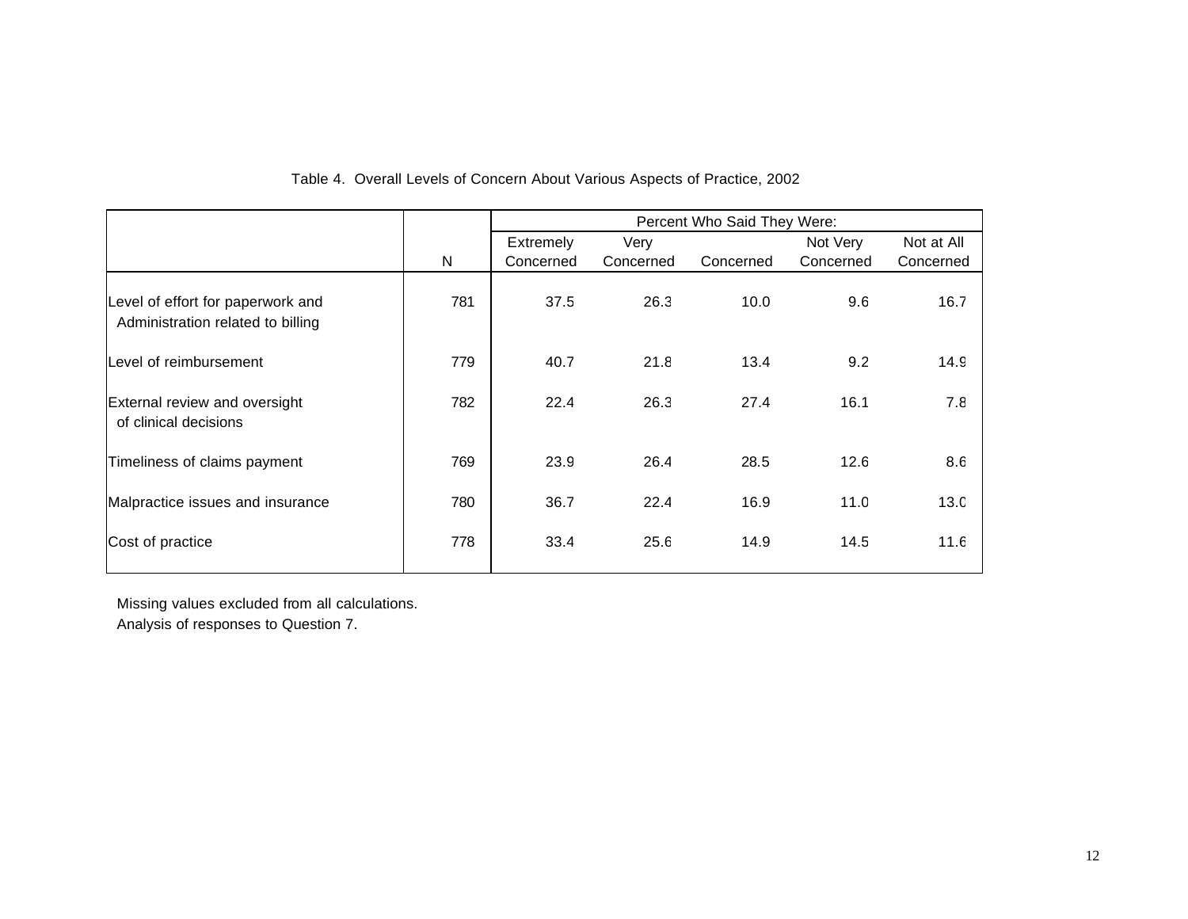Table 4. Overall Levels of Concern About Various Aspects of Practice, 2002

| | N | Percent Who Said They Were: | | | | |
|---|---|---|---|---|---|---|
| | | Extremely Concerned | Very Concerned | Concerned | Not Very Concerned | Not at All Concerned |
| Level of effort for paperwork and Administration related to billing | 781 | 37.5 | 26.3 | 10.0 | 9.6 | 16.7 |
| Level of reimbursement | 779 | 40.7 | 21.8 | 13.4 | 9.2 | 14.9 |
| External review and oversight of clinical decisions | 782 | 22.4 | 26.3 | 27.4 | 16.1 | 7.8 |
| Timeliness of claims payment | 769 | 23.9 | 26.4 | 28.5 | 12.6 | 8.6 |
| Malpractice issues and insurance | 780 | 36.7 | 22.4 | 16.9 | 11.0 | 13.0 |
| Cost of practice | 778 | 33.4 | 25.6 | 14.9 | 14.5 | 11.6 |

Missing values excluded from all calculations.
Analysis of responses to Question 7.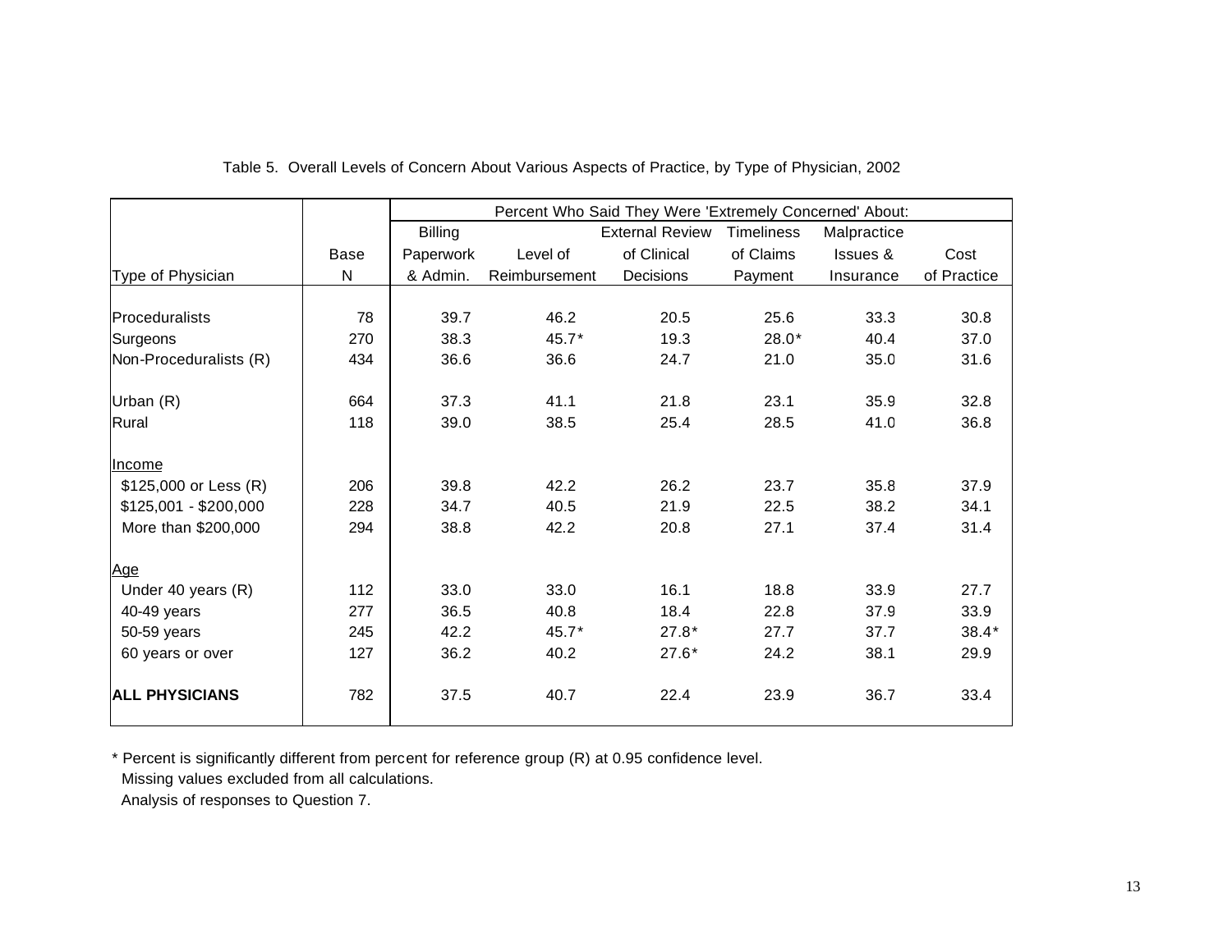Table 5. Overall Levels of Concern About Various Aspects of Practice, by Type of Physician, 2002

| Type of Physician | Base N | Percent Who Said They Were 'Extremely Concerned' About: Billing Paperwork & Admin. | Level of Reimbursement | External Review of Clinical Decisions | Timeliness of Claims Payment | Malpractice Issues & Insurance | Cost of Practice |
|---|---|---|---|---|---|---|---|
| Proceduralists | 78 | 39.7 | 46.2 | 20.5 | 25.6 | 33.3 | 30.8 |
| Surgeons | 270 | 38.3 | 45.7* | 19.3 | 28.0* | 40.4 | 37.0 |
| Non-Proceduralists (R) | 434 | 36.6 | 36.6 | 24.7 | 21.0 | 35.0 | 31.6 |
| | | | | | | | |
| Urban (R) | 664 | 37.3 | 41.1 | 21.8 | 23.1 | 35.9 | 32.8 |
| Rural | 118 | 39.0 | 38.5 | 25.4 | 28.5 | 41.0 | 36.8 |
| | | | | | | | |
| Income | | | | | | | |
| $125,000 or Less (R) | 206 | 39.8 | 42.2 | 26.2 | 23.7 | 35.8 | 37.9 |
| $125,001 - $200,000 | 228 | 34.7 | 40.5 | 21.9 | 22.5 | 38.2 | 34.1 |
| More than $200,000 | 294 | 38.8 | 42.2 | 20.8 | 27.1 | 37.4 | 31.4 |
| | | | | | | | |
| Age | | | | | | | |
| Under 40 years (R) | 112 | 33.0 | 33.0 | 16.1 | 18.8 | 33.9 | 27.7 |
| 40-49 years | 277 | 36.5 | 40.8 | 18.4 | 22.8 | 37.9 | 33.9 |
| 50-59 years | 245 | 42.2 | 45.7* | 27.8* | 27.7 | 37.7 | 38.4* |
| 60 years or over | 127 | 36.2 | 40.2 | 27.6* | 24.2 | 38.1 | 29.9 |
| | | | | | | | |
| **ALL PHYSICIANS** | 782 | 37.5 | 40.7 | 22.4 | 23.9 | 36.7 | 33.4 |

* Percent is significantly different from percent for reference group (R) at 0.95 confidence level.
Missing values excluded from all calculations.
Analysis of responses to Question 7.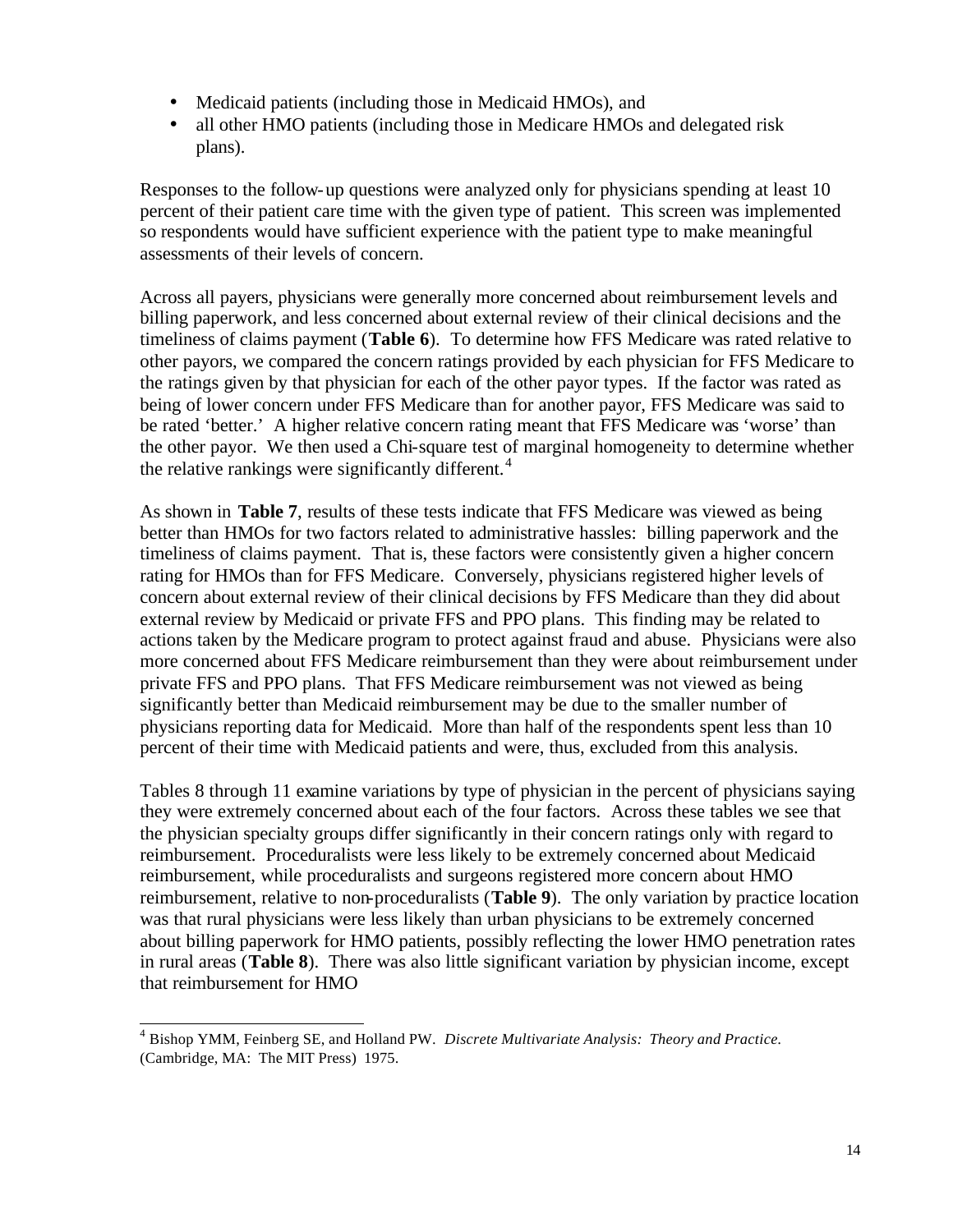- Medicaid patients (including those in Medicaid HMOs), and
- all other HMO patients (including those in Medicare HMOs and delegated risk plans).

Responses to the follow-up questions were analyzed only for physicians spending at least 10 percent of their patient care time with the given type of patient. This screen was implemented so respondents would have sufficient experience with the patient type to make meaningful assessments of their levels of concern.

Across all payers, physicians were generally more concerned about reimbursement levels and billing paperwork, and less concerned about external review of their clinical decisions and the timeliness of claims payment (**Table 6**). To determine how FFS Medicare was rated relative to other payors, we compared the concern ratings provided by each physician for FFS Medicare to the ratings given by that physician for each of the other payor types. If the factor was rated as being of lower concern under FFS Medicare than for another payor, FFS Medicare was said to be rated 'better.' A higher relative concern rating meant that FFS Medicare was 'worse' than the other payor. We then used a Chi-square test of marginal homogeneity to determine whether the relative rankings were significantly different.[4]

As shown in **Table 7**, results of these tests indicate that FFS Medicare was viewed as being better than HMOs for two factors related to administrative hassles: billing paperwork and the timeliness of claims payment. That is, these factors were consistently given a higher concern rating for HMOs than for FFS Medicare. Conversely, physicians registered higher levels of concern about external review of their clinical decisions by FFS Medicare than they did about external review by Medicaid or private FFS and PPO plans. This finding may be related to actions taken by the Medicare program to protect against fraud and abuse. Physicians were also more concerned about FFS Medicare reimbursement than they were about reimbursement under private FFS and PPO plans. That FFS Medicare reimbursement was not viewed as being significantly better than Medicaid reimbursement may be due to the smaller number of physicians reporting data for Medicaid. More than half of the respondents spent less than 10 percent of their time with Medicaid patients and were, thus, excluded from this analysis.

Tables 8 through 11 examine variations by type of physician in the percent of physicians saying they were extremely concerned about each of the four factors. Across these tables we see that the physician specialty groups differ significantly in their concern ratings only with regard to reimbursement. Proceduralists were less likely to be extremely concerned about Medicaid reimbursement, while proceduralists and surgeons registered more concern about HMO reimbursement, relative to non-proceduralists (**Table 9**). The only variation by practice location was that rural physicians were less likely than urban physicians to be extremely concerned about billing paperwork for HMO patients, possibly reflecting the lower HMO penetration rates in rural areas (**Table 8**). There was also little significant variation by physician income, except that reimbursement for HMO

---

[4] Bishop YMM, Feinberg SE, and Holland PW. *Discrete Multivariate Analysis: Theory and Practice.* (Cambridge, MA: The MIT Press) 1975.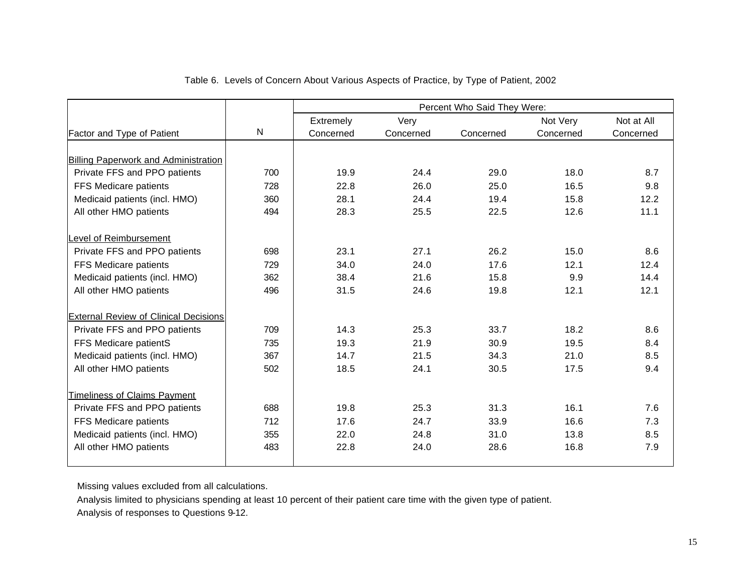Table 6. Levels of Concern About Various Aspects of Practice, by Type of Patient, 2002

| Factor and Type of Patient | N | Percent Who Said They Were: | | | | |
|---|---|---|---|---|---|---|
| | | Extremely Concerned | Very Concerned | Concerned | Not Very Concerned | Not at All Concerned |
| Billing Paperwork and Administration | | | | | | |
| Private FFS and PPO patients | 700 | 19.9 | 24.4 | 29.0 | 18.0 | 8.7 |
| FFS Medicare patients | 728 | 22.8 | 26.0 | 25.0 | 16.5 | 9.8 |
| Medicaid patients (incl. HMO) | 360 | 28.1 | 24.4 | 19.4 | 15.8 | 12.2 |
| All other HMO patients | 494 | 28.3 | 25.5 | 22.5 | 12.6 | 11.1 |
| Level of Reimbursement | | | | | | |
| Private FFS and PPO patients | 698 | 23.1 | 27.1 | 26.2 | 15.0 | 8.6 |
| FFS Medicare patients | 729 | 34.0 | 24.0 | 17.6 | 12.1 | 12.4 |
| Medicaid patients (incl. HMO) | 362 | 38.4 | 21.6 | 15.8 | 9.9 | 14.4 |
| All other HMO patients | 496 | 31.5 | 24.6 | 19.8 | 12.1 | 12.1 |
| External Review of Clinical Decisions | | | | | | |
| Private FFS and PPO patients | 709 | 14.3 | 25.3 | 33.7 | 18.2 | 8.6 |
| FFS Medicare patientS | 735 | 19.3 | 21.9 | 30.9 | 19.5 | 8.4 |
| Medicaid patients (incl. HMO) | 367 | 14.7 | 21.5 | 34.3 | 21.0 | 8.5 |
| All other HMO patients | 502 | 18.5 | 24.1 | 30.5 | 17.5 | 9.4 |
| Timeliness of Claims Payment | | | | | | |
| Private FFS and PPO patients | 688 | 19.8 | 25.3 | 31.3 | 16.1 | 7.6 |
| FFS Medicare patients | 712 | 17.6 | 24.7 | 33.9 | 16.6 | 7.3 |
| Medicaid patients (incl. HMO) | 355 | 22.0 | 24.8 | 31.0 | 13.8 | 8.5 |
| All other HMO patients | 483 | 22.8 | 24.0 | 28.6 | 16.8 | 7.9 |

Missing values excluded from all calculations.

Analysis limited to physicians spending at least 10 percent of their patient care time with the given type of patient.

Analysis of responses to Questions 9-12.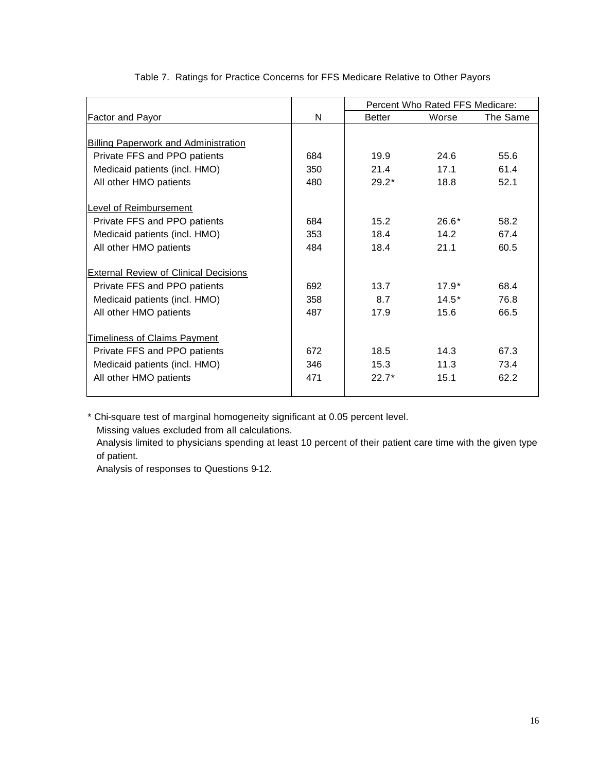Table 7. Ratings for Practice Concerns for FFS Medicare Relative to Other Payors

| Factor and Payor | N | Percent Who Rated FFS Medicare: Better | Worse | The Same |
|---|---|---|---|---|
| **Billing Paperwork and Administration** | | | | |
| Private FFS and PPO patients | 684 | 19.9 | 24.6 | 55.6 |
| Medicaid patients (incl. HMO) | 350 | 21.4 | 17.1 | 61.4 |
| All other HMO patients | 480 | 29.2* | 18.8 | 52.1 |
| **Level of Reimbursement** | | | | |
| Private FFS and PPO patients | 684 | 15.2 | 26.6* | 58.2 |
| Medicaid patients (incl. HMO) | 353 | 18.4 | 14.2 | 67.4 |
| All other HMO patients | 484 | 18.4 | 21.1 | 60.5 |
| **External Review of Clinical Decisions** | | | | |
| Private FFS and PPO patients | 692 | 13.7 | 17.9* | 68.4 |
| Medicaid patients (incl. HMO) | 358 | 8.7 | 14.5* | 76.8 |
| All other HMO patients | 487 | 17.9 | 15.6 | 66.5 |
| **Timeliness of Claims Payment** | | | | |
| Private FFS and PPO patients | 672 | 18.5 | 14.3 | 67.3 |
| Medicaid patients (incl. HMO) | 346 | 15.3 | 11.3 | 73.4 |
| All other HMO patients | 471 | 22.7* | 15.1 | 62.2 |

* Chi-square test of marginal homogeneity significant at 0.05 percent level.
Missing values excluded from all calculations.
Analysis limited to physicians spending at least 10 percent of their patient care time with the given type of patient.
Analysis of responses to Questions 9-12.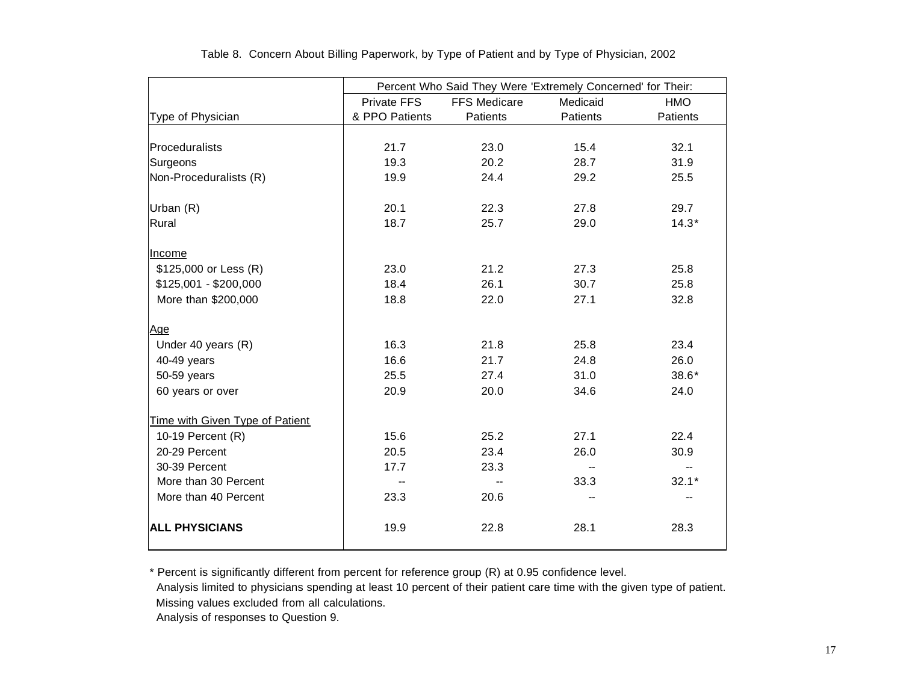Table 8. Concern About Billing Paperwork, by Type of Patient and by Type of Physician, 2002

| | Percent Who Said They Were 'Extremely Concerned' for Their: | | | |
|---|---|---|---|---|
| Type of Physician | Private FFS & PPO Patients | FFS Medicare Patients | Medicaid Patients | HMO Patients |
| Proceduralists | 21.7 | 23.0 | 15.4 | 32.1 |
| Surgeons | 19.3 | 20.2 | 28.7 | 31.9 |
| Non-Proceduralists (R) | 19.9 | 24.4 | 29.2 | 25.5 |
| Urban (R) | 20.1 | 22.3 | 27.8 | 29.7 |
| Rural | 18.7 | 25.7 | 29.0 | 14.3* |
| Income | | | | |
| $125,000 or Less (R) | 23.0 | 21.2 | 27.3 | 25.8 |
| $125,001 - $200,000 | 18.4 | 26.1 | 30.7 | 25.8 |
| More than $200,000 | 18.8 | 22.0 | 27.1 | 32.8 |
| Age | | | | |
| Under 40 years (R) | 16.3 | 21.8 | 25.8 | 23.4 |
| 40-49 years | 16.6 | 21.7 | 24.8 | 26.0 |
| 50-59 years | 25.5 | 27.4 | 31.0 | 38.6* |
| 60 years or over | 20.9 | 20.0 | 34.6 | 24.0 |
| Time with Given Type of Patient | | | | |
| 10-19 Percent (R) | 15.6 | 25.2 | 27.1 | 22.4 |
| 20-29 Percent | 20.5 | 23.4 | 26.0 | 30.9 |
| 30-39 Percent | 17.7 | 23.3 | -- | -- |
| More than 30 Percent | -- | -- | 33.3 | 32.1* |
| More than 40 Percent | 23.3 | 20.6 | -- | -- |
| **ALL PHYSICIANS** | 19.9 | 22.8 | 28.1 | 28.3 |

* Percent is significantly different from percent for reference group (R) at 0.95 confidence level.
Analysis limited to physicians spending at least 10 percent of their patient care time with the given type of patient.
Missing values excluded from all calculations.
Analysis of responses to Question 9.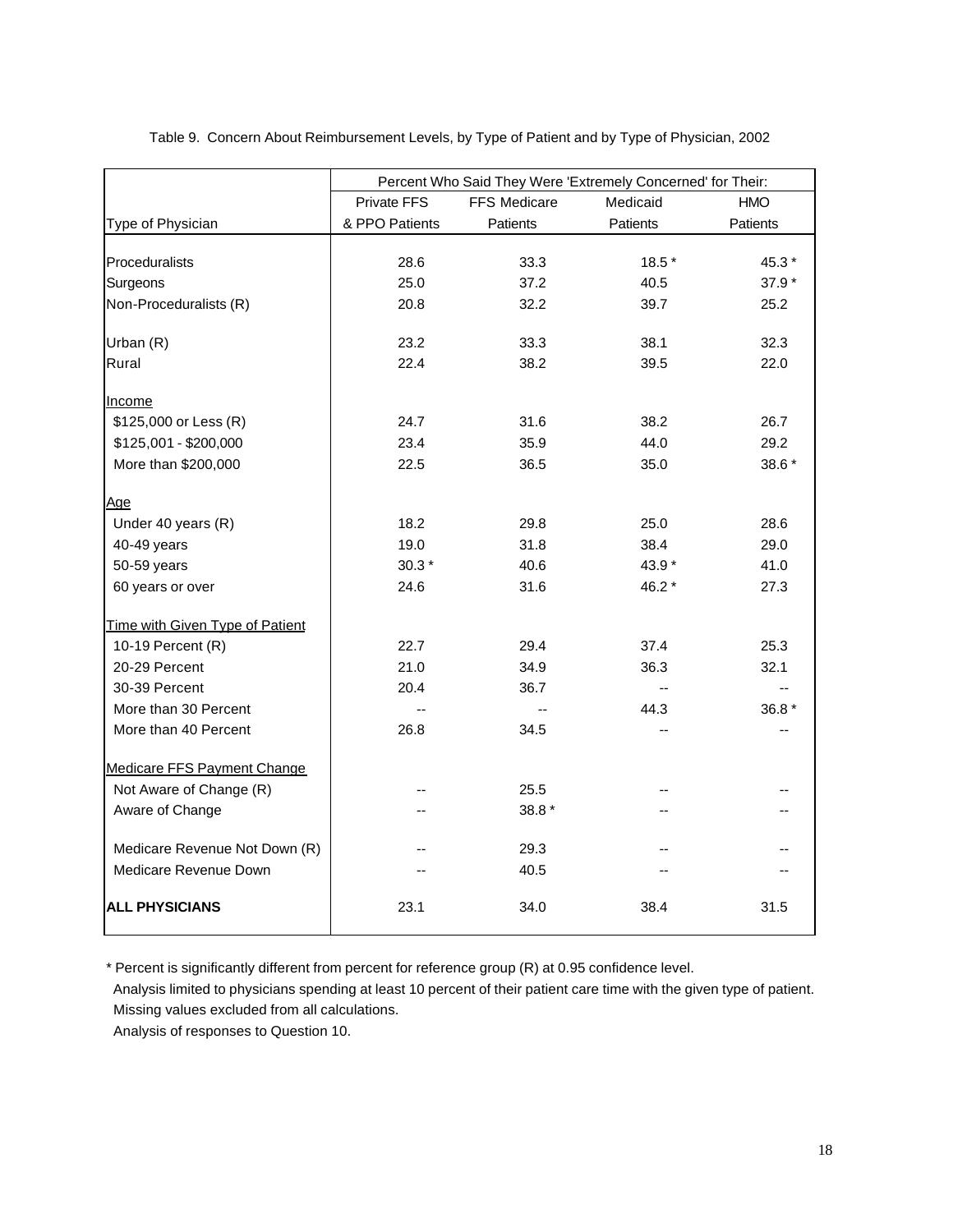Table 9. Concern About Reimbursement Levels, by Type of Patient and by Type of Physician, 2002

| | Percent Who Said They Were 'Extremely Concerned' for Their: | | | |
|---|---|---|---|---|
| Type of Physician | Private FFS & PPO Patients | FFS Medicare Patients | Medicaid Patients | HMO Patients |
| Proceduralists | 28.6 | 33.3 | 18.5 * | 45.3 * |
| Surgeons | 25.0 | 37.2 | 40.5 | 37.9 * |
| Non-Proceduralists (R) | 20.8 | 32.2 | 39.7 | 25.2 |
| Urban (R) | 23.2 | 33.3 | 38.1 | 32.3 |
| Rural | 22.4 | 38.2 | 39.5 | 22.0 |
| Income | | | | |
| $125,000 or Less (R) | 24.7 | 31.6 | 38.2 | 26.7 |
| $125,001 - $200,000 | 23.4 | 35.9 | 44.0 | 29.2 |
| More than $200,000 | 22.5 | 36.5 | 35.0 | 38.6 * |
| Age | | | | |
| Under 40 years (R) | 18.2 | 29.8 | 25.0 | 28.6 |
| 40-49 years | 19.0 | 31.8 | 38.4 | 29.0 |
| 50-59 years | 30.3 * | 40.6 | 43.9 * | 41.0 |
| 60 years or over | 24.6 | 31.6 | 46.2 * | 27.3 |
| Time with Given Type of Patient | | | | |
| 10-19 Percent (R) | 22.7 | 29.4 | 37.4 | 25.3 |
| 20-29 Percent | 21.0 | 34.9 | 36.3 | 32.1 |
| 30-39 Percent | 20.4 | 36.7 | -- | -- |
| More than 30 Percent | -- | -- | 44.3 | 36.8 * |
| More than 40 Percent | 26.8 | 34.5 | -- | -- |
| Medicare FFS Payment Change | | | | |
| Not Aware of Change (R) | -- | 25.5 | -- | -- |
| Aware of Change | -- | 38.8 * | -- | -- |
| Medicare Revenue Not Down (R) | -- | 29.3 | -- | -- |
| Medicare Revenue Down | -- | 40.5 | -- | -- |
| **ALL PHYSICIANS** | 23.1 | 34.0 | 38.4 | 31.5 |

* Percent is significantly different from percent for reference group (R) at 0.95 confidence level.
Analysis limited to physicians spending at least 10 percent of their patient care time with the given type of patient.
Missing values excluded from all calculations.
Analysis of responses to Question 10.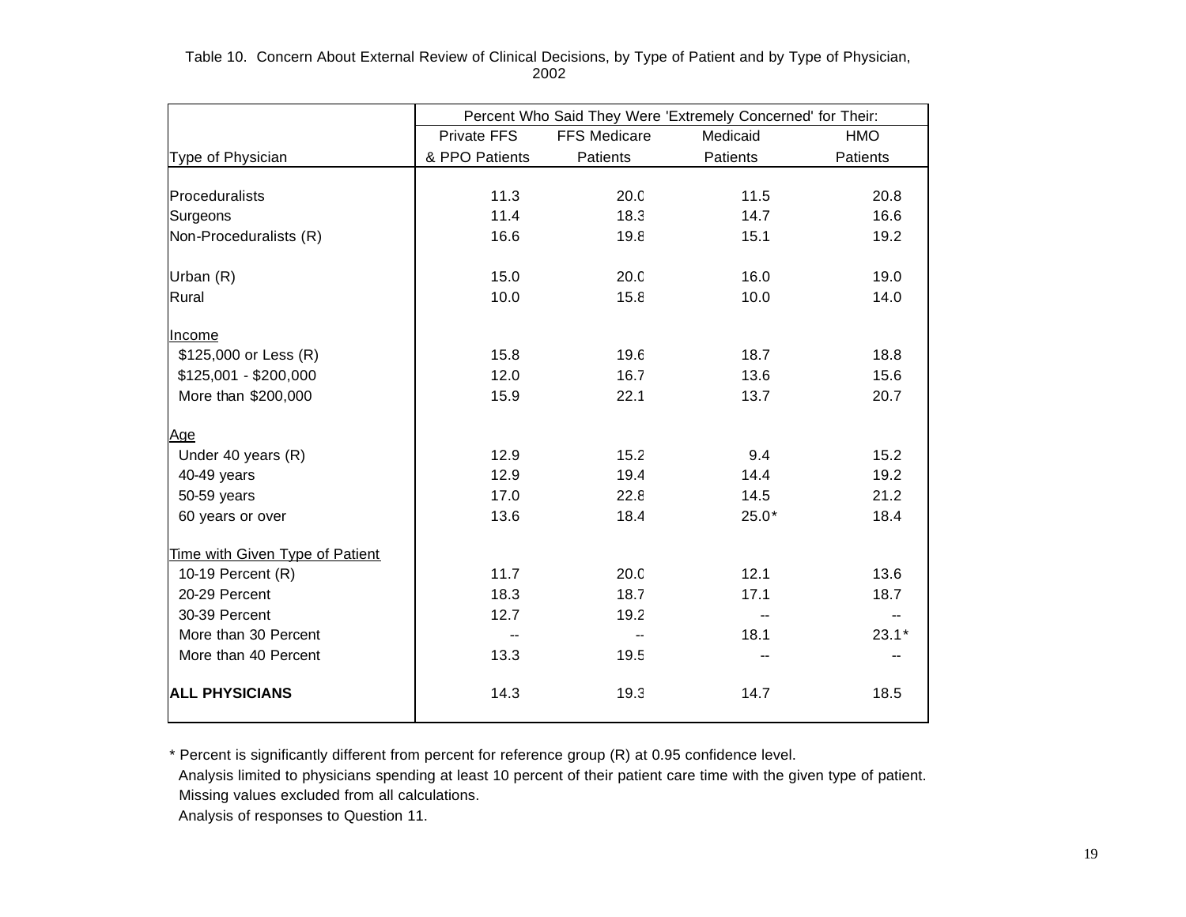Table 10. Concern About External Review of Clinical Decisions, by Type of Patient and by Type of Physician, 2002

| | Percent Who Said They Were 'Extremely Concerned' for Their: | | | |
|---|---|---|---|---|
| Type of Physician | Private FFS & PPO Patients | FFS Medicare Patients | Medicaid Patients | HMO Patients |
| Proceduralists | 11.3 | 20.0 | 11.5 | 20.8 |
| Surgeons | 11.4 | 18.3 | 14.7 | 16.6 |
| Non-Proceduralists (R) | 16.6 | 19.8 | 15.1 | 19.2 |
| Urban (R) | 15.0 | 20.0 | 16.0 | 19.0 |
| Rural | 10.0 | 15.8 | 10.0 | 14.0 |
| Income | | | | |
| $125,000 or Less (R) | 15.8 | 19.6 | 18.7 | 18.8 |
| $125,001 - $200,000 | 12.0 | 16.7 | 13.6 | 15.6 |
| More than $200,000 | 15.9 | 22.1 | 13.7 | 20.7 |
| Age | | | | |
| Under 40 years (R) | 12.9 | 15.2 | 9.4 | 15.2 |
| 40-49 years | 12.9 | 19.4 | 14.4 | 19.2 |
| 50-59 years | 17.0 | 22.8 | 14.5 | 21.2 |
| 60 years or over | 13.6 | 18.4 | 25.0* | 18.4 |
| Time with Given Type of Patient | | | | |
| 10-19 Percent (R) | 11.7 | 20.0 | 12.1 | 13.6 |
| 20-29 Percent | 18.3 | 18.7 | 17.1 | 18.7 |
| 30-39 Percent | 12.7 | 19.2 | -- | -- |
| More than 30 Percent | -- | -- | 18.1 | 23.1* |
| More than 40 Percent | 13.3 | 19.5 | -- | -- |
| **ALL PHYSICIANS** | 14.3 | 19.3 | 14.7 | 18.5 |

* Percent is significantly different from percent for reference group (R) at 0.95 confidence level.
Analysis limited to physicians spending at least 10 percent of their patient care time with the given type of patient.
Missing values excluded from all calculations.
Analysis of responses to Question 11.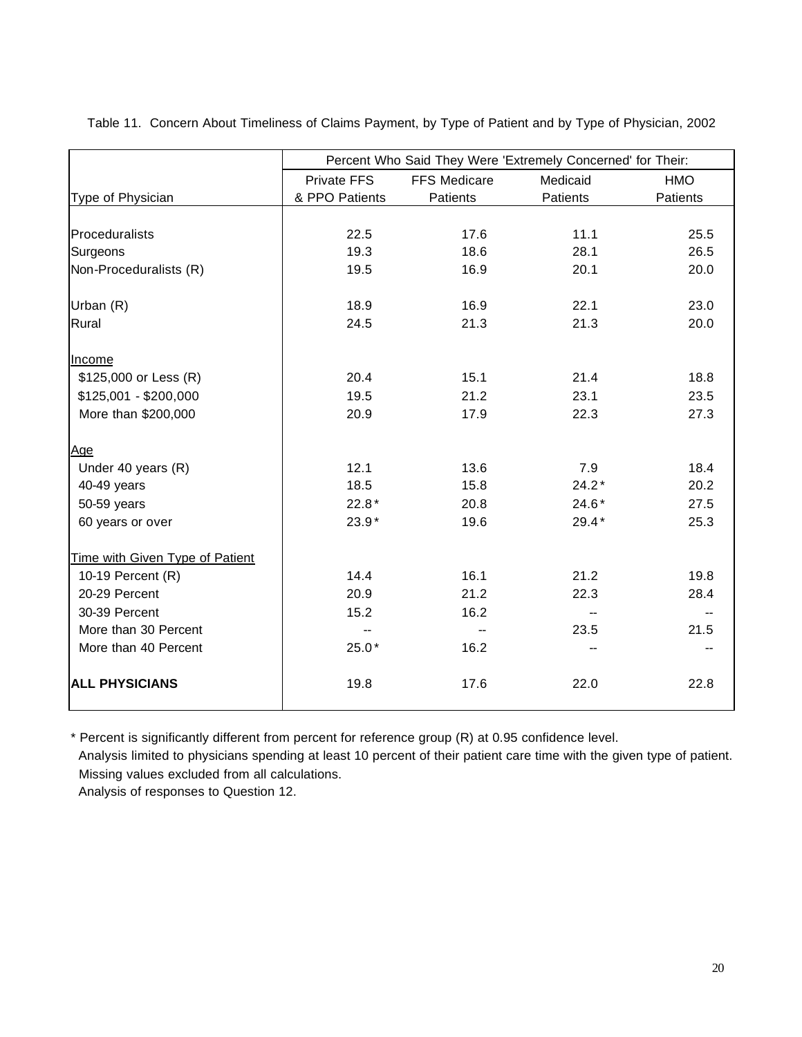Table 11. Concern About Timeliness of Claims Payment, by Type of Patient and by Type of Physician, 2002

| | Percent Who Said They Were 'Extremely Concerned' for Their: | | | |
|---|---|---|---|---|
| Type of Physician | Private FFS & PPO Patients | FFS Medicare Patients | Medicaid Patients | HMO Patients |
| Proceduralists | 22.5 | 17.6 | 11.1 | 25.5 |
| Surgeons | 19.3 | 18.6 | 28.1 | 26.5 |
| Non-Proceduralists (R) | 19.5 | 16.9 | 20.1 | 20.0 |
| Urban (R) | 18.9 | 16.9 | 22.1 | 23.0 |
| Rural | 24.5 | 21.3 | 21.3 | 20.0 |
| Income | | | | |
| $125,000 or Less (R) | 20.4 | 15.1 | 21.4 | 18.8 |
| $125,001 - $200,000 | 19.5 | 21.2 | 23.1 | 23.5 |
| More than $200,000 | 20.9 | 17.9 | 22.3 | 27.3 |
| Age | | | | |
| Under 40 years (R) | 12.1 | 13.6 | 7.9 | 18.4 |
| 40-49 years | 18.5 | 15.8 | 24.2* | 20.2 |
| 50-59 years | 22.8* | 20.8 | 24.6* | 27.5 |
| 60 years or over | 23.9* | 19.6 | 29.4* | 25.3 |
| Time with Given Type of Patient | | | | |
| 10-19 Percent (R) | 14.4 | 16.1 | 21.2 | 19.8 |
| 20-29 Percent | 20.9 | 21.2 | 22.3 | 28.4 |
| 30-39 Percent | 15.2 | 16.2 | -- | -- |
| More than 30 Percent | -- | -- | 23.5 | 21.5 |
| More than 40 Percent | 25.0* | 16.2 | -- | -- |
| **ALL PHYSICIANS** | 19.8 | 17.6 | 22.0 | 22.8 |

* Percent is significantly different from percent for reference group (R) at 0.95 confidence level.
Analysis limited to physicians spending at least 10 percent of their patient care time with the given type of patient.
Missing values excluded from all calculations.
Analysis of responses to Question 12.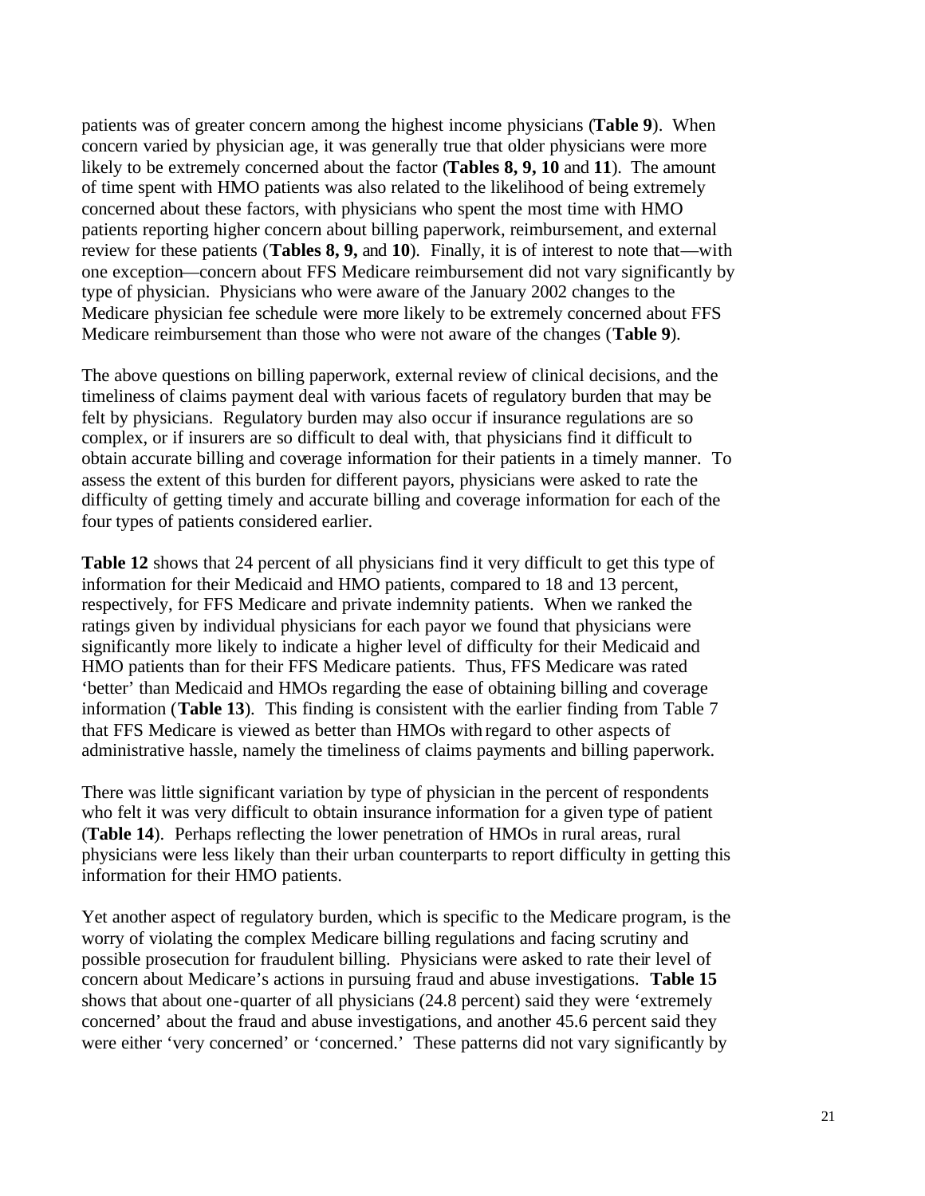patients was of greater concern among the highest income physicians (**Table 9**). When concern varied by physician age, it was generally true that older physicians were more likely to be extremely concerned about the factor (**Tables 8, 9, 10** and **11**). The amount of time spent with HMO patients was also related to the likelihood of being extremely concerned about these factors, with physicians who spent the most time with HMO patients reporting higher concern about billing paperwork, reimbursement, and external review for these patients (**Tables 8, 9,** and **10**). Finally, it is of interest to note that—with one exception—concern about FFS Medicare reimbursement did not vary significantly by type of physician. Physicians who were aware of the January 2002 changes to the Medicare physician fee schedule were more likely to be extremely concerned about FFS Medicare reimbursement than those who were not aware of the changes (**Table 9**).

The above questions on billing paperwork, external review of clinical decisions, and the timeliness of claims payment deal with various facets of regulatory burden that may be felt by physicians. Regulatory burden may also occur if insurance regulations are so complex, or if insurers are so difficult to deal with, that physicians find it difficult to obtain accurate billing and coverage information for their patients in a timely manner. To assess the extent of this burden for different payors, physicians were asked to rate the difficulty of getting timely and accurate billing and coverage information for each of the four types of patients considered earlier.

**Table 12** shows that 24 percent of all physicians find it very difficult to get this type of information for their Medicaid and HMO patients, compared to 18 and 13 percent, respectively, for FFS Medicare and private indemnity patients. When we ranked the ratings given by individual physicians for each payor we found that physicians were significantly more likely to indicate a higher level of difficulty for their Medicaid and HMO patients than for their FFS Medicare patients. Thus, FFS Medicare was rated 'better' than Medicaid and HMOs regarding the ease of obtaining billing and coverage information (**Table 13**). This finding is consistent with the earlier finding from Table 7 that FFS Medicare is viewed as better than HMOs with regard to other aspects of administrative hassle, namely the timeliness of claims payments and billing paperwork.

There was little significant variation by type of physician in the percent of respondents who felt it was very difficult to obtain insurance information for a given type of patient (**Table 14**). Perhaps reflecting the lower penetration of HMOs in rural areas, rural physicians were less likely than their urban counterparts to report difficulty in getting this information for their HMO patients.

Yet another aspect of regulatory burden, which is specific to the Medicare program, is the worry of violating the complex Medicare billing regulations and facing scrutiny and possible prosecution for fraudulent billing. Physicians were asked to rate their level of concern about Medicare's actions in pursuing fraud and abuse investigations. **Table 15** shows that about one-quarter of all physicians (24.8 percent) said they were 'extremely concerned' about the fraud and abuse investigations, and another 45.6 percent said they were either 'very concerned' or 'concerned.' These patterns did not vary significantly by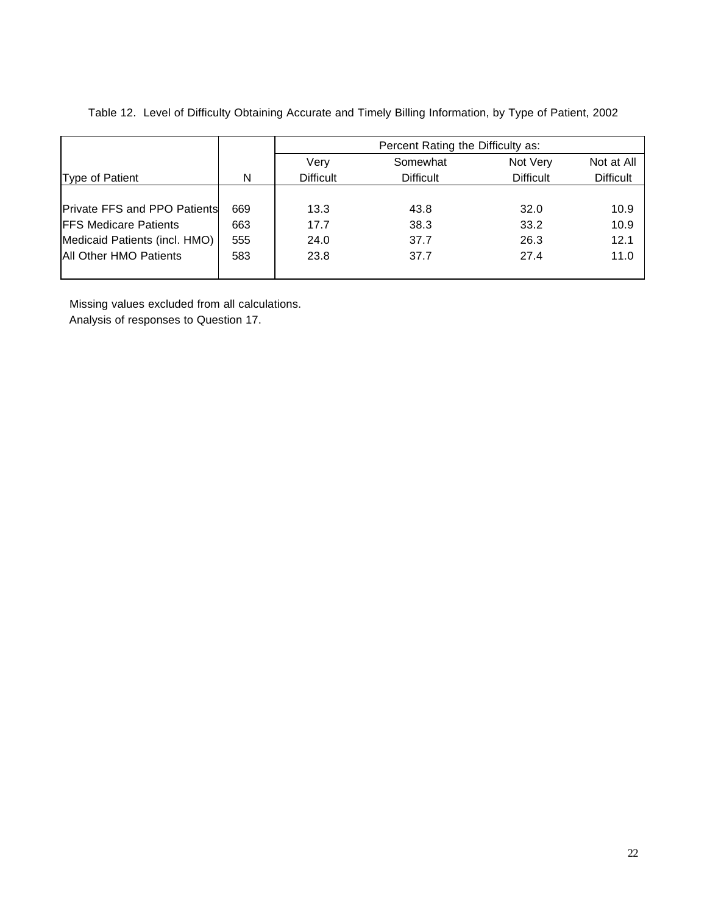Table 12. Level of Difficulty Obtaining Accurate and Timely Billing Information, by Type of Patient, 2002

| | | Percent Rating the Difficulty as: | | | |
|---|---|---|---|---|---|
| Type of Patient | N | Very Difficult | Somewhat Difficult | Not Very Difficult | Not at All Difficult |
| Private FFS and PPO Patients | 669 | 13.3 | 43.8 | 32.0 | 10.9 |
| FFS Medicare Patients | 663 | 17.7 | 38.3 | 33.2 | 10.9 |
| Medicaid Patients (incl. HMO) | 555 | 24.0 | 37.7 | 26.3 | 12.1 |
| All Other HMO Patients | 583 | 23.8 | 37.7 | 27.4 | 11.0 |

Missing values excluded from all calculations.
Analysis of responses to Question 17.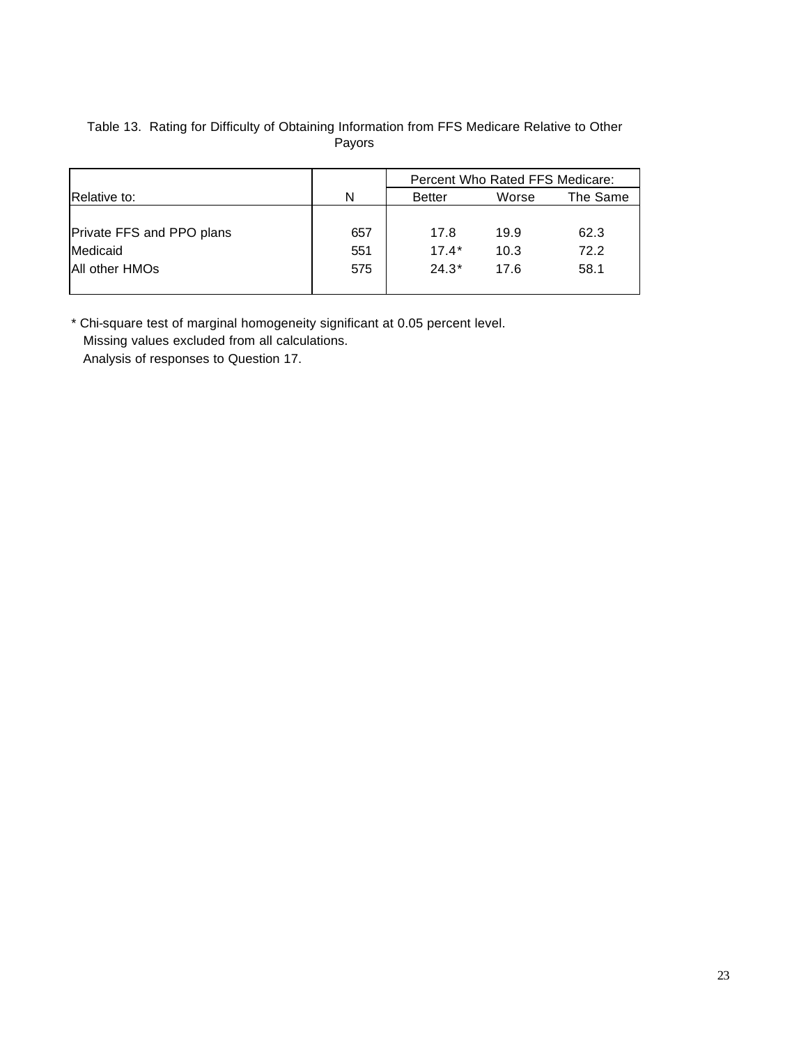Table 13. Rating for Difficulty of Obtaining Information from FFS Medicare Relative to Other Payors

| | | Percent Who Rated FFS Medicare: | | |
|---|---|---|---|---|
| Relative to: | N | Better | Worse | The Same |
| Private FFS and PPO plans | 657 | 17.8 | 19.9 | 62.3 |
| Medicaid | 551 | 17.4* | 10.3 | 72.2 |
| All other HMOs | 575 | 24.3* | 17.6 | 58.1 |

\* Chi-square test of marginal homogeneity significant at 0.05 percent level.
Missing values excluded from all calculations.
Analysis of responses to Question 17.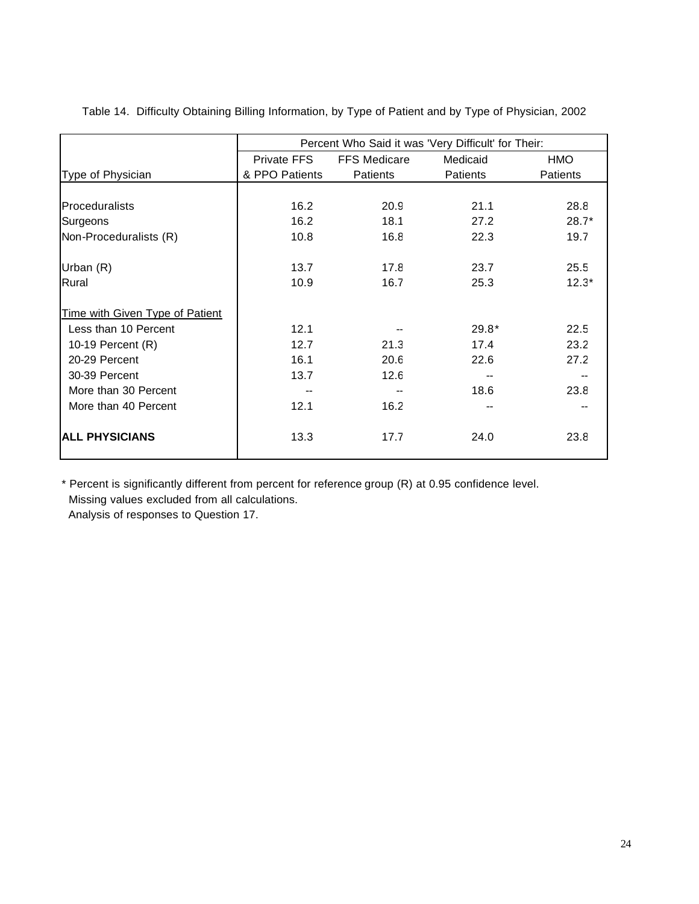Table 14. Difficulty Obtaining Billing Information, by Type of Patient and by Type of Physician, 2002

| | Percent Who Said it was 'Very Difficult' for Their: | | | |
|---|---|---|---|---|
| Type of Physician | Private FFS & PPO Patients | FFS Medicare Patients | Medicaid Patients | HMO Patients |
| Proceduralists | 16.2 | 20.9 | 21.1 | 28.8 |
| Surgeons | 16.2 | 18.1 | 27.2 | 28.7* |
| Non-Proceduralists (R) | 10.8 | 16.8 | 22.3 | 19.7 |
| | | | | |
| Urban (R) | 13.7 | 17.8 | 23.7 | 25.5 |
| Rural | 10.9 | 16.7 | 25.3 | 12.3* |
| | | | | |
| Time with Given Type of Patient | | | | |
| Less than 10 Percent | 12.1 | -- | 29.8* | 22.5 |
| 10-19 Percent (R) | 12.7 | 21.3 | 17.4 | 23.2 |
| 20-29 Percent | 16.1 | 20.6 | 22.6 | 27.2 |
| 30-39 Percent | 13.7 | 12.6 | -- | -- |
| More than 30 Percent | -- | -- | 18.6 | 23.8 |
| More than 40 Percent | 12.1 | 16.2 | -- | -- |
| | | | | |
| **ALL PHYSICIANS** | 13.3 | 17.7 | 24.0 | 23.8 |

* Percent is significantly different from percent for reference group (R) at 0.95 confidence level.
Missing values excluded from all calculations.
Analysis of responses to Question 17.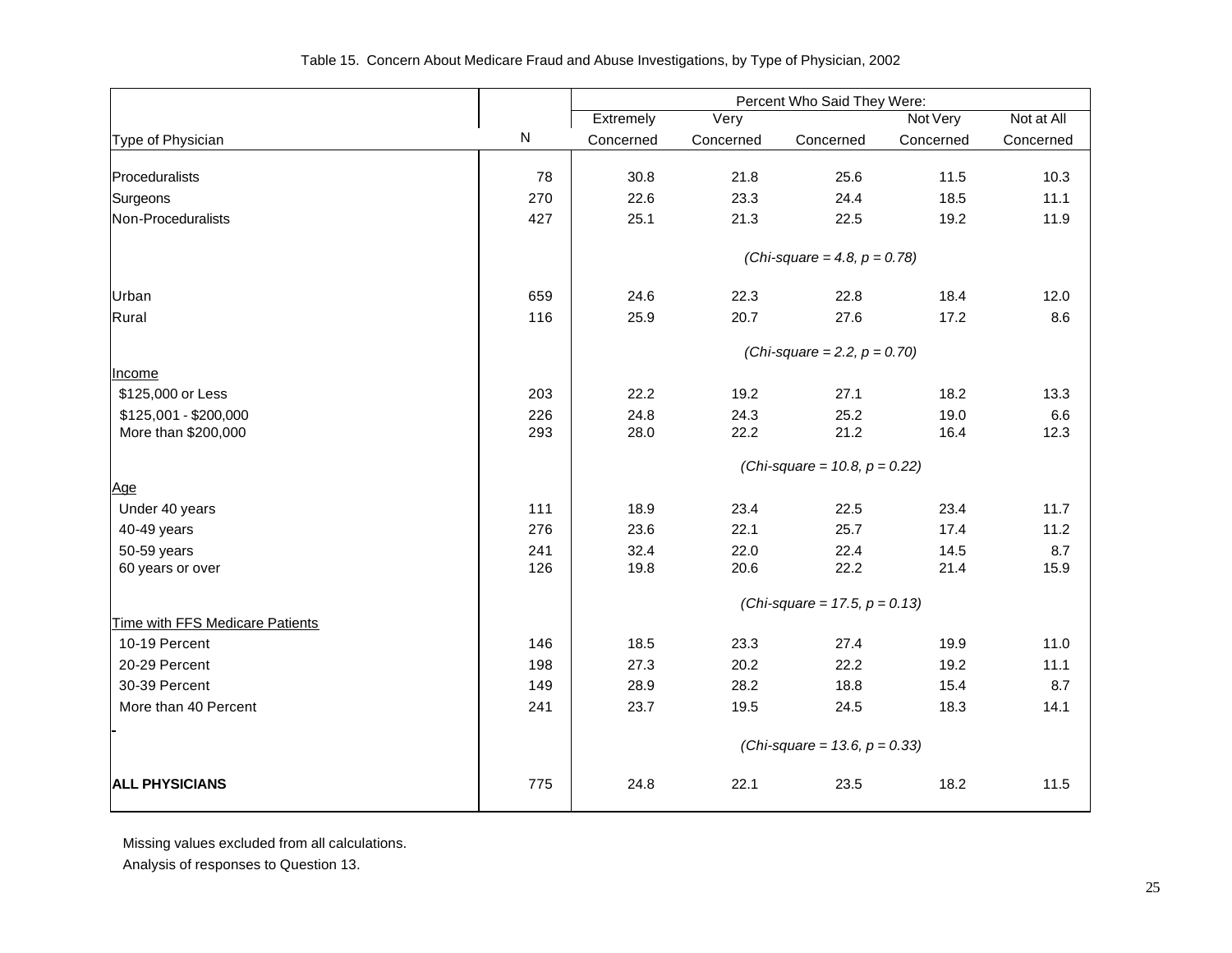Table 15. Concern About Medicare Fraud and Abuse Investigations, by Type of Physician, 2002

| | | Percent Who Said They Were: | | | | |
|---|---|---|---|---|---|---|
| Type of Physician | N | Extremely Concerned | Very Concerned | Concerned | Not Very Concerned | Not at All Concerned |
| Proceduralists | 78 | 30.8 | 21.8 | 25.6 | 11.5 | 10.3 |
| Surgeons | 270 | 22.6 | 23.3 | 24.4 | 18.5 | 11.1 |
| Non-Proceduralists | 427 | 25.1 | 21.3 | 22.5 | 19.2 | 11.9 |
| | | *(Chi-square = 4.8, p = 0.78)* | | | | |
| Urban | 659 | 24.6 | 22.3 | 22.8 | 18.4 | 12.0 |
| Rural | 116 | 25.9 | 20.7 | 27.6 | 17.2 | 8.6 |
| | | *(Chi-square = 2.2, p = 0.70)* | | | | |
| Income | | | | | | |
| $125,000 or Less | 203 | 22.2 | 19.2 | 27.1 | 18.2 | 13.3 |
| $125,001 - $200,000 | 226 | 24.8 | 24.3 | 25.2 | 19.0 | 6.6 |
| More than $200,000 | 293 | 28.0 | 22.2 | 21.2 | 16.4 | 12.3 |
| | | *(Chi-square = 10.8, p = 0.22)* | | | | |
| Age | | | | | | |
| Under 40 years | 111 | 18.9 | 23.4 | 22.5 | 23.4 | 11.7 |
| 40-49 years | 276 | 23.6 | 22.1 | 25.7 | 17.4 | 11.2 |
| 50-59 years | 241 | 32.4 | 22.0 | 22.4 | 14.5 | 8.7 |
| 60 years or over | 126 | 19.8 | 20.6 | 22.2 | 21.4 | 15.9 |
| | | *(Chi-square = 17.5, p = 0.13)* | | | | |
| Time with FFS Medicare Patients | | | | | | |
| 10-19 Percent | 146 | 18.5 | 23.3 | 27.4 | 19.9 | 11.0 |
| 20-29 Percent | 198 | 27.3 | 20.2 | 22.2 | 19.2 | 11.1 |
| 30-39 Percent | 149 | 28.9 | 28.2 | 18.8 | 15.4 | 8.7 |
| More than 40 Percent | 241 | 23.7 | 19.5 | 24.5 | 18.3 | 14.1 |
| | | *(Chi-square = 13.6, p = 0.33)* | | | | |
| **ALL PHYSICIANS** | 775 | 24.8 | 22.1 | 23.5 | 18.2 | 11.5 |

Missing values excluded from all calculations.

Analysis of responses to Question 13.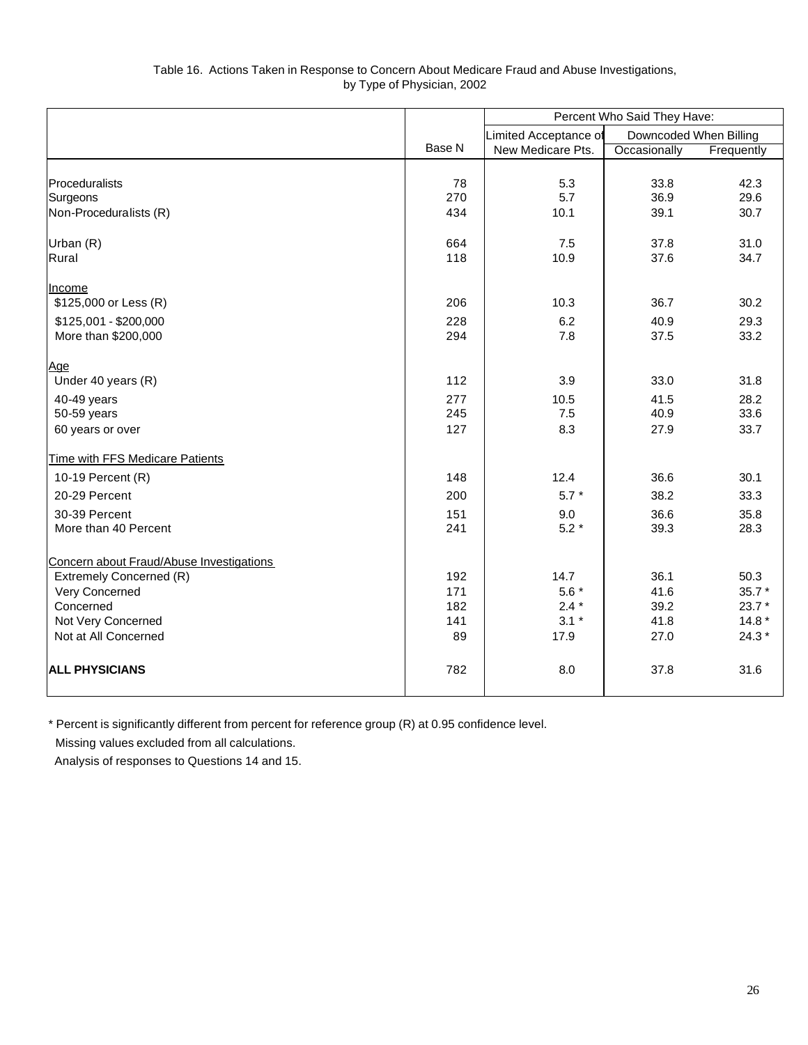Table 16. Actions Taken in Response to Concern About Medicare Fraud and Abuse Investigations, by Type of Physician, 2002

| | | Percent Who Said They Have: | | |
|---|---|---|---|---|
| | | Limited Acceptance of | Downcoded When Billing | |
| | Base N | New Medicare Pts. | Occasionally | Frequently |
| Proceduralists | 78 | 5.3 | 33.8 | 42.3 |
| Surgeons | 270 | 5.7 | 36.9 | 29.6 |
| Non-Proceduralists (R) | 434 | 10.1 | 39.1 | 30.7 |
| Urban (R) | 664 | 7.5 | 37.8 | 31.0 |
| Rural | 118 | 10.9 | 37.6 | 34.7 |
| Income | | | | |
| $125,000 or Less (R) | 206 | 10.3 | 36.7 | 30.2 |
| $125,001 - $200,000 | 228 | 6.2 | 40.9 | 29.3 |
| More than $200,000 | 294 | 7.8 | 37.5 | 33.2 |
| Age | | | | |
| Under 40 years (R) | 112 | 3.9 | 33.0 | 31.8 |
| 40-49 years | 277 | 10.5 | 41.5 | 28.2 |
| 50-59 years | 245 | 7.5 | 40.9 | 33.6 |
| 60 years or over | 127 | 8.3 | 27.9 | 33.7 |
| Time with FFS Medicare Patients | | | | |
| 10-19 Percent (R) | 148 | 12.4 | 36.6 | 30.1 |
| 20-29 Percent | 200 | 5.7 * | 38.2 | 33.3 |
| 30-39 Percent | 151 | 9.0 | 36.6 | 35.8 |
| More than 40 Percent | 241 | 5.2 * | 39.3 | 28.3 |
| Concern about Fraud/Abuse Investigations | | | | |
| Extremely Concerned (R) | 192 | 14.7 | 36.1 | 50.3 |
| Very Concerned | 171 | 5.6 * | 41.6 | 35.7 * |
| Concerned | 182 | 2.4 * | 39.2 | 23.7 * |
| Not Very Concerned | 141 | 3.1 * | 41.8 | 14.8 * |
| Not at All Concerned | 89 | 17.9 | 27.0 | 24.3 * |
| **ALL PHYSICIANS** | 782 | 8.0 | 37.8 | 31.6 |

* Percent is significantly different from percent for reference group (R) at 0.95 confidence level.

Missing values excluded from all calculations.

Analysis of responses to Questions 14 and 15.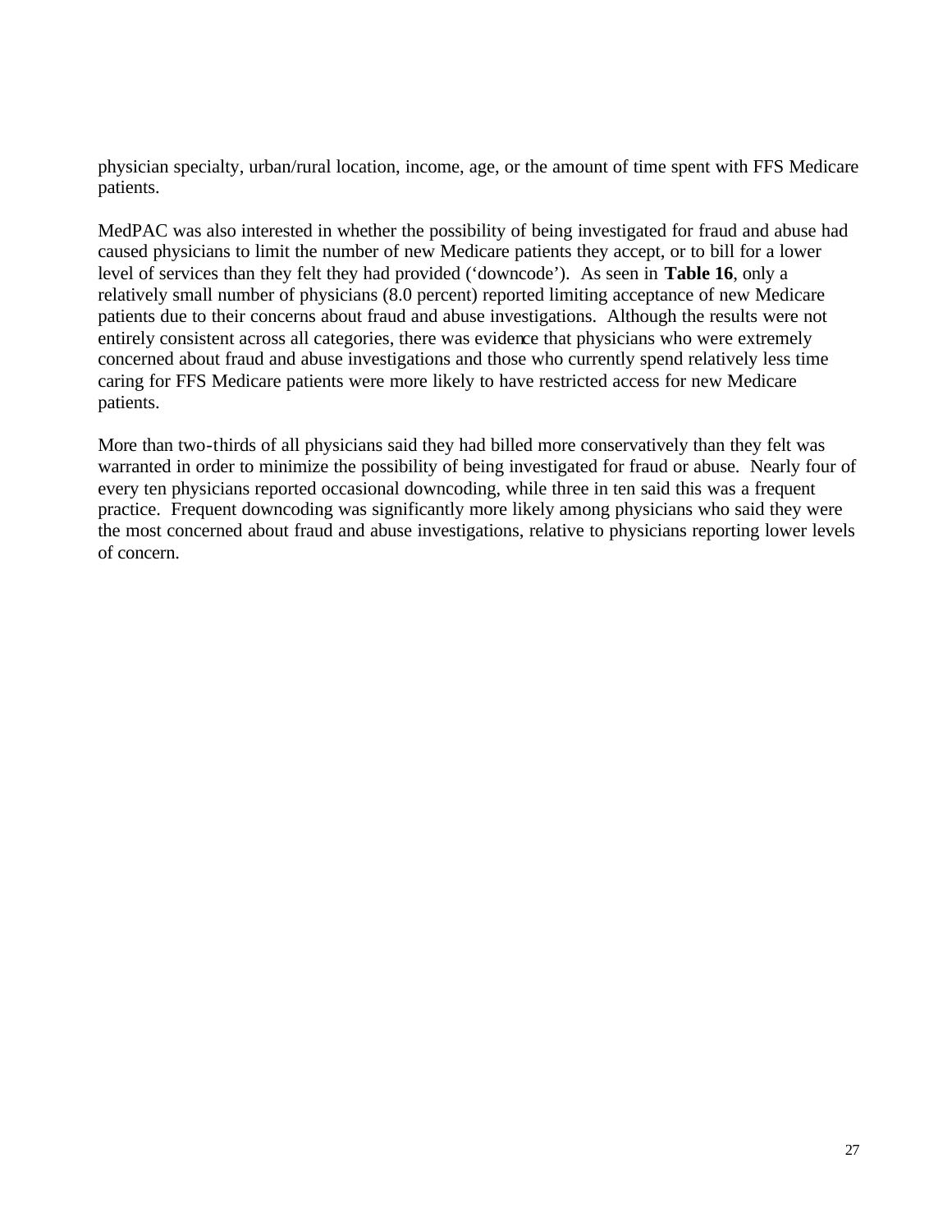physician specialty, urban/rural location, income, age, or the amount of time spent with FFS Medicare patients.

MedPAC was also interested in whether the possibility of being investigated for fraud and abuse had caused physicians to limit the number of new Medicare patients they accept, or to bill for a lower level of services than they felt they had provided ('downcode'). As seen in **Table 16**, only a relatively small number of physicians (8.0 percent) reported limiting acceptance of new Medicare patients due to their concerns about fraud and abuse investigations. Although the results were not entirely consistent across all categories, there was evidence that physicians who were extremely concerned about fraud and abuse investigations and those who currently spend relatively less time caring for FFS Medicare patients were more likely to have restricted access for new Medicare patients.

More than two-thirds of all physicians said they had billed more conservatively than they felt was warranted in order to minimize the possibility of being investigated for fraud or abuse. Nearly four of every ten physicians reported occasional downcoding, while three in ten said this was a frequent practice. Frequent downcoding was significantly more likely among physicians who said they were the most concerned about fraud and abuse investigations, relative to physicians reporting lower levels of concern.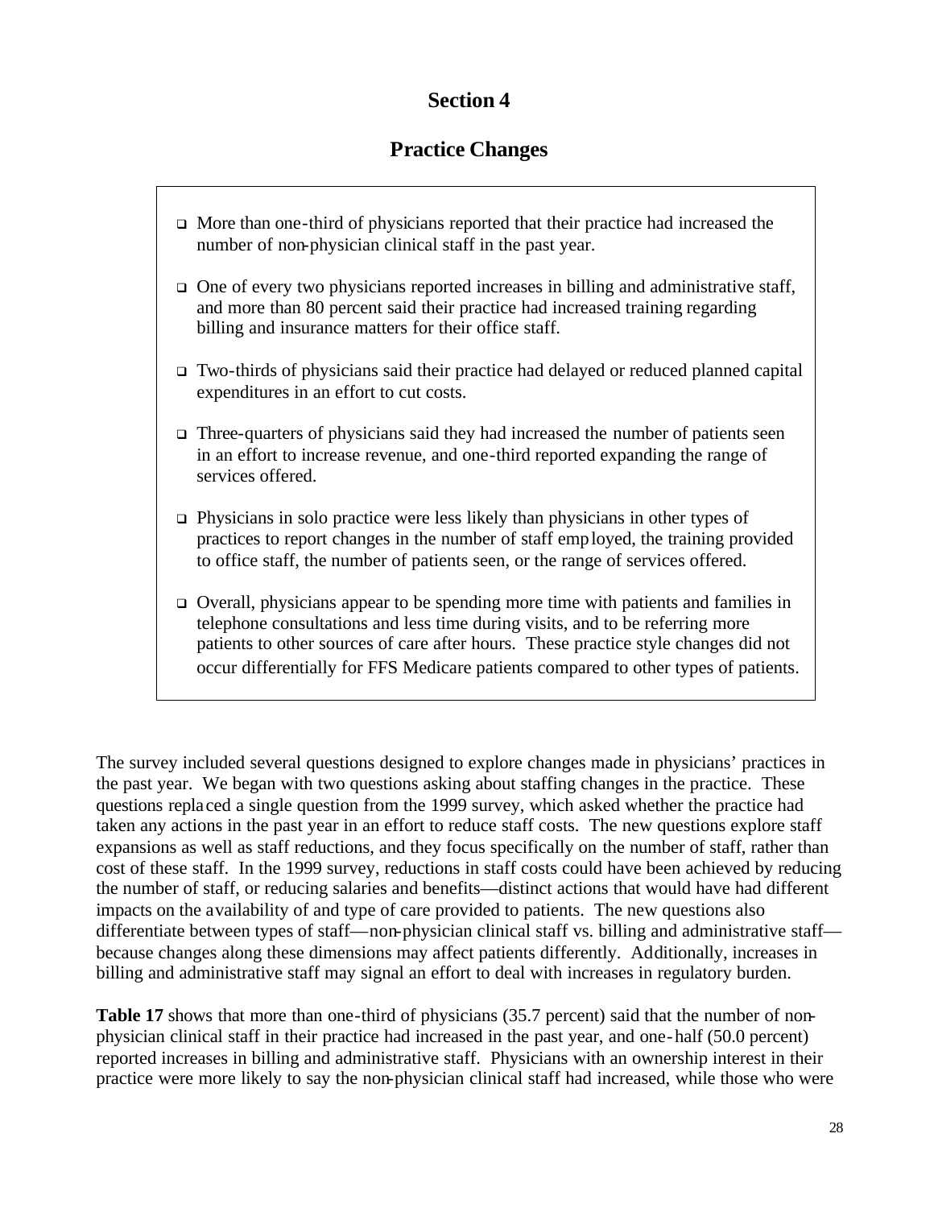# Section 4

## Practice Changes

- More than one-third of physicians reported that their practice had increased the number of non-physician clinical staff in the past year.
- One of every two physicians reported increases in billing and administrative staff, and more than 80 percent said their practice had increased training regarding billing and insurance matters for their office staff.
- Two-thirds of physicians said their practice had delayed or reduced planned capital expenditures in an effort to cut costs.
- Three-quarters of physicians said they had increased the number of patients seen in an effort to increase revenue, and one-third reported expanding the range of services offered.
- Physicians in solo practice were less likely than physicians in other types of practices to report changes in the number of staff employed, the training provided to office staff, the number of patients seen, or the range of services offered.
- Overall, physicians appear to be spending more time with patients and families in telephone consultations and less time during visits, and to be referring more patients to other sources of care after hours. These practice style changes did not occur differentially for FFS Medicare patients compared to other types of patients.

The survey included several questions designed to explore changes made in physicians' practices in the past year. We began with two questions asking about staffing changes in the practice. These questions replaced a single question from the 1999 survey, which asked whether the practice had taken any actions in the past year in an effort to reduce staff costs. The new questions explore staff expansions as well as staff reductions, and they focus specifically on the number of staff, rather than cost of these staff. In the 1999 survey, reductions in staff costs could have been achieved by reducing the number of staff, or reducing salaries and benefits—distinct actions that would have had different impacts on the availability of and type of care provided to patients. The new questions also differentiate between types of staff—non-physician clinical staff vs. billing and administrative staff—because changes along these dimensions may affect patients differently. Additionally, increases in billing and administrative staff may signal an effort to deal with increases in regulatory burden.

**Table 17** shows that more than one-third of physicians (35.7 percent) said that the number of non-physician clinical staff in their practice had increased in the past year, and one-half (50.0 percent) reported increases in billing and administrative staff. Physicians with an ownership interest in their practice were more likely to say the non-physician clinical staff had increased, while those who were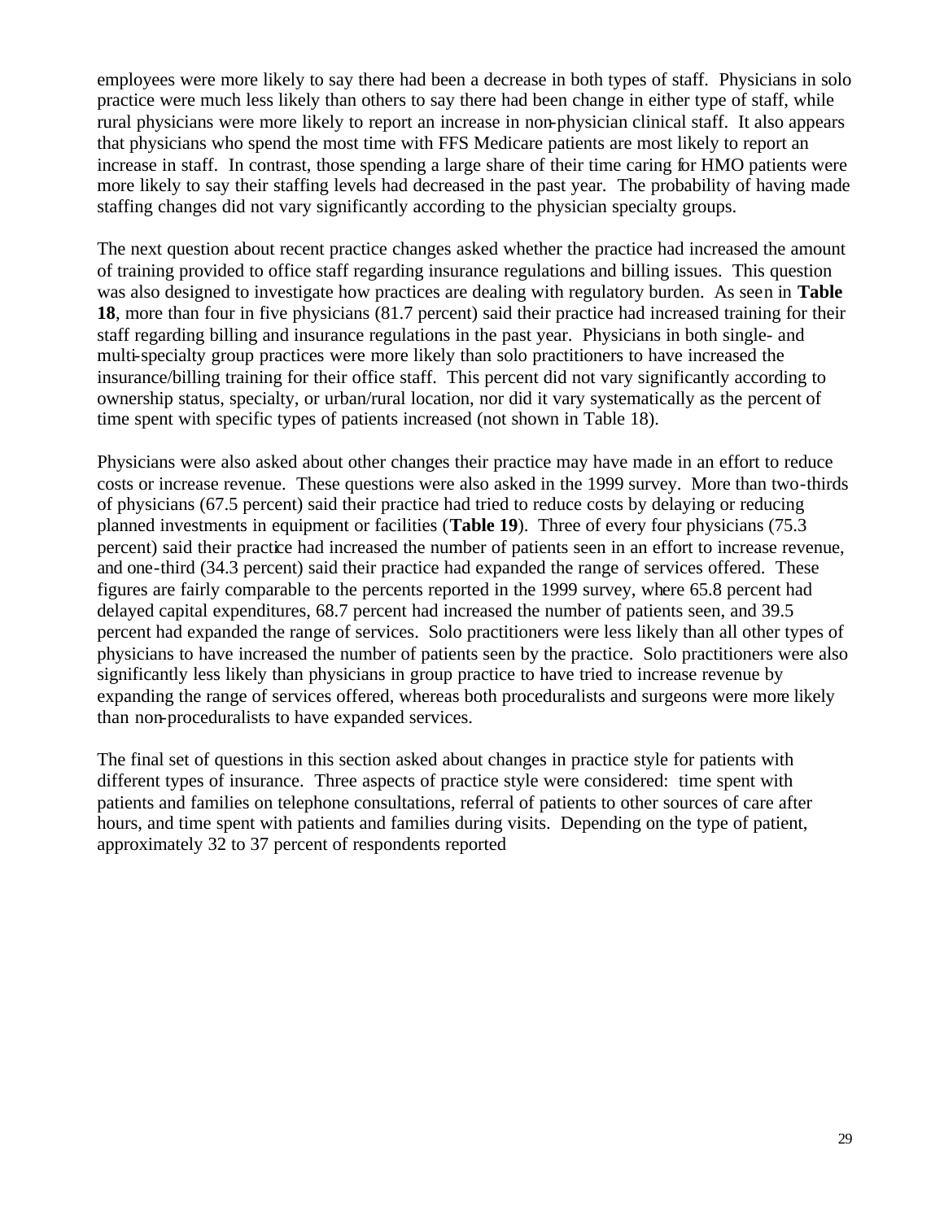employees were more likely to say there had been a decrease in both types of staff. Physicians in solo practice were much less likely than others to say there had been change in either type of staff, while rural physicians were more likely to report an increase in non-physician clinical staff. It also appears that physicians who spend the most time with FFS Medicare patients are most likely to report an increase in staff. In contrast, those spending a large share of their time caring for HMO patients were more likely to say their staffing levels had decreased in the past year. The probability of having made staffing changes did not vary significantly according to the physician specialty groups.

The next question about recent practice changes asked whether the practice had increased the amount of training provided to office staff regarding insurance regulations and billing issues. This question was also designed to investigate how practices are dealing with regulatory burden. As seen in **Table 18**, more than four in five physicians (81.7 percent) said their practice had increased training for their staff regarding billing and insurance regulations in the past year. Physicians in both single- and multi-specialty group practices were more likely than solo practitioners to have increased the insurance/billing training for their office staff. This percent did not vary significantly according to ownership status, specialty, or urban/rural location, nor did it vary systematically as the percent of time spent with specific types of patients increased (not shown in Table 18).

Physicians were also asked about other changes their practice may have made in an effort to reduce costs or increase revenue. These questions were also asked in the 1999 survey. More than two-thirds of physicians (67.5 percent) said their practice had tried to reduce costs by delaying or reducing planned investments in equipment or facilities (**Table 19**). Three of every four physicians (75.3 percent) said their practice had increased the number of patients seen in an effort to increase revenue, and one-third (34.3 percent) said their practice had expanded the range of services offered. These figures are fairly comparable to the percents reported in the 1999 survey, where 65.8 percent had delayed capital expenditures, 68.7 percent had increased the number of patients seen, and 39.5 percent had expanded the range of services. Solo practitioners were less likely than all other types of physicians to have increased the number of patients seen by the practice. Solo practitioners were also significantly less likely than physicians in group practice to have tried to increase revenue by expanding the range of services offered, whereas both proceduralists and surgeons were more likely than non-proceduralists to have expanded services.

The final set of questions in this section asked about changes in practice style for patients with different types of insurance. Three aspects of practice style were considered: time spent with patients and families on telephone consultations, referral of patients to other sources of care after hours, and time spent with patients and families during visits. Depending on the type of patient, approximately 32 to 37 percent of respondents reported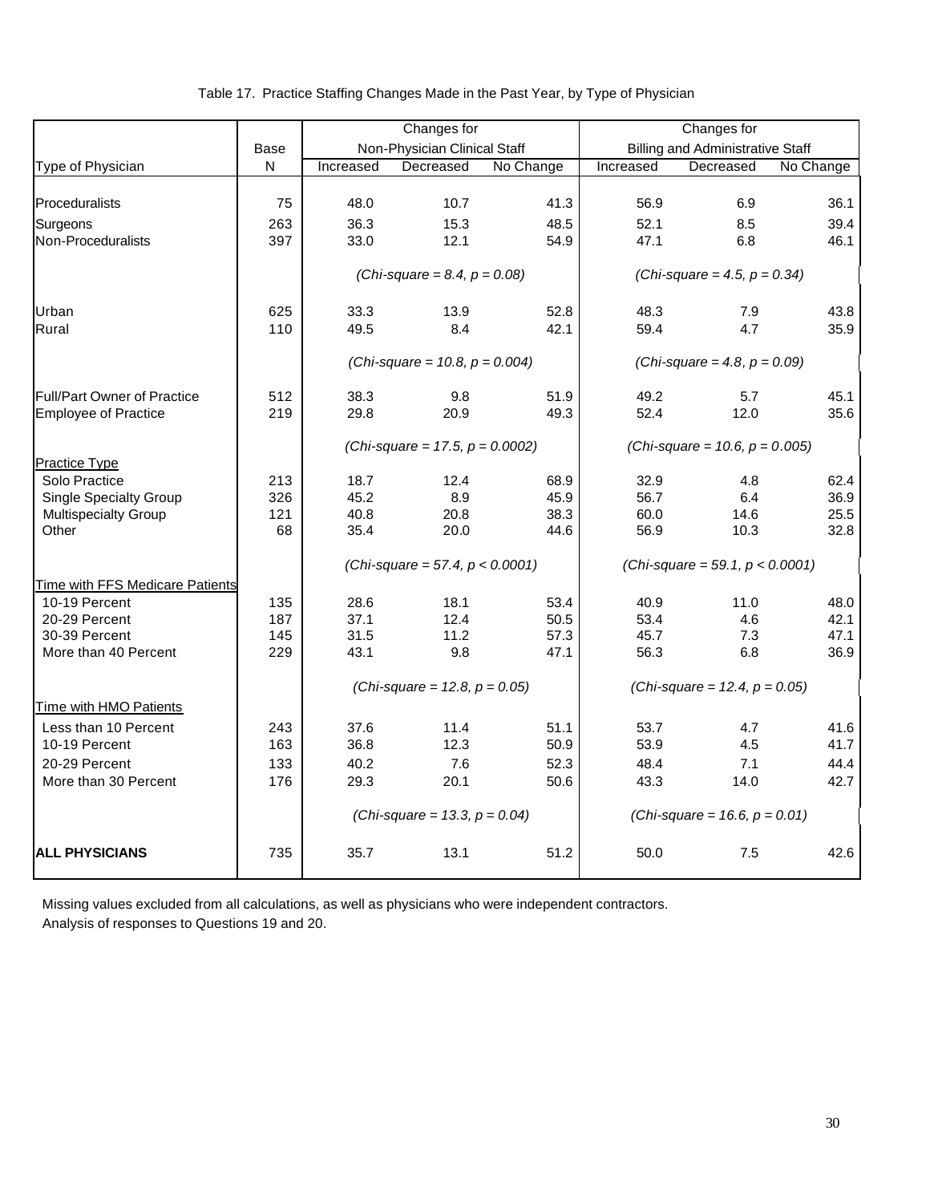Table 17. Practice Staffing Changes Made in the Past Year, by Type of Physician

| | Base | Changes for Non-Physician Clinical Staff | | | Changes for Billing and Administrative Staff | | |
|---|---|---|---|---|---|---|---|
| Type of Physician | N | Increased | Decreased | No Change | Increased | Decreased | No Change |
| Proceduralists | 75 | 48.0 | 10.7 | 41.3 | 56.9 | 6.9 | 36.1 |
| Surgeons | 263 | 36.3 | 15.3 | 48.5 | 52.1 | 8.5 | 39.4 |
| Non-Proceduralists | 397 | 33.0 | 12.1 | 54.9 | 47.1 | 6.8 | 46.1 |
| | | *(Chi-square = 8.4, p = 0.08)* | | | *(Chi-square = 4.5, p = 0.34)* | | |
| Urban | 625 | 33.3 | 13.9 | 52.8 | 48.3 | 7.9 | 43.8 |
| Rural | 110 | 49.5 | 8.4 | 42.1 | 59.4 | 4.7 | 35.9 |
| | | *(Chi-square = 10.8, p = 0.004)* | | | *(Chi-square = 4.8, p = 0.09)* | | |
| Full/Part Owner of Practice | 512 | 38.3 | 9.8 | 51.9 | 49.2 | 5.7 | 45.1 |
| Employee of Practice | 219 | 29.8 | 20.9 | 49.3 | 52.4 | 12.0 | 35.6 |
| | | *(Chi-square = 17.5, p = 0.0002)* | | | *(Chi-square = 10.6, p = 0.005)* | | |
| Practice Type | | | | | | | |
| Solo Practice | 213 | 18.7 | 12.4 | 68.9 | 32.9 | 4.8 | 62.4 |
| Single Specialty Group | 326 | 45.2 | 8.9 | 45.9 | 56.7 | 6.4 | 36.9 |
| Multispecialty Group | 121 | 40.8 | 20.8 | 38.3 | 60.0 | 14.6 | 25.5 |
| Other | 68 | 35.4 | 20.0 | 44.6 | 56.9 | 10.3 | 32.8 |
| | | *(Chi-square = 57.4, p < 0.0001)* | | | *(Chi-square = 59.1, p < 0.0001)* | | |
| Time with FFS Medicare Patients | | | | | | | |
| 10-19 Percent | 135 | 28.6 | 18.1 | 53.4 | 40.9 | 11.0 | 48.0 |
| 20-29 Percent | 187 | 37.1 | 12.4 | 50.5 | 53.4 | 4.6 | 42.1 |
| 30-39 Percent | 145 | 31.5 | 11.2 | 57.3 | 45.7 | 7.3 | 47.1 |
| More than 40 Percent | 229 | 43.1 | 9.8 | 47.1 | 56.3 | 6.8 | 36.9 |
| | | *(Chi-square = 12.8, p = 0.05)* | | | *(Chi-square = 12.4, p = 0.05)* | | |
| Time with HMO Patients | | | | | | | |
| Less than 10 Percent | 243 | 37.6 | 11.4 | 51.1 | 53.7 | 4.7 | 41.6 |
| 10-19 Percent | 163 | 36.8 | 12.3 | 50.9 | 53.9 | 4.5 | 41.7 |
| 20-29 Percent | 133 | 40.2 | 7.6 | 52.3 | 48.4 | 7.1 | 44.4 |
| More than 30 Percent | 176 | 29.3 | 20.1 | 50.6 | 43.3 | 14.0 | 42.7 |
| | | *(Chi-square = 13.3, p = 0.04)* | | | *(Chi-square = 16.6, p = 0.01)* | | |
| **ALL PHYSICIANS** | 735 | 35.7 | 13.1 | 51.2 | 50.0 | 7.5 | 42.6 |

Missing values excluded from all calculations, as well as physicians who were independent contractors.
Analysis of responses to Questions 19 and 20.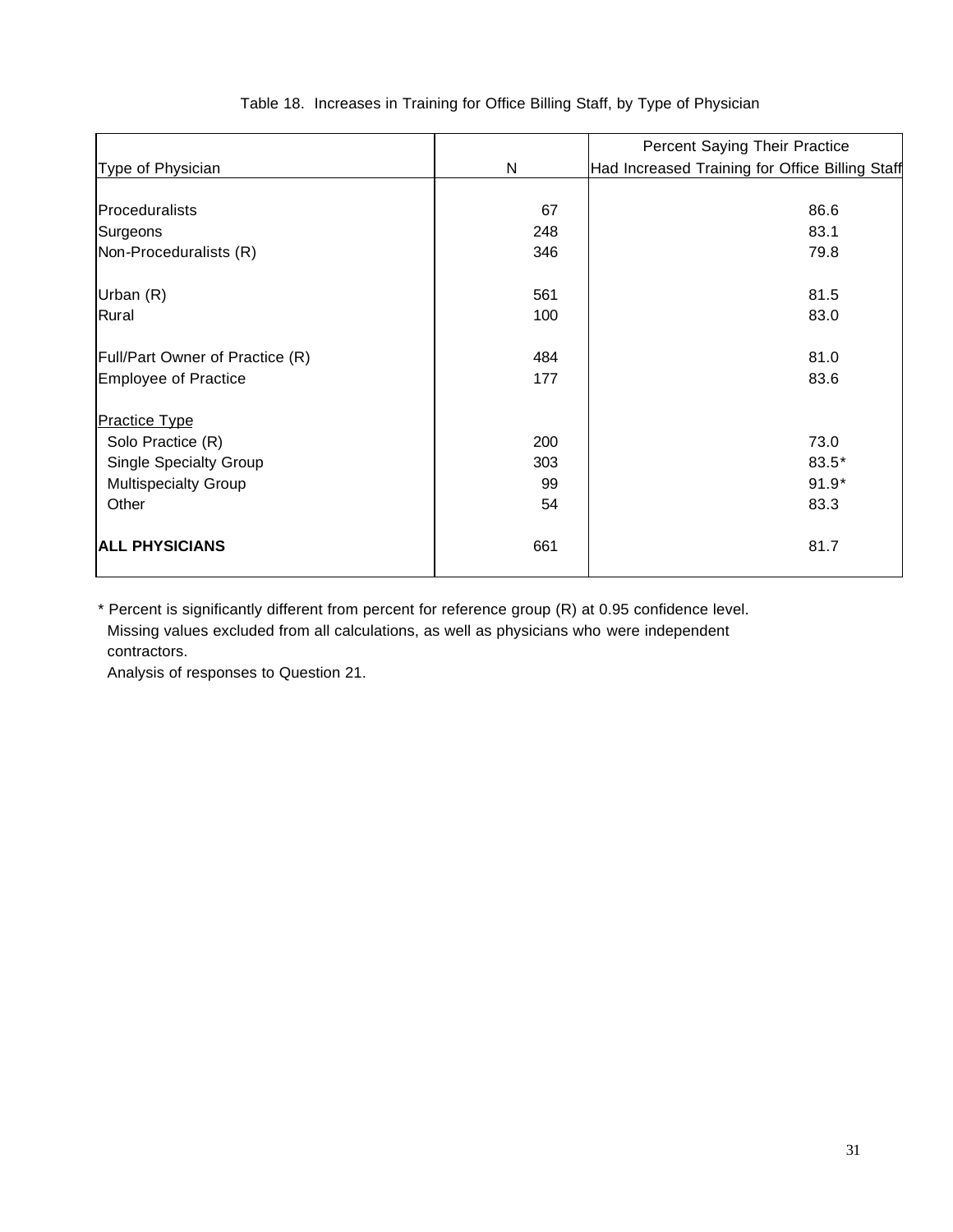Table 18. Increases in Training for Office Billing Staff, by Type of Physician

| Type of Physician | N | Percent Saying Their Practice Had Increased Training for Office Billing Staff |
|---|---|---|
| Proceduralists | 67 | 86.6 |
| Surgeons | 248 | 83.1 |
| Non-Proceduralists (R) | 346 | 79.8 |
| Urban (R) | 561 | 81.5 |
| Rural | 100 | 83.0 |
| Full/Part Owner of Practice (R) | 484 | 81.0 |
| Employee of Practice | 177 | 83.6 |
| Practice Type | | |
| Solo Practice (R) | 200 | 73.0 |
| Single Specialty Group | 303 | 83.5* |
| Multispecialty Group | 99 | 91.9* |
| Other | 54 | 83.3 |
| **ALL PHYSICIANS** | 661 | 81.7 |

* Percent is significantly different from percent for reference group (R) at 0.95 confidence level.
Missing values excluded from all calculations, as well as physicians who were independent contractors.
Analysis of responses to Question 21.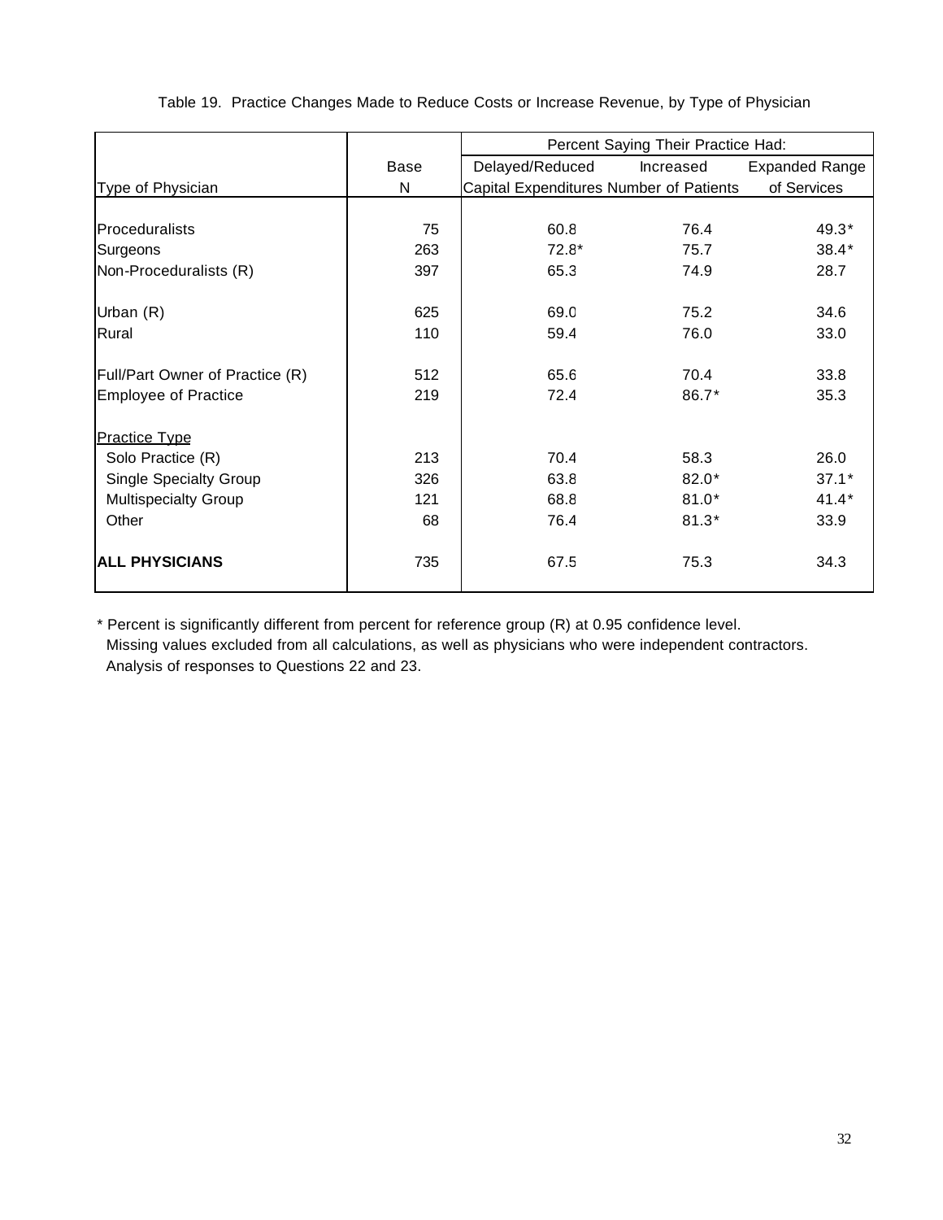Table 19. Practice Changes Made to Reduce Costs or Increase Revenue, by Type of Physician

| Type of Physician | Base N | Percent Saying Their Practice Had: Delayed/Reduced Capital Expenditures | Increased Number of Patients | Expanded Range of Services |
|---|---|---|---|---|
| Proceduralists | 75 | 60.8 | 76.4 | 49.3* |
| Surgeons | 263 | 72.8* | 75.7 | 38.4* |
| Non-Proceduralists (R) | 397 | 65.3 | 74.9 | 28.7 |
| | | | | |
| Urban (R) | 625 | 69.0 | 75.2 | 34.6 |
| Rural | 110 | 59.4 | 76.0 | 33.0 |
| | | | | |
| Full/Part Owner of Practice (R) | 512 | 65.6 | 70.4 | 33.8 |
| Employee of Practice | 219 | 72.4 | 86.7* | 35.3 |
| | | | | |
| Practice Type | | | | |
| Solo Practice (R) | 213 | 70.4 | 58.3 | 26.0 |
| Single Specialty Group | 326 | 63.8 | 82.0* | 37.1* |
| Multispecialty Group | 121 | 68.8 | 81.0* | 41.4* |
| Other | 68 | 76.4 | 81.3* | 33.9 |
| | | | | |
| **ALL PHYSICIANS** | 735 | 67.5 | 75.3 | 34.3 |

\* Percent is significantly different from percent for reference group (R) at 0.95 confidence level.
Missing values excluded from all calculations, as well as physicians who were independent contractors.
Analysis of responses to Questions 22 and 23.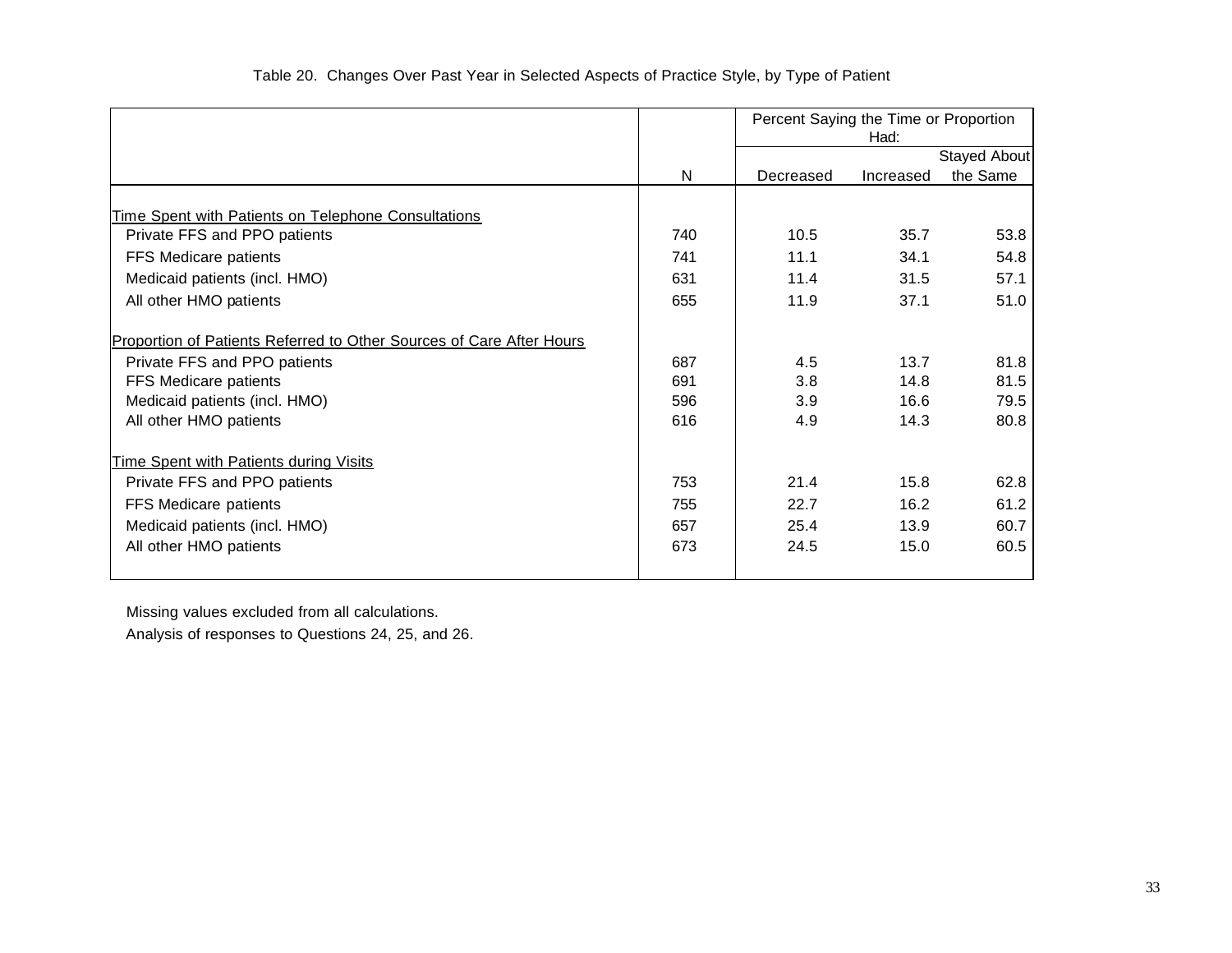Table 20. Changes Over Past Year in Selected Aspects of Practice Style, by Type of Patient

| | N | Percent Saying the Time or Proportion Had: | | |
|---|---|---|---|---|
| | | Decreased | Increased | Stayed About the Same |
| Time Spent with Patients on Telephone Consultations | | | | |
| Private FFS and PPO patients | 740 | 10.5 | 35.7 | 53.8 |
| FFS Medicare patients | 741 | 11.1 | 34.1 | 54.8 |
| Medicaid patients (incl. HMO) | 631 | 11.4 | 31.5 | 57.1 |
| All other HMO patients | 655 | 11.9 | 37.1 | 51.0 |
| Proportion of Patients Referred to Other Sources of Care After Hours | | | | |
| Private FFS and PPO patients | 687 | 4.5 | 13.7 | 81.8 |
| FFS Medicare patients | 691 | 3.8 | 14.8 | 81.5 |
| Medicaid patients (incl. HMO) | 596 | 3.9 | 16.6 | 79.5 |
| All other HMO patients | 616 | 4.9 | 14.3 | 80.8 |
| Time Spent with Patients during Visits | | | | |
| Private FFS and PPO patients | 753 | 21.4 | 15.8 | 62.8 |
| FFS Medicare patients | 755 | 22.7 | 16.2 | 61.2 |
| Medicaid patients (incl. HMO) | 657 | 25.4 | 13.9 | 60.7 |
| All other HMO patients | 673 | 24.5 | 15.0 | 60.5 |

Missing values excluded from all calculations.

Analysis of responses to Questions 24, 25, and 26.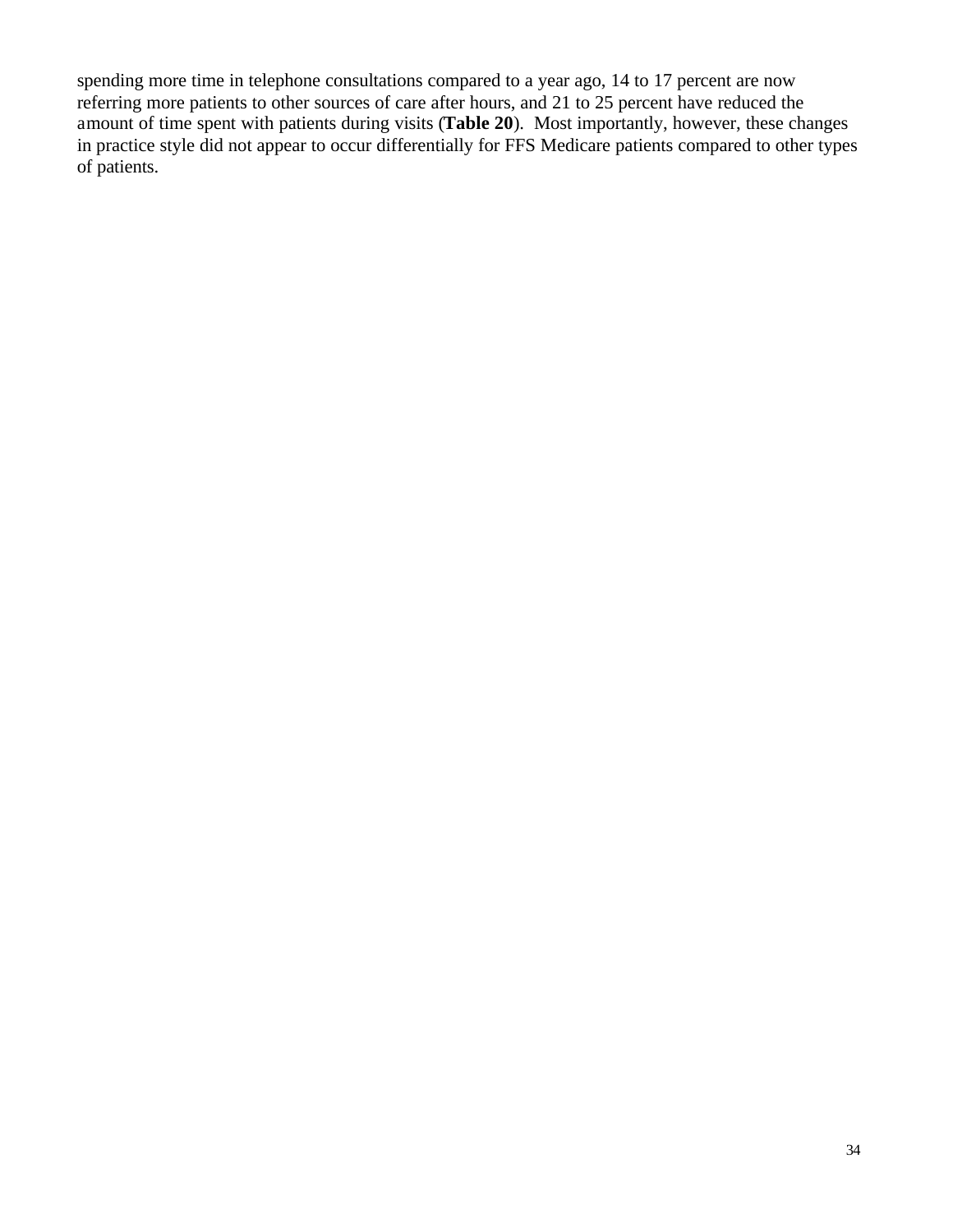spending more time in telephone consultations compared to a year ago, 14 to 17 percent are now referring more patients to other sources of care after hours, and 21 to 25 percent have reduced the amount of time spent with patients during visits (**Table 20**). Most importantly, however, these changes in practice style did not appear to occur differentially for FFS Medicare patients compared to other types of patients.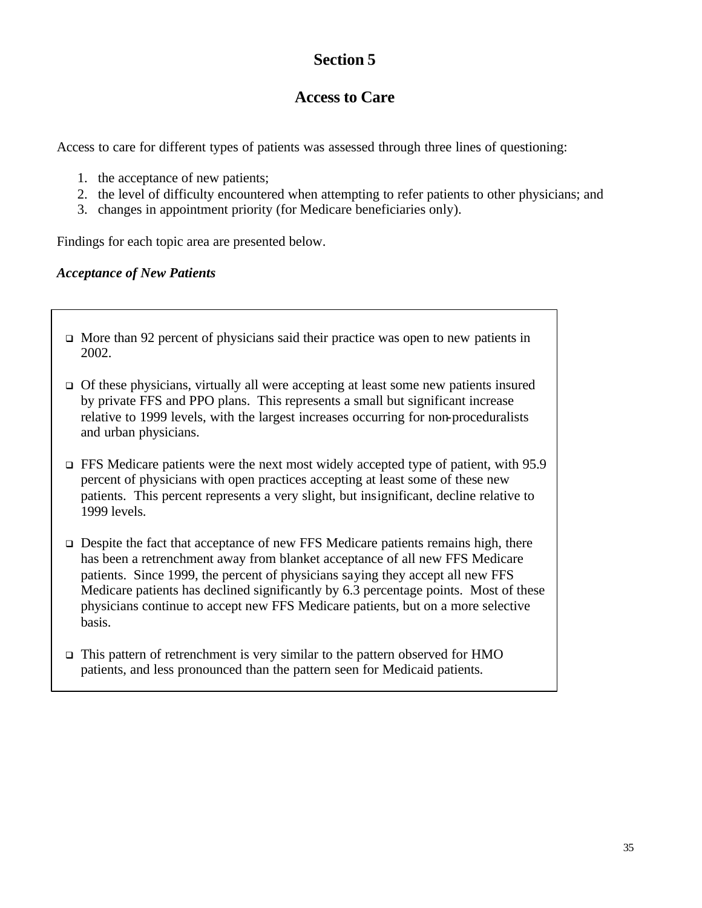# Section 5

## Access to Care

Access to care for different types of patients was assessed through three lines of questioning:

1. the acceptance of new patients;
2. the level of difficulty encountered when attempting to refer patients to other physicians; and
3. changes in appointment priority (for Medicare beneficiaries only).

Findings for each topic area are presented below.

***Acceptance of New Patients***

- More than 92 percent of physicians said their practice was open to new patients in 2002.

- Of these physicians, virtually all were accepting at least some new patients insured by private FFS and PPO plans. This represents a small but significant increase relative to 1999 levels, with the largest increases occurring for non-proceduralists and urban physicians.

- FFS Medicare patients were the next most widely accepted type of patient, with 95.9 percent of physicians with open practices accepting at least some of these new patients. This percent represents a very slight, but insignificant, decline relative to 1999 levels.

- Despite the fact that acceptance of new FFS Medicare patients remains high, there has been a retrenchment away from blanket acceptance of all new FFS Medicare patients. Since 1999, the percent of physicians saying they accept all new FFS Medicare patients has declined significantly by 6.3 percentage points. Most of these physicians continue to accept new FFS Medicare patients, but on a more selective basis.

- This pattern of retrenchment is very similar to the pattern observed for HMO patients, and less pronounced than the pattern seen for Medicaid patients.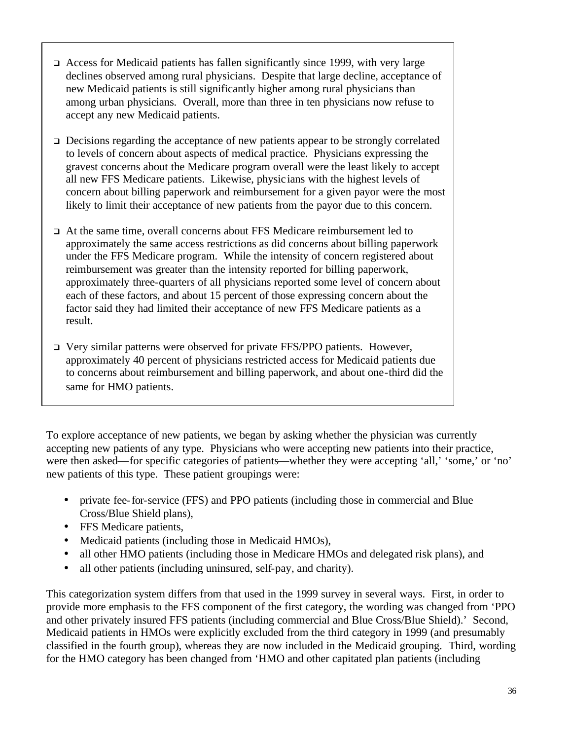- Access for Medicaid patients has fallen significantly since 1999, with very large declines observed among rural physicians. Despite that large decline, acceptance of new Medicaid patients is still significantly higher among rural physicians than among urban physicians. Overall, more than three in ten physicians now refuse to accept any new Medicaid patients.

- Decisions regarding the acceptance of new patients appear to be strongly correlated to levels of concern about aspects of medical practice. Physicians expressing the gravest concerns about the Medicare program overall were the least likely to accept all new FFS Medicare patients. Likewise, physicians with the highest levels of concern about billing paperwork and reimbursement for a given payor were the most likely to limit their acceptance of new patients from the payor due to this concern.

- At the same time, overall concerns about FFS Medicare reimbursement led to approximately the same access restrictions as did concerns about billing paperwork under the FFS Medicare program. While the intensity of concern registered about reimbursement was greater than the intensity reported for billing paperwork, approximately three-quarters of all physicians reported some level of concern about each of these factors, and about 15 percent of those expressing concern about the factor said they had limited their acceptance of new FFS Medicare patients as a result.

- Very similar patterns were observed for private FFS/PPO patients. However, approximately 40 percent of physicians restricted access for Medicaid patients due to concerns about reimbursement and billing paperwork, and about one-third did the same for HMO patients.

To explore acceptance of new patients, we began by asking whether the physician was currently accepting new patients of any type. Physicians who were accepting new patients into their practice, were then asked—for specific categories of patients—whether they were accepting 'all,' 'some,' or 'no' new patients of this type. These patient groupings were:

- private fee-for-service (FFS) and PPO patients (including those in commercial and Blue Cross/Blue Shield plans),
- FFS Medicare patients,
- Medicaid patients (including those in Medicaid HMOs),
- all other HMO patients (including those in Medicare HMOs and delegated risk plans), and
- all other patients (including uninsured, self-pay, and charity).

This categorization system differs from that used in the 1999 survey in several ways. First, in order to provide more emphasis to the FFS component of the first category, the wording was changed from 'PPO and other privately insured FFS patients (including commercial and Blue Cross/Blue Shield).' Second, Medicaid patients in HMOs were explicitly excluded from the third category in 1999 (and presumably classified in the fourth group), whereas they are now included in the Medicaid grouping. Third, wording for the HMO category has been changed from 'HMO and other capitated plan patients (including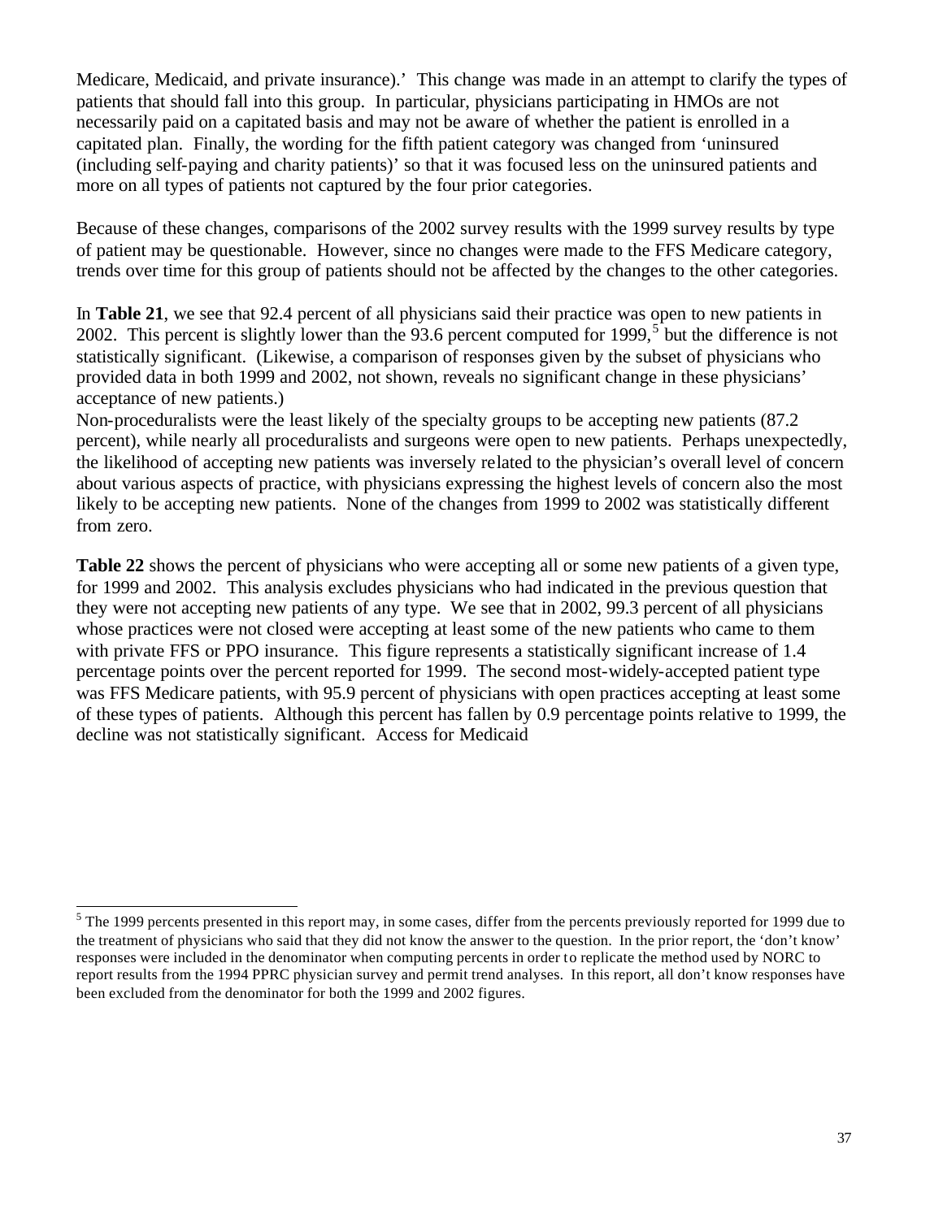Medicare, Medicaid, and private insurance).' This change was made in an attempt to clarify the types of patients that should fall into this group. In particular, physicians participating in HMOs are not necessarily paid on a capitated basis and may not be aware of whether the patient is enrolled in a capitated plan. Finally, the wording for the fifth patient category was changed from 'uninsured (including self-paying and charity patients)' so that it was focused less on the uninsured patients and more on all types of patients not captured by the four prior categories.

Because of these changes, comparisons of the 2002 survey results with the 1999 survey results by type of patient may be questionable. However, since no changes were made to the FFS Medicare category, trends over time for this group of patients should not be affected by the changes to the other categories.

In **Table 21**, we see that 92.4 percent of all physicians said their practice was open to new patients in 2002. This percent is slightly lower than the 93.6 percent computed for 1999,[5] but the difference is not statistically significant. (Likewise, a comparison of responses given by the subset of physicians who provided data in both 1999 and 2002, not shown, reveals no significant change in these physicians' acceptance of new patients.)

Non-proceduralists were the least likely of the specialty groups to be accepting new patients (87.2 percent), while nearly all proceduralists and surgeons were open to new patients. Perhaps unexpectedly, the likelihood of accepting new patients was inversely related to the physician's overall level of concern about various aspects of practice, with physicians expressing the highest levels of concern also the most likely to be accepting new patients. None of the changes from 1999 to 2002 was statistically different from zero.

**Table 22** shows the percent of physicians who were accepting all or some new patients of a given type, for 1999 and 2002. This analysis excludes physicians who had indicated in the previous question that they were not accepting new patients of any type. We see that in 2002, 99.3 percent of all physicians whose practices were not closed were accepting at least some of the new patients who came to them with private FFS or PPO insurance. This figure represents a statistically significant increase of 1.4 percentage points over the percent reported for 1999. The second most-widely-accepted patient type was FFS Medicare patients, with 95.9 percent of physicians with open practices accepting at least some of these types of patients. Although this percent has fallen by 0.9 percentage points relative to 1999, the decline was not statistically significant. Access for Medicaid

[5] The 1999 percents presented in this report may, in some cases, differ from the percents previously reported for 1999 due to the treatment of physicians who said that they did not know the answer to the question. In the prior report, the 'don't know' responses were included in the denominator when computing percents in order to replicate the method used by NORC to report results from the 1994 PPRC physician survey and permit trend analyses. In this report, all don't know responses have been excluded from the denominator for both the 1999 and 2002 figures.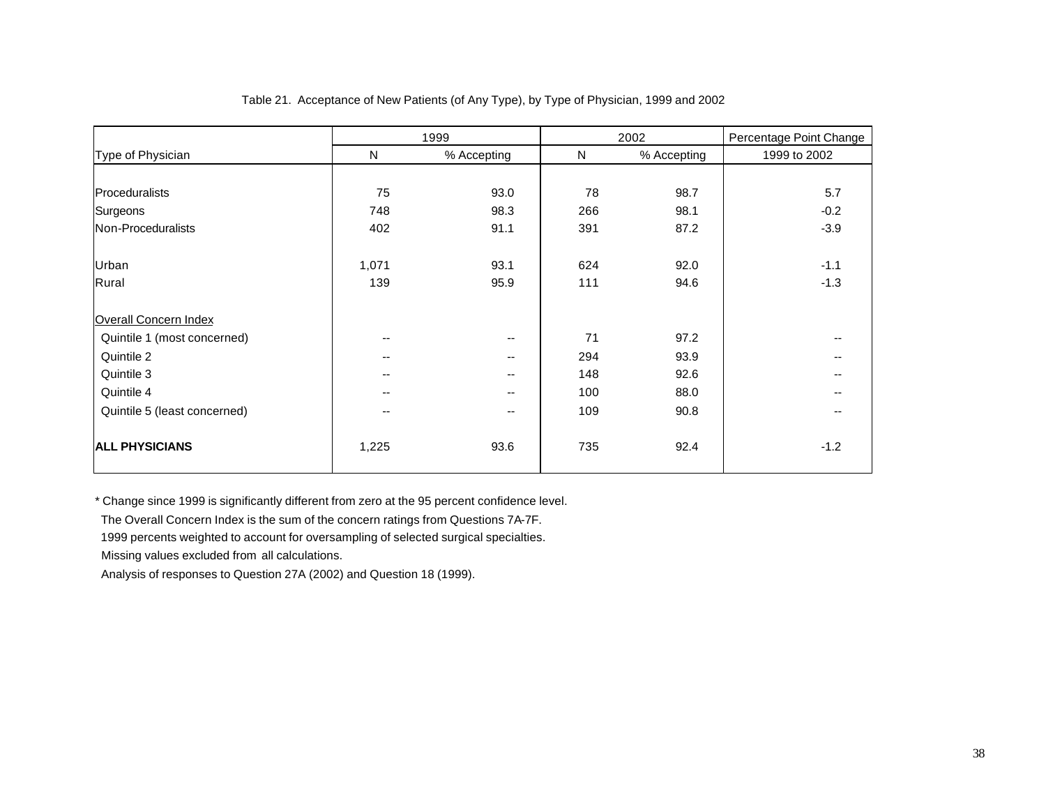Table 21. Acceptance of New Patients (of Any Type), by Type of Physician, 1999 and 2002

| | 1999 | | 2002 | | Percentage Point Change |
|---|---|---|---|---|---|
| Type of Physician | N | % Accepting | N | % Accepting | 1999 to 2002 |
| Proceduralists | 75 | 93.0 | 78 | 98.7 | 5.7 |
| Surgeons | 748 | 98.3 | 266 | 98.1 | -0.2 |
| Non-Proceduralists | 402 | 91.1 | 391 | 87.2 | -3.9 |
| Urban | 1,071 | 93.1 | 624 | 92.0 | -1.1 |
| Rural | 139 | 95.9 | 111 | 94.6 | -1.3 |
| Overall Concern Index | | | | | |
| Quintile 1 (most concerned) | -- | -- | 71 | 97.2 | -- |
| Quintile 2 | -- | -- | 294 | 93.9 | -- |
| Quintile 3 | -- | -- | 148 | 92.6 | -- |
| Quintile 4 | -- | -- | 100 | 88.0 | -- |
| Quintile 5 (least concerned) | -- | -- | 109 | 90.8 | -- |
| **ALL PHYSICIANS** | 1,225 | 93.6 | 735 | 92.4 | -1.2 |

* Change since 1999 is significantly different from zero at the 95 percent confidence level.

The Overall Concern Index is the sum of the concern ratings from Questions 7A-7F.

1999 percents weighted to account for oversampling of selected surgical specialties.

Missing values excluded from all calculations.

Analysis of responses to Question 27A (2002) and Question 18 (1999).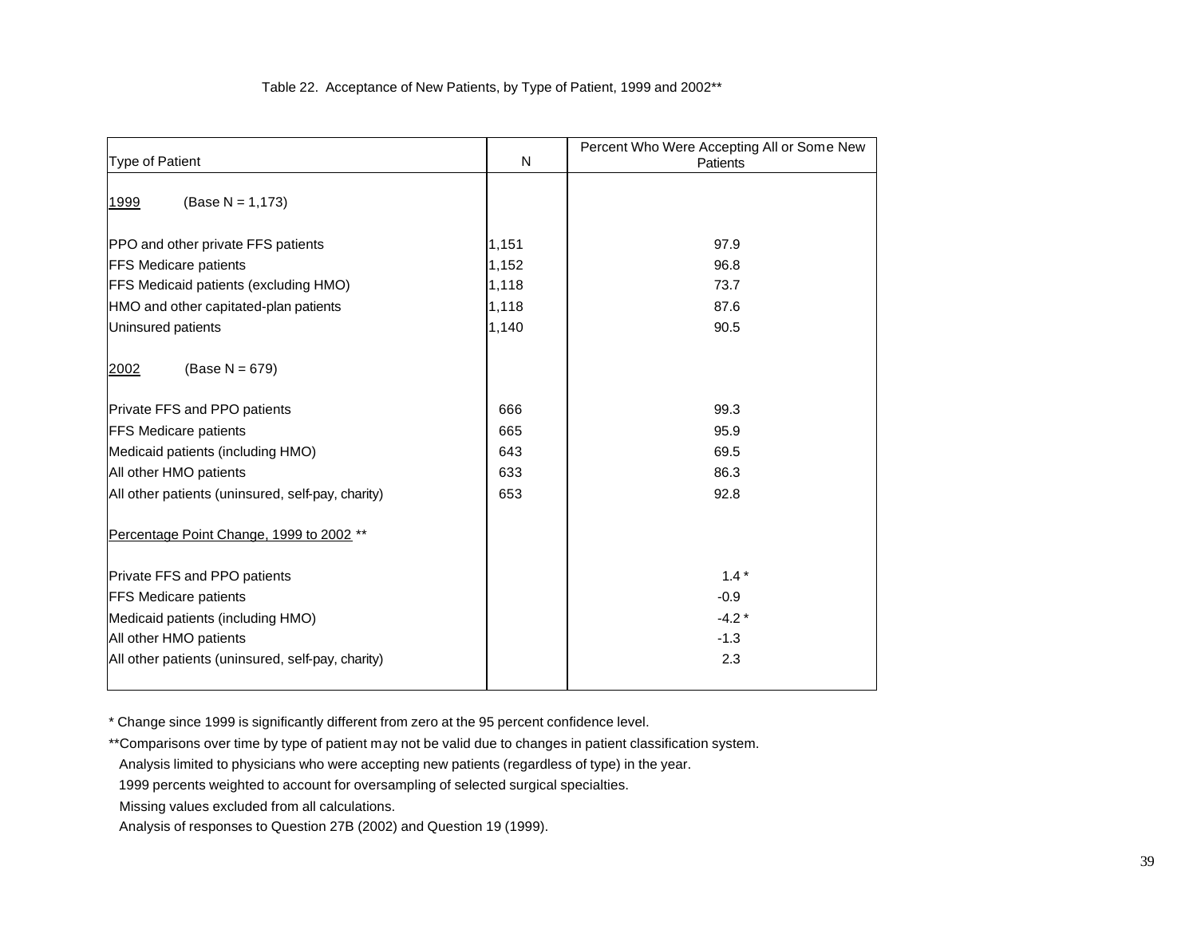Table 22. Acceptance of New Patients, by Type of Patient, 1999 and 2002**

| Type of Patient | N | Percent Who Were Accepting All or Some New Patients |
|---|---|---|
| 1999 (Base N = 1,173) | | |
| PPO and other private FFS patients | 1,151 | 97.9 |
| FFS Medicare patients | 1,152 | 96.8 |
| FFS Medicaid patients (excluding HMO) | 1,118 | 73.7 |
| HMO and other capitated-plan patients | 1,118 | 87.6 |
| Uninsured patients | 1,140 | 90.5 |
| 2002 (Base N = 679) | | |
| Private FFS and PPO patients | 666 | 99.3 |
| FFS Medicare patients | 665 | 95.9 |
| Medicaid patients (including HMO) | 643 | 69.5 |
| All other HMO patients | 633 | 86.3 |
| All other patients (uninsured, self-pay, charity) | 653 | 92.8 |
| Percentage Point Change, 1999 to 2002 ** | | |
| Private FFS and PPO patients | | 1.4 * |
| FFS Medicare patients | | -0.9 |
| Medicaid patients (including HMO) | | -4.2 * |
| All other HMO patients | | -1.3 |
| All other patients (uninsured, self-pay, charity) | | 2.3 |

* Change since 1999 is significantly different from zero at the 95 percent confidence level.

**Comparisons over time by type of patient may not be valid due to changes in patient classification system.

Analysis limited to physicians who were accepting new patients (regardless of type) in the year.

1999 percents weighted to account for oversampling of selected surgical specialties.

Missing values excluded from all calculations.

Analysis of responses to Question 27B (2002) and Question 19 (1999).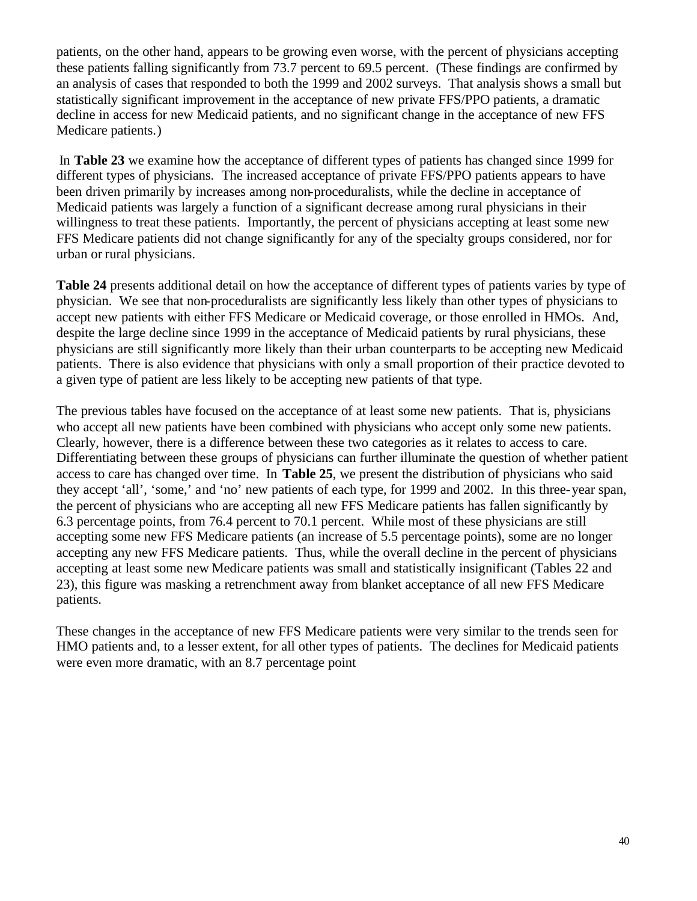patients, on the other hand, appears to be growing even worse, with the percent of physicians accepting these patients falling significantly from 73.7 percent to 69.5 percent. (These findings are confirmed by an analysis of cases that responded to both the 1999 and 2002 surveys. That analysis shows a small but statistically significant improvement in the acceptance of new private FFS/PPO patients, a dramatic decline in access for new Medicaid patients, and no significant change in the acceptance of new FFS Medicare patients.)

In **Table 23** we examine how the acceptance of different types of patients has changed since 1999 for different types of physicians. The increased acceptance of private FFS/PPO patients appears to have been driven primarily by increases among non-proceduralists, while the decline in acceptance of Medicaid patients was largely a function of a significant decrease among rural physicians in their willingness to treat these patients. Importantly, the percent of physicians accepting at least some new FFS Medicare patients did not change significantly for any of the specialty groups considered, nor for urban or rural physicians.

**Table 24** presents additional detail on how the acceptance of different types of patients varies by type of physician. We see that non-proceduralists are significantly less likely than other types of physicians to accept new patients with either FFS Medicare or Medicaid coverage, or those enrolled in HMOs. And, despite the large decline since 1999 in the acceptance of Medicaid patients by rural physicians, these physicians are still significantly more likely than their urban counterparts to be accepting new Medicaid patients. There is also evidence that physicians with only a small proportion of their practice devoted to a given type of patient are less likely to be accepting new patients of that type.

The previous tables have focused on the acceptance of at least some new patients. That is, physicians who accept all new patients have been combined with physicians who accept only some new patients. Clearly, however, there is a difference between these two categories as it relates to access to care. Differentiating between these groups of physicians can further illuminate the question of whether patient access to care has changed over time. In **Table 25**, we present the distribution of physicians who said they accept 'all', 'some,' and 'no' new patients of each type, for 1999 and 2002. In this three-year span, the percent of physicians who are accepting all new FFS Medicare patients has fallen significantly by 6.3 percentage points, from 76.4 percent to 70.1 percent. While most of these physicians are still accepting some new FFS Medicare patients (an increase of 5.5 percentage points), some are no longer accepting any new FFS Medicare patients. Thus, while the overall decline in the percent of physicians accepting at least some new Medicare patients was small and statistically insignificant (Tables 22 and 23), this figure was masking a retrenchment away from blanket acceptance of all new FFS Medicare patients.

These changes in the acceptance of new FFS Medicare patients were very similar to the trends seen for HMO patients and, to a lesser extent, for all other types of patients. The declines for Medicaid patients were even more dramatic, with an 8.7 percentage point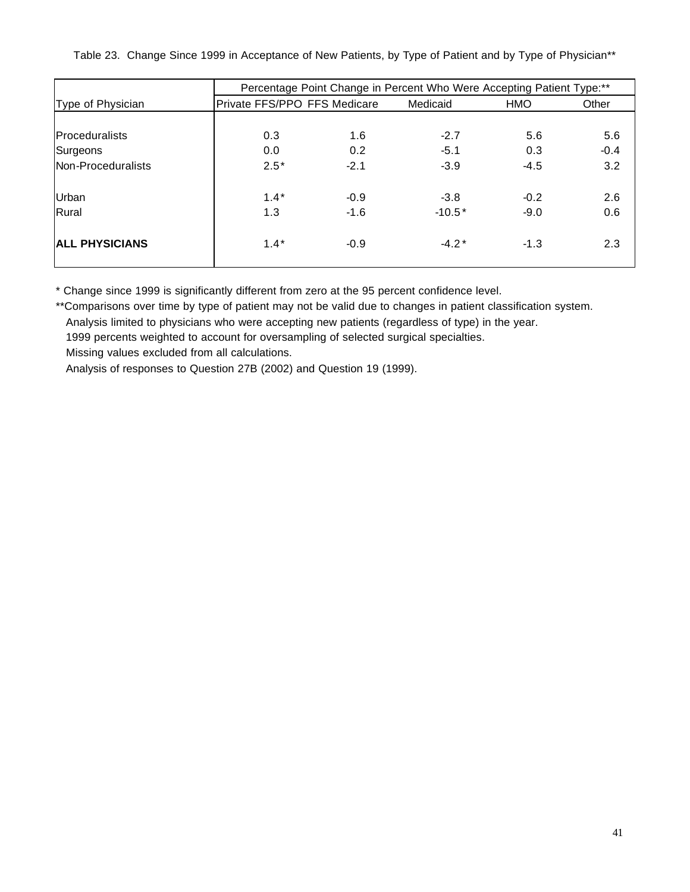Table 23. Change Since 1999 in Acceptance of New Patients, by Type of Patient and by Type of Physician**

| Type of Physician | Percentage Point Change in Percent Who Were Accepting Patient Type:** | | | | |
|---|---|---|---|---|---|
| | Private FFS/PPO | FFS Medicare | Medicaid | HMO | Other |
| Proceduralists | 0.3 | 1.6 | -2.7 | 5.6 | 5.6 |
| Surgeons | 0.0 | 0.2 | -5.1 | 0.3 | -0.4 |
| Non-Proceduralists | 2.5* | -2.1 | -3.9 | -4.5 | 3.2 |
| Urban | 1.4* | -0.9 | -3.8 | -0.2 | 2.6 |
| Rural | 1.3 | -1.6 | -10.5* | -9.0 | 0.6 |
| **ALL PHYSICIANS** | 1.4* | -0.9 | -4.2* | -1.3 | 2.3 |

* Change since 1999 is significantly different from zero at the 95 percent confidence level.

**Comparisons over time by type of patient may not be valid due to changes in patient classification system.

Analysis limited to physicians who were accepting new patients (regardless of type) in the year.

1999 percents weighted to account for oversampling of selected surgical specialties.

Missing values excluded from all calculations.

Analysis of responses to Question 27B (2002) and Question 19 (1999).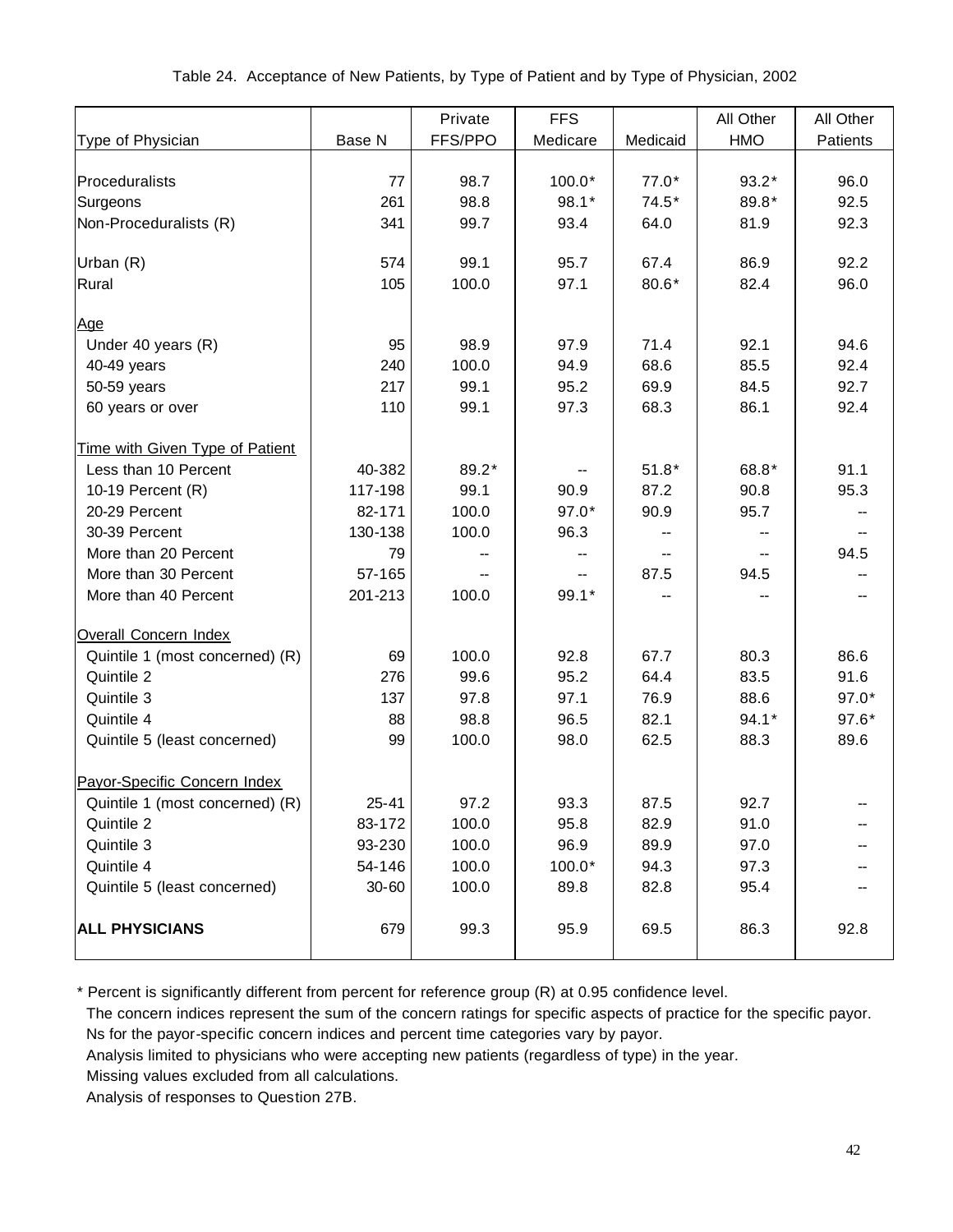Table 24. Acceptance of New Patients, by Type of Patient and by Type of Physician, 2002

| Type of Physician | Base N | Private FFS/PPO | FFS Medicare | Medicaid | All Other HMO | All Other Patients |
|---|---|---|---|---|---|---|
| Proceduralists | 77 | 98.7 | 100.0* | 77.0* | 93.2* | 96.0 |
| Surgeons | 261 | 98.8 | 98.1* | 74.5* | 89.8* | 92.5 |
| Non-Proceduralists (R) | 341 | 99.7 | 93.4 | 64.0 | 81.9 | 92.3 |
| Urban (R) | 574 | 99.1 | 95.7 | 67.4 | 86.9 | 92.2 |
| Rural | 105 | 100.0 | 97.1 | 80.6* | 82.4 | 96.0 |
| Age | | | | | | |
| Under 40 years (R) | 95 | 98.9 | 97.9 | 71.4 | 92.1 | 94.6 |
| 40-49 years | 240 | 100.0 | 94.9 | 68.6 | 85.5 | 92.4 |
| 50-59 years | 217 | 99.1 | 95.2 | 69.9 | 84.5 | 92.7 |
| 60 years or over | 110 | 99.1 | 97.3 | 68.3 | 86.1 | 92.4 |
| Time with Given Type of Patient | | | | | | |
| Less than 10 Percent | 40-382 | 89.2* | -- | 51.8* | 68.8* | 91.1 |
| 10-19 Percent (R) | 117-198 | 99.1 | 90.9 | 87.2 | 90.8 | 95.3 |
| 20-29 Percent | 82-171 | 100.0 | 97.0* | 90.9 | 95.7 | -- |
| 30-39 Percent | 130-138 | 100.0 | 96.3 | -- | -- | -- |
| More than 20 Percent | 79 | -- | -- | -- | -- | 94.5 |
| More than 30 Percent | 57-165 | -- | -- | 87.5 | 94.5 | -- |
| More than 40 Percent | 201-213 | 100.0 | 99.1* | -- | -- | -- |
| Overall Concern Index | | | | | | |
| Quintile 1 (most concerned) (R) | 69 | 100.0 | 92.8 | 67.7 | 80.3 | 86.6 |
| Quintile 2 | 276 | 99.6 | 95.2 | 64.4 | 83.5 | 91.6 |
| Quintile 3 | 137 | 97.8 | 97.1 | 76.9 | 88.6 | 97.0* |
| Quintile 4 | 88 | 98.8 | 96.5 | 82.1 | 94.1* | 97.6* |
| Quintile 5 (least concerned) | 99 | 100.0 | 98.0 | 62.5 | 88.3 | 89.6 |
| Payor-Specific Concern Index | | | | | | |
| Quintile 1 (most concerned) (R) | 25-41 | 97.2 | 93.3 | 87.5 | 92.7 | -- |
| Quintile 2 | 83-172 | 100.0 | 95.8 | 82.9 | 91.0 | -- |
| Quintile 3 | 93-230 | 100.0 | 96.9 | 89.9 | 97.0 | -- |
| Quintile 4 | 54-146 | 100.0 | 100.0* | 94.3 | 97.3 | -- |
| Quintile 5 (least concerned) | 30-60 | 100.0 | 89.8 | 82.8 | 95.4 | -- |
| **ALL PHYSICIANS** | 679 | 99.3 | 95.9 | 69.5 | 86.3 | 92.8 |

\* Percent is significantly different from percent for reference group (R) at 0.95 confidence level.
The concern indices represent the sum of the concern ratings for specific aspects of practice for the specific payor.
Ns for the payor-specific concern indices and percent time categories vary by payor.
Analysis limited to physicians who were accepting new patients (regardless of type) in the year.
Missing values excluded from all calculations.
Analysis of responses to Question 27B.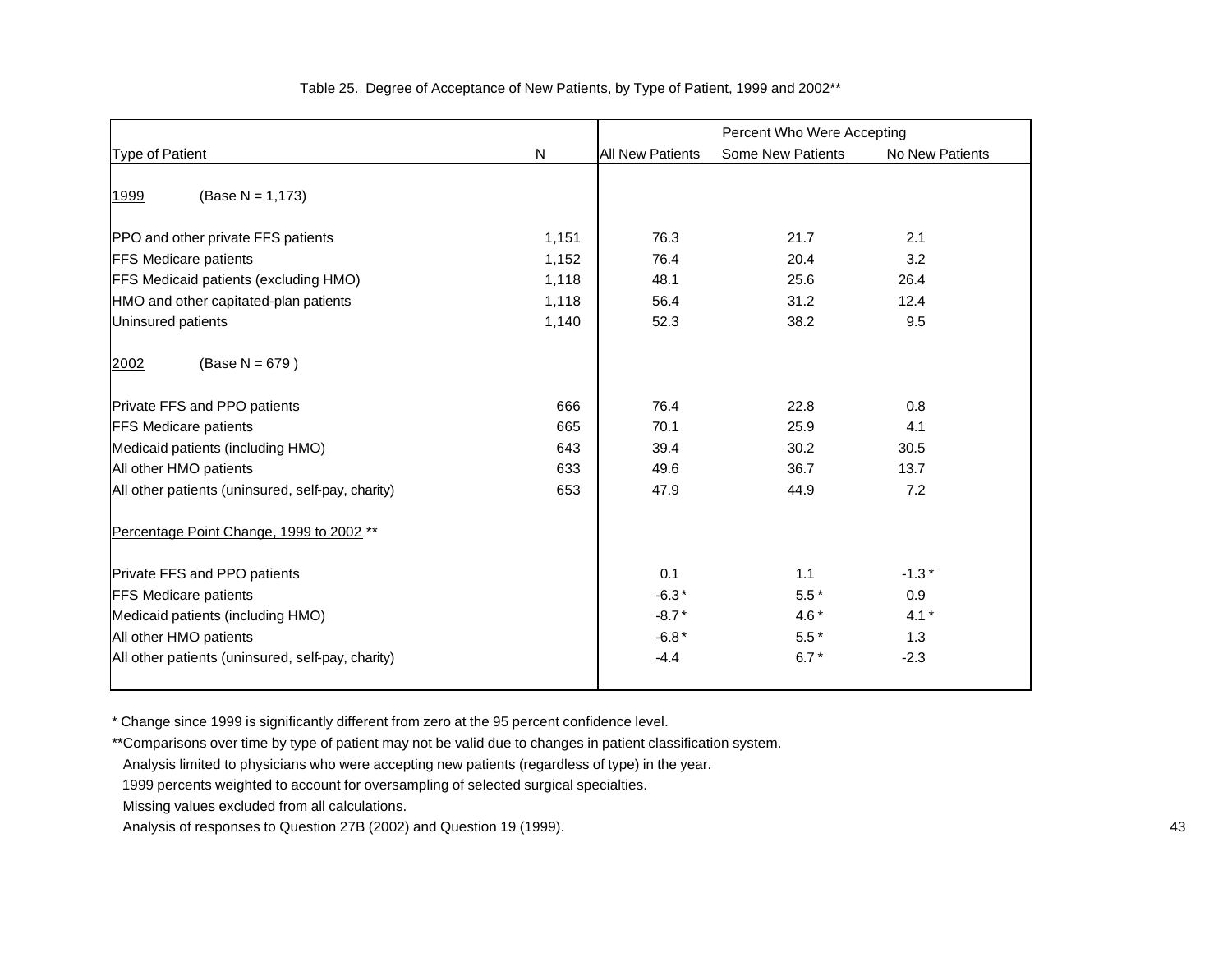Table 25. Degree of Acceptance of New Patients, by Type of Patient, 1999 and 2002**

| Type of Patient | N | Percent Who Were Accepting | | |
|---|---|---|---|---|
| | | All New Patients | Some New Patients | No New Patients |
| 1999 (Base N = 1,173) | | | | |
| PPO and other private FFS patients | 1,151 | 76.3 | 21.7 | 2.1 |
| FFS Medicare patients | 1,152 | 76.4 | 20.4 | 3.2 |
| FFS Medicaid patients (excluding HMO) | 1,118 | 48.1 | 25.6 | 26.4 |
| HMO and other capitated-plan patients | 1,118 | 56.4 | 31.2 | 12.4 |
| Uninsured patients | 1,140 | 52.3 | 38.2 | 9.5 |
| 2002 (Base N = 679 ) | | | | |
| Private FFS and PPO patients | 666 | 76.4 | 22.8 | 0.8 |
| FFS Medicare patients | 665 | 70.1 | 25.9 | 4.1 |
| Medicaid patients (including HMO) | 643 | 39.4 | 30.2 | 30.5 |
| All other HMO patients | 633 | 49.6 | 36.7 | 13.7 |
| All other patients (uninsured, self-pay, charity) | 653 | 47.9 | 44.9 | 7.2 |
| Percentage Point Change, 1999 to 2002 ** | | | | |
| Private FFS and PPO patients | | 0.1 | 1.1 | -1.3 * |
| FFS Medicare patients | | -6.3 * | 5.5 * | 0.9 |
| Medicaid patients (including HMO) | | -8.7 * | 4.6 * | 4.1 * |
| All other HMO patients | | -6.8 * | 5.5 * | 1.3 |
| All other patients (uninsured, self-pay, charity) | | -4.4 | 6.7 * | -2.3 |

* Change since 1999 is significantly different from zero at the 95 percent confidence level.

**Comparisons over time by type of patient may not be valid due to changes in patient classification system.

Analysis limited to physicians who were accepting new patients (regardless of type) in the year.

1999 percents weighted to account for oversampling of selected surgical specialties.

Missing values excluded from all calculations.

Analysis of responses to Question 27B (2002) and Question 19 (1999).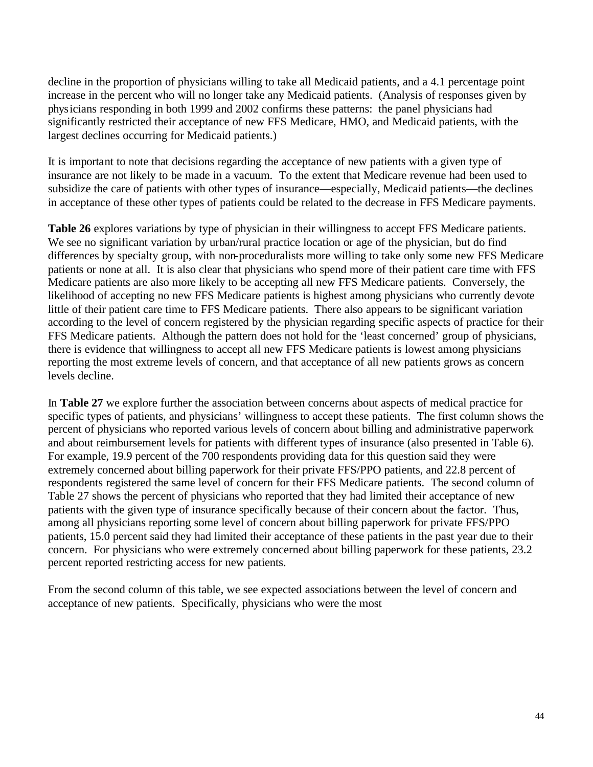decline in the proportion of physicians willing to take all Medicaid patients, and a 4.1 percentage point increase in the percent who will no longer take any Medicaid patients. (Analysis of responses given by physicians responding in both 1999 and 2002 confirms these patterns: the panel physicians had significantly restricted their acceptance of new FFS Medicare, HMO, and Medicaid patients, with the largest declines occurring for Medicaid patients.)

It is important to note that decisions regarding the acceptance of new patients with a given type of insurance are not likely to be made in a vacuum. To the extent that Medicare revenue had been used to subsidize the care of patients with other types of insurance—especially, Medicaid patients—the declines in acceptance of these other types of patients could be related to the decrease in FFS Medicare payments.

**Table 26** explores variations by type of physician in their willingness to accept FFS Medicare patients. We see no significant variation by urban/rural practice location or age of the physician, but do find differences by specialty group, with non-proceduralists more willing to take only some new FFS Medicare patients or none at all. It is also clear that physicians who spend more of their patient care time with FFS Medicare patients are also more likely to be accepting all new FFS Medicare patients. Conversely, the likelihood of accepting no new FFS Medicare patients is highest among physicians who currently devote little of their patient care time to FFS Medicare patients. There also appears to be significant variation according to the level of concern registered by the physician regarding specific aspects of practice for their FFS Medicare patients. Although the pattern does not hold for the 'least concerned' group of physicians, there is evidence that willingness to accept all new FFS Medicare patients is lowest among physicians reporting the most extreme levels of concern, and that acceptance of all new patients grows as concern levels decline.

In **Table 27** we explore further the association between concerns about aspects of medical practice for specific types of patients, and physicians' willingness to accept these patients. The first column shows the percent of physicians who reported various levels of concern about billing and administrative paperwork and about reimbursement levels for patients with different types of insurance (also presented in Table 6). For example, 19.9 percent of the 700 respondents providing data for this question said they were extremely concerned about billing paperwork for their private FFS/PPO patients, and 22.8 percent of respondents registered the same level of concern for their FFS Medicare patients. The second column of Table 27 shows the percent of physicians who reported that they had limited their acceptance of new patients with the given type of insurance specifically because of their concern about the factor. Thus, among all physicians reporting some level of concern about billing paperwork for private FFS/PPO patients, 15.0 percent said they had limited their acceptance of these patients in the past year due to their concern. For physicians who were extremely concerned about billing paperwork for these patients, 23.2 percent reported restricting access for new patients.

From the second column of this table, we see expected associations between the level of concern and acceptance of new patients. Specifically, physicians who were the most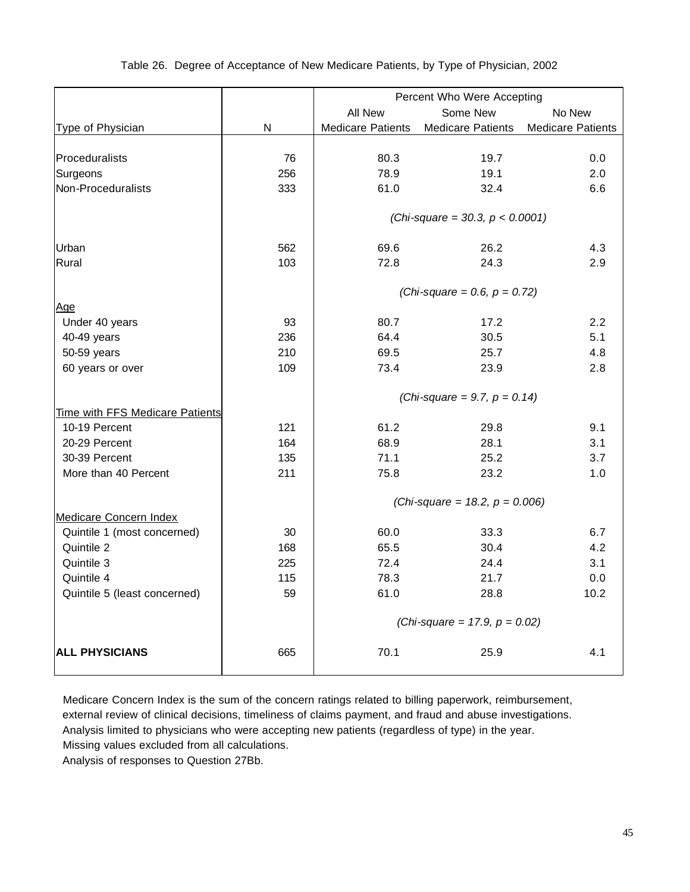Table 26. Degree of Acceptance of New Medicare Patients, by Type of Physician, 2002

| Type of Physician | N | Percent Who Were Accepting All New Medicare Patients | Some New Medicare Patients | No New Medicare Patients |
|---|---|---|---|---|
| Proceduralists | 76 | 80.3 | 19.7 | 0.0 |
| Surgeons | 256 | 78.9 | 19.1 | 2.0 |
| Non-Proceduralists | 333 | 61.0 | 32.4 | 6.6 |
| | | *(Chi-square = 30.3, p < 0.0001)* | | |
| Urban | 562 | 69.6 | 26.2 | 4.3 |
| Rural | 103 | 72.8 | 24.3 | 2.9 |
| | | *(Chi-square = 0.6, p = 0.72)* | | |
| Age | | | | |
| Under 40 years | 93 | 80.7 | 17.2 | 2.2 |
| 40-49 years | 236 | 64.4 | 30.5 | 5.1 |
| 50-59 years | 210 | 69.5 | 25.7 | 4.8 |
| 60 years or over | 109 | 73.4 | 23.9 | 2.8 |
| | | *(Chi-square = 9.7, p = 0.14)* | | |
| Time with FFS Medicare Patients | | | | |
| 10-19 Percent | 121 | 61.2 | 29.8 | 9.1 |
| 20-29 Percent | 164 | 68.9 | 28.1 | 3.1 |
| 30-39 Percent | 135 | 71.1 | 25.2 | 3.7 |
| More than 40 Percent | 211 | 75.8 | 23.2 | 1.0 |
| | | *(Chi-square = 18.2, p = 0.006)* | | |
| Medicare Concern Index | | | | |
| Quintile 1 (most concerned) | 30 | 60.0 | 33.3 | 6.7 |
| Quintile 2 | 168 | 65.5 | 30.4 | 4.2 |
| Quintile 3 | 225 | 72.4 | 24.4 | 3.1 |
| Quintile 4 | 115 | 78.3 | 21.7 | 0.0 |
| Quintile 5 (least concerned) | 59 | 61.0 | 28.8 | 10.2 |
| | | *(Chi-square = 17.9, p = 0.02)* | | |
| **ALL PHYSICIANS** | 665 | 70.1 | 25.9 | 4.1 |

Medicare Concern Index is the sum of the concern ratings related to billing paperwork, reimbursement, external review of clinical decisions, timeliness of claims payment, and fraud and abuse investigations.
Analysis limited to physicians who were accepting new patients (regardless of type) in the year.
Missing values excluded from all calculations.
Analysis of responses to Question 27Bb.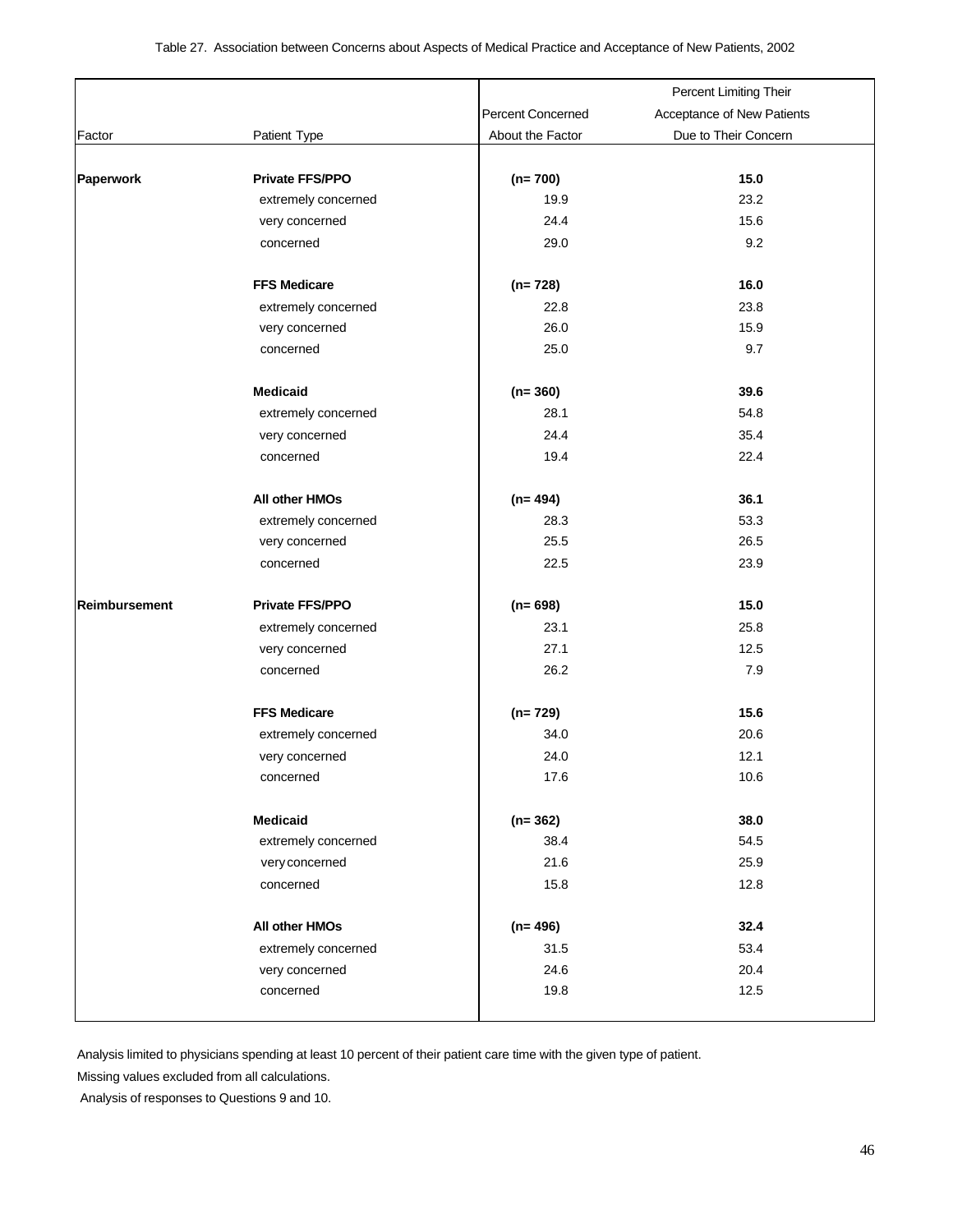Table 27. Association between Concerns about Aspects of Medical Practice and Acceptance of New Patients, 2002

| Factor | Patient Type | Percent Concerned About the Factor | Percent Limiting Their Acceptance of New Patients Due to Their Concern |
|---|---|---|---|
| **Paperwork** | **Private FFS/PPO** | **(n= 700)** | **15.0** |
| | extremely concerned | 19.9 | 23.2 |
| | very concerned | 24.4 | 15.6 |
| | concerned | 29.0 | 9.2 |
| | **FFS Medicare** | **(n= 728)** | **16.0** |
| | extremely concerned | 22.8 | 23.8 |
| | very concerned | 26.0 | 15.9 |
| | concerned | 25.0 | 9.7 |
| | **Medicaid** | **(n= 360)** | **39.6** |
| | extremely concerned | 28.1 | 54.8 |
| | very concerned | 24.4 | 35.4 |
| | concerned | 19.4 | 22.4 |
| | **All other HMOs** | **(n= 494)** | **36.1** |
| | extremely concerned | 28.3 | 53.3 |
| | very concerned | 25.5 | 26.5 |
| | concerned | 22.5 | 23.9 |
| **Reimbursement** | **Private FFS/PPO** | **(n= 698)** | **15.0** |
| | extremely concerned | 23.1 | 25.8 |
| | very concerned | 27.1 | 12.5 |
| | concerned | 26.2 | 7.9 |
| | **FFS Medicare** | **(n= 729)** | **15.6** |
| | extremely concerned | 34.0 | 20.6 |
| | very concerned | 24.0 | 12.1 |
| | concerned | 17.6 | 10.6 |
| | **Medicaid** | **(n= 362)** | **38.0** |
| | extremely concerned | 38.4 | 54.5 |
| | very concerned | 21.6 | 25.9 |
| | concerned | 15.8 | 12.8 |
| | **All other HMOs** | **(n= 496)** | **32.4** |
| | extremely concerned | 31.5 | 53.4 |
| | very concerned | 24.6 | 20.4 |
| | concerned | 19.8 | 12.5 |

Analysis limited to physicians spending at least 10 percent of their patient care time with the given type of patient.

Missing values excluded from all calculations.

Analysis of responses to Questions 9 and 10.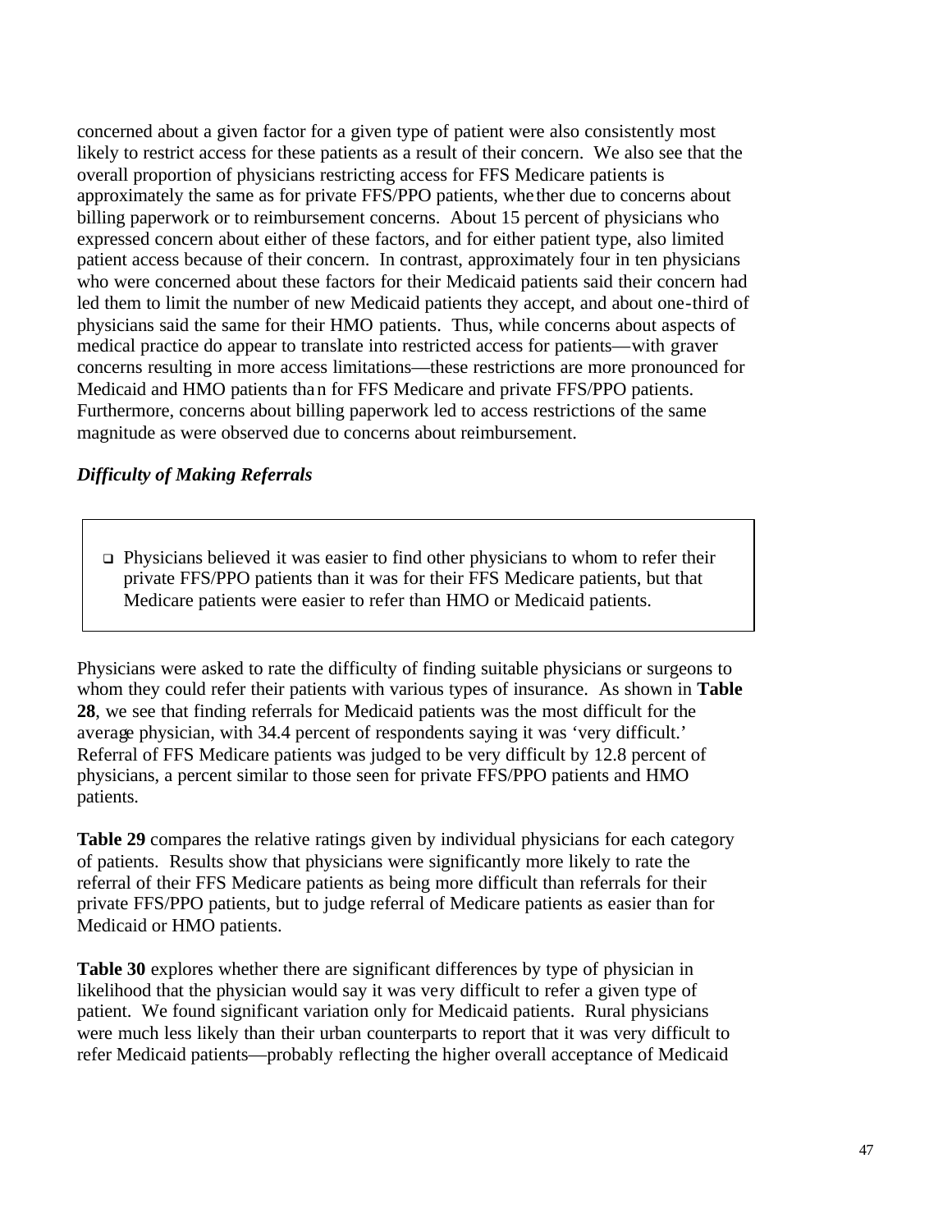concerned about a given factor for a given type of patient were also consistently most likely to restrict access for these patients as a result of their concern. We also see that the overall proportion of physicians restricting access for FFS Medicare patients is approximately the same as for private FFS/PPO patients, whether due to concerns about billing paperwork or to reimbursement concerns. About 15 percent of physicians who expressed concern about either of these factors, and for either patient type, also limited patient access because of their concern. In contrast, approximately four in ten physicians who were concerned about these factors for their Medicaid patients said their concern had led them to limit the number of new Medicaid patients they accept, and about one-third of physicians said the same for their HMO patients. Thus, while concerns about aspects of medical practice do appear to translate into restricted access for patients—with graver concerns resulting in more access limitations—these restrictions are more pronounced for Medicaid and HMO patients than for FFS Medicare and private FFS/PPO patients. Furthermore, concerns about billing paperwork led to access restrictions of the same magnitude as were observed due to concerns about reimbursement.

### *Difficulty of Making Referrals*

- Physicians believed it was easier to find other physicians to whom to refer their private FFS/PPO patients than it was for their FFS Medicare patients, but that Medicare patients were easier to refer than HMO or Medicaid patients.

Physicians were asked to rate the difficulty of finding suitable physicians or surgeons to whom they could refer their patients with various types of insurance. As shown in **Table 28**, we see that finding referrals for Medicaid patients was the most difficult for the average physician, with 34.4 percent of respondents saying it was 'very difficult.' Referral of FFS Medicare patients was judged to be very difficult by 12.8 percent of physicians, a percent similar to those seen for private FFS/PPO patients and HMO patients.

**Table 29** compares the relative ratings given by individual physicians for each category of patients. Results show that physicians were significantly more likely to rate the referral of their FFS Medicare patients as being more difficult than referrals for their private FFS/PPO patients, but to judge referral of Medicare patients as easier than for Medicaid or HMO patients.

**Table 30** explores whether there are significant differences by type of physician in likelihood that the physician would say it was very difficult to refer a given type of patient. We found significant variation only for Medicaid patients. Rural physicians were much less likely than their urban counterparts to report that it was very difficult to refer Medicaid patients—probably reflecting the higher overall acceptance of Medicaid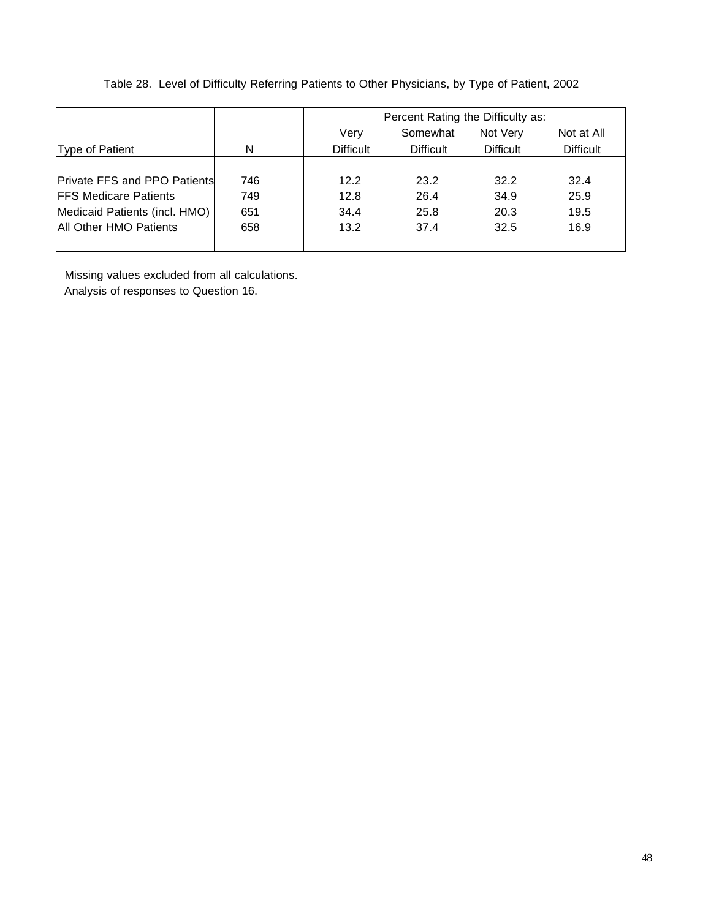Table 28. Level of Difficulty Referring Patients to Other Physicians, by Type of Patient, 2002

| Type of Patient | N | Percent Rating the Difficulty as: | | | |
|---|---|---|---|---|---|
| | | Very Difficult | Somewhat Difficult | Not Very Difficult | Not at All Difficult |
| Private FFS and PPO Patients | 746 | 12.2 | 23.2 | 32.2 | 32.4 |
| FFS Medicare Patients | 749 | 12.8 | 26.4 | 34.9 | 25.9 |
| Medicaid Patients (incl. HMO) | 651 | 34.4 | 25.8 | 20.3 | 19.5 |
| All Other HMO Patients | 658 | 13.2 | 37.4 | 32.5 | 16.9 |

Missing values excluded from all calculations.
Analysis of responses to Question 16.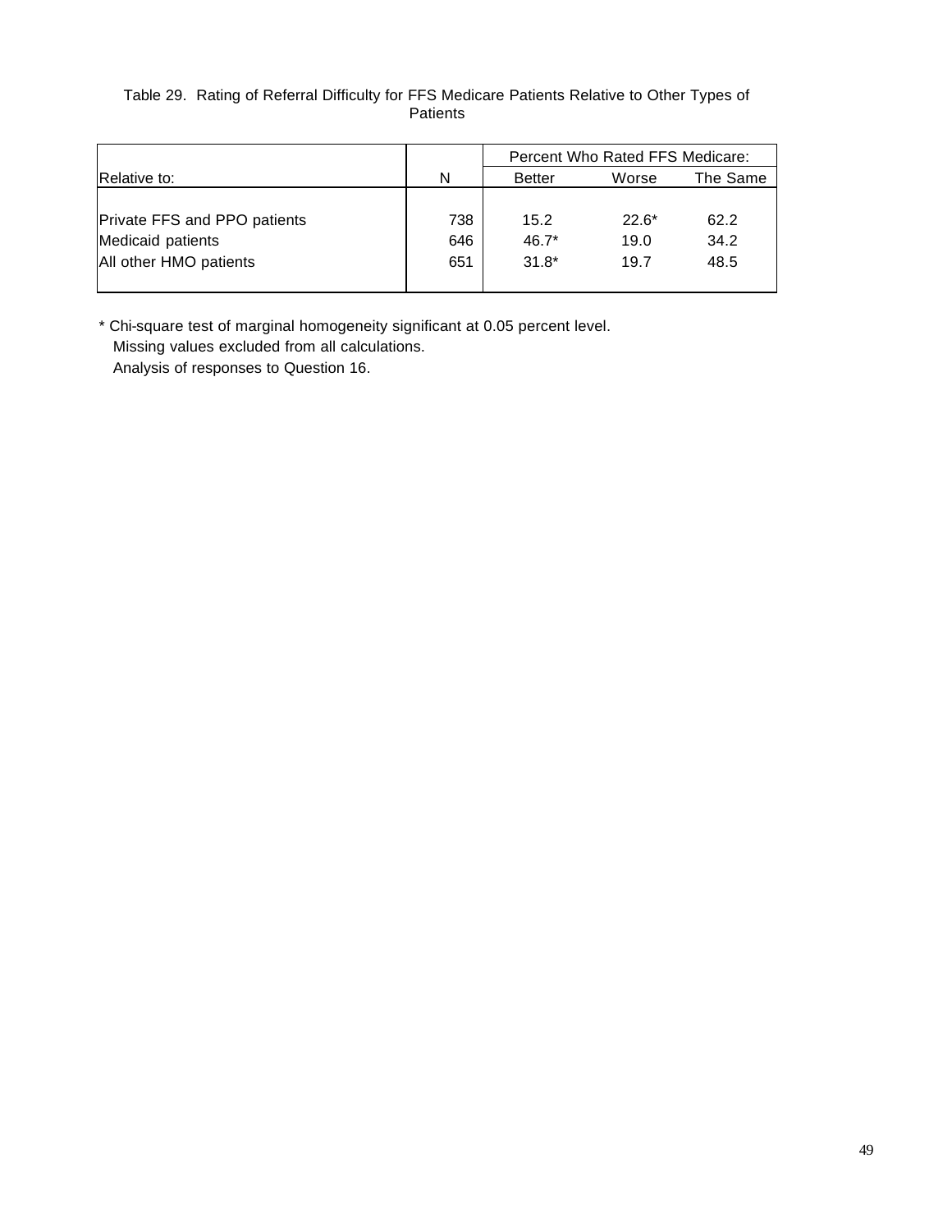Table 29. Rating of Referral Difficulty for FFS Medicare Patients Relative to Other Types of Patients

| | | Percent Who Rated FFS Medicare: | | |
|---|---|---|---|---|
| Relative to: | N | Better | Worse | The Same |
| Private FFS and PPO patients | 738 | 15.2 | 22.6* | 62.2 |
| Medicaid patients | 646 | 46.7* | 19.0 | 34.2 |
| All other HMO patients | 651 | 31.8* | 19.7 | 48.5 |

* Chi-square test of marginal homogeneity significant at 0.05 percent level.
Missing values excluded from all calculations.
Analysis of responses to Question 16.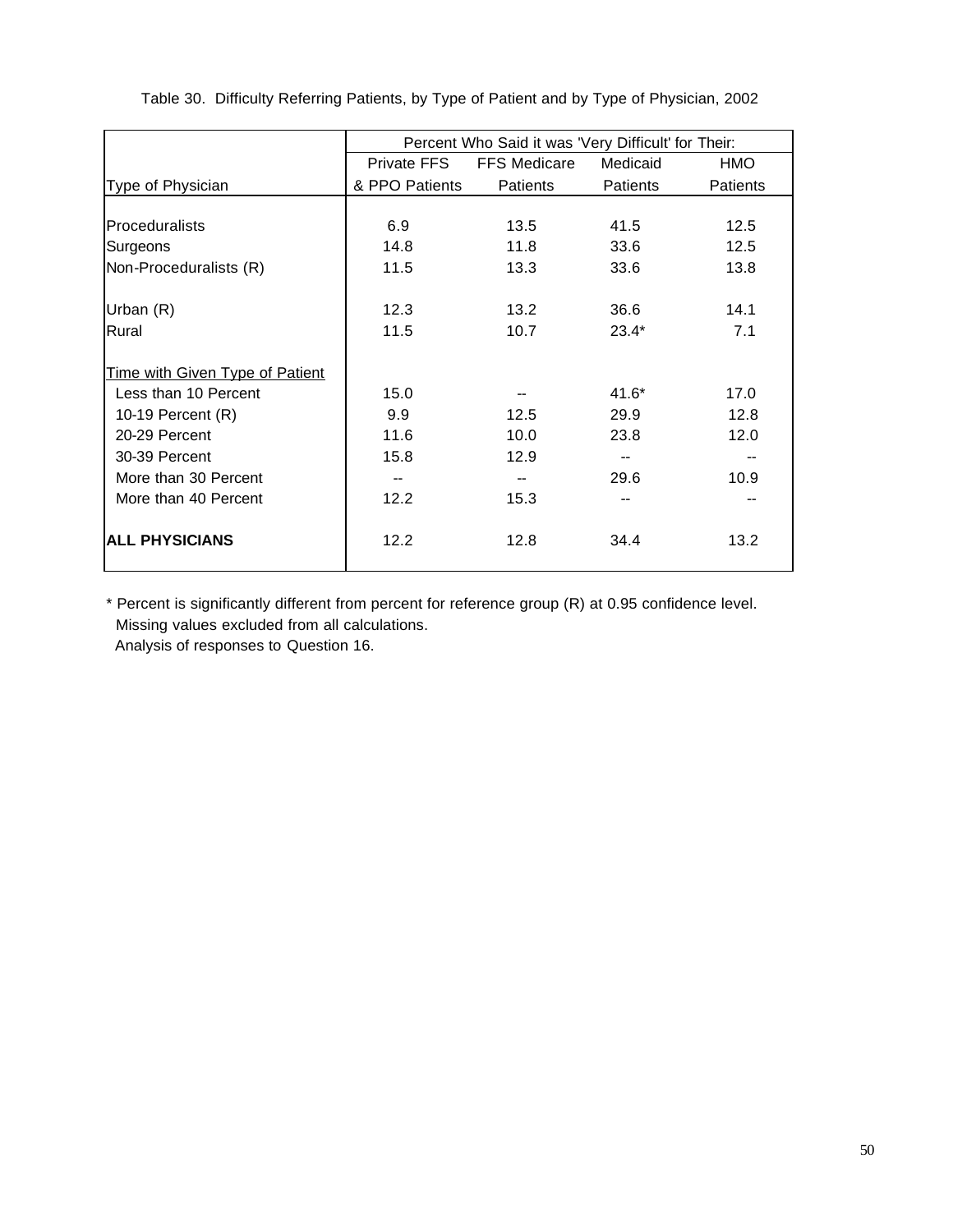Table 30. Difficulty Referring Patients, by Type of Patient and by Type of Physician, 2002

| | Percent Who Said it was 'Very Difficult' for Their: | | | |
|---|---|---|---|---|
| Type of Physician | Private FFS & PPO Patients | FFS Medicare Patients | Medicaid Patients | HMO Patients |
| Proceduralists | 6.9 | 13.5 | 41.5 | 12.5 |
| Surgeons | 14.8 | 11.8 | 33.6 | 12.5 |
| Non-Proceduralists (R) | 11.5 | 13.3 | 33.6 | 13.8 |
| Urban (R) | 12.3 | 13.2 | 36.6 | 14.1 |
| Rural | 11.5 | 10.7 | 23.4* | 7.1 |
| Time with Given Type of Patient | | | | |
| Less than 10 Percent | 15.0 | -- | 41.6* | 17.0 |
| 10-19 Percent (R) | 9.9 | 12.5 | 29.9 | 12.8 |
| 20-29 Percent | 11.6 | 10.0 | 23.8 | 12.0 |
| 30-39 Percent | 15.8 | 12.9 | -- | -- |
| More than 30 Percent | -- | -- | 29.6 | 10.9 |
| More than 40 Percent | 12.2 | 15.3 | -- | -- |
| **ALL PHYSICIANS** | 12.2 | 12.8 | 34.4 | 13.2 |

\* Percent is significantly different from percent for reference group (R) at 0.95 confidence level.
Missing values excluded from all calculations.
Analysis of responses to Question 16.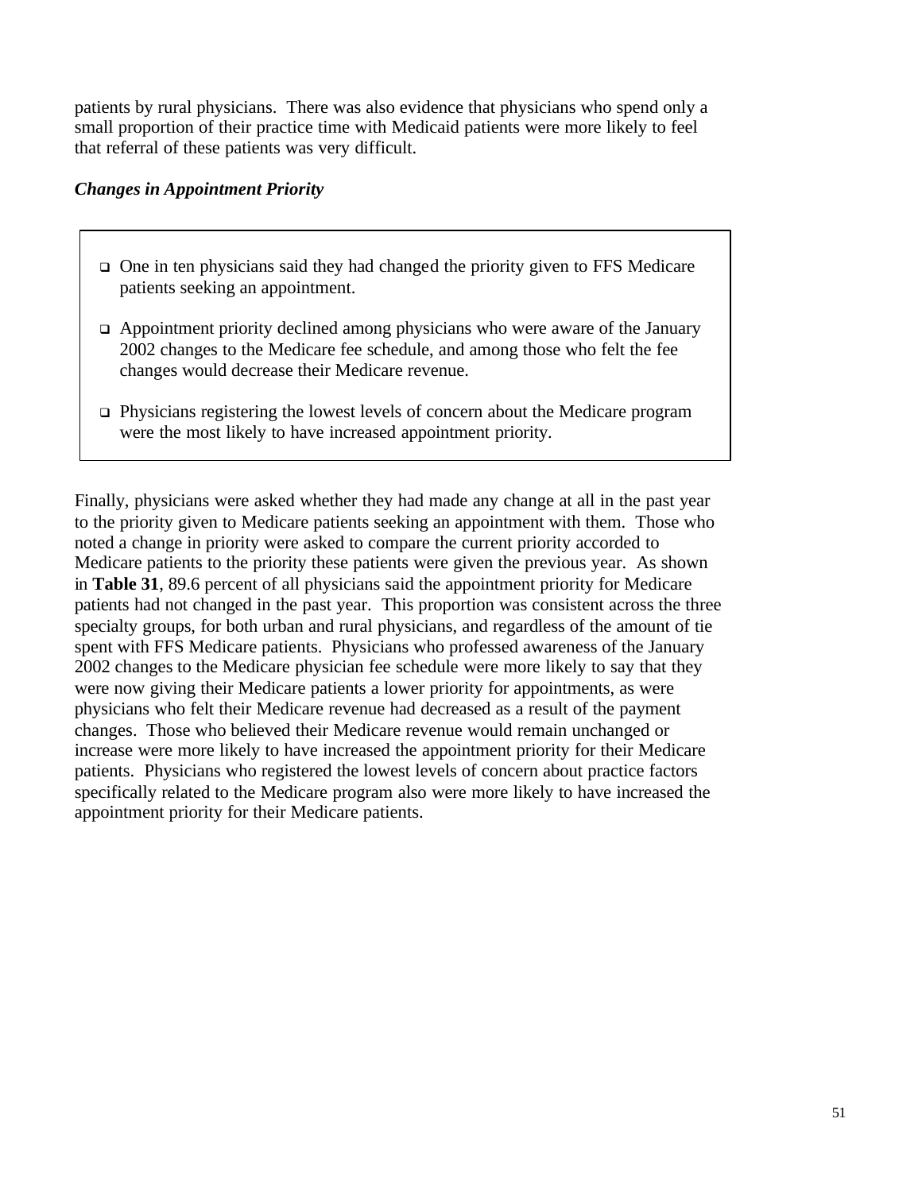patients by rural physicians. There was also evidence that physicians who spend only a small proportion of their practice time with Medicaid patients were more likely to feel that referral of these patients was very difficult.

***Changes in Appointment Priority***

- One in ten physicians said they had changed the priority given to FFS Medicare patients seeking an appointment.
- Appointment priority declined among physicians who were aware of the January 2002 changes to the Medicare fee schedule, and among those who felt the fee changes would decrease their Medicare revenue.
- Physicians registering the lowest levels of concern about the Medicare program were the most likely to have increased appointment priority.

Finally, physicians were asked whether they had made any change at all in the past year to the priority given to Medicare patients seeking an appointment with them. Those who noted a change in priority were asked to compare the current priority accorded to Medicare patients to the priority these patients were given the previous year. As shown in **Table 31**, 89.6 percent of all physicians said the appointment priority for Medicare patients had not changed in the past year. This proportion was consistent across the three specialty groups, for both urban and rural physicians, and regardless of the amount of tie spent with FFS Medicare patients. Physicians who professed awareness of the January 2002 changes to the Medicare physician fee schedule were more likely to say that they were now giving their Medicare patients a lower priority for appointments, as were physicians who felt their Medicare revenue had decreased as a result of the payment changes. Those who believed their Medicare revenue would remain unchanged or increase were more likely to have increased the appointment priority for their Medicare patients. Physicians who registered the lowest levels of concern about practice factors specifically related to the Medicare program also were more likely to have increased the appointment priority for their Medicare patients.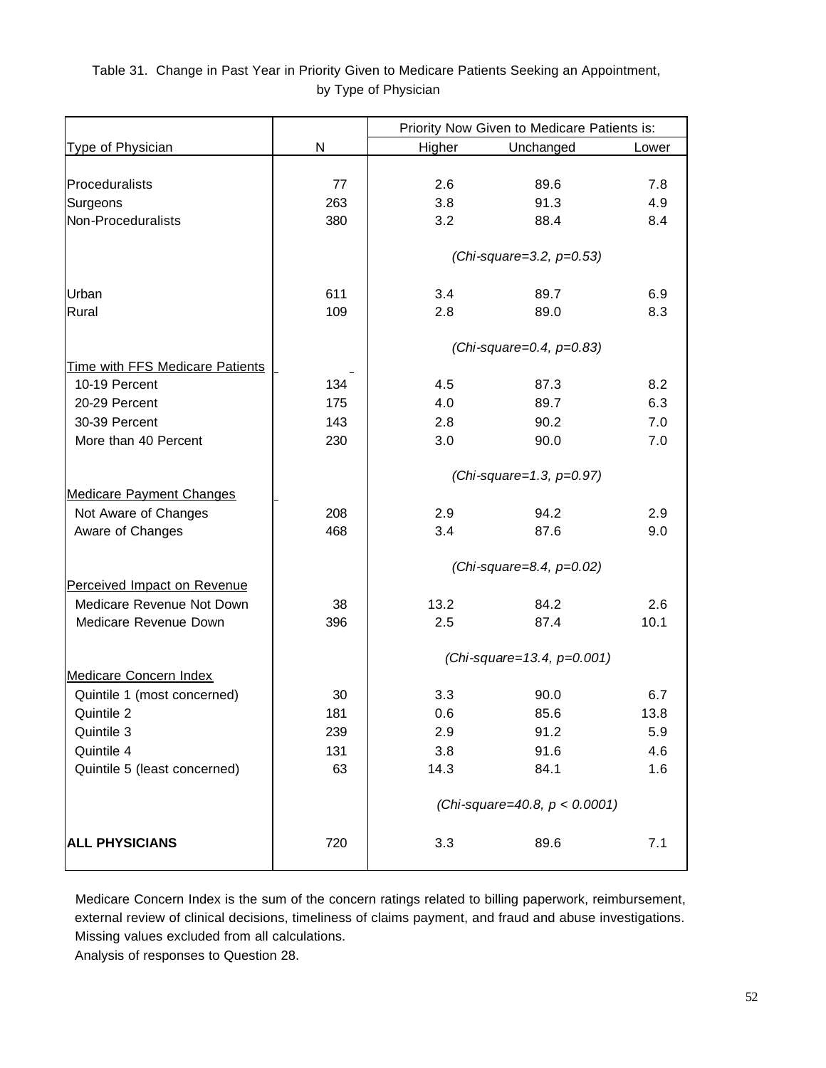Table 31. Change in Past Year in Priority Given to Medicare Patients Seeking an Appointment, by Type of Physician

| Type of Physician | N | Priority Now Given to Medicare Patients is: Higher | Unchanged | Lower |
|---|---|---|---|---|
| Proceduralists | 77 | 2.6 | 89.6 | 7.8 |
| Surgeons | 263 | 3.8 | 91.3 | 4.9 |
| Non-Proceduralists | 380 | 3.2 | 88.4 | 8.4 |
| | | *(Chi-square=3.2, p=0.53)* | | |
| Urban | 611 | 3.4 | 89.7 | 6.9 |
| Rural | 109 | 2.8 | 89.0 | 8.3 |
| | | *(Chi-square=0.4, p=0.83)* | | |
| Time with FFS Medicare Patients | | | | |
| 10-19 Percent | 134 | 4.5 | 87.3 | 8.2 |
| 20-29 Percent | 175 | 4.0 | 89.7 | 6.3 |
| 30-39 Percent | 143 | 2.8 | 90.2 | 7.0 |
| More than 40 Percent | 230 | 3.0 | 90.0 | 7.0 |
| | | *(Chi-square=1.3, p=0.97)* | | |
| Medicare Payment Changes | | | | |
| Not Aware of Changes | 208 | 2.9 | 94.2 | 2.9 |
| Aware of Changes | 468 | 3.4 | 87.6 | 9.0 |
| | | *(Chi-square=8.4, p=0.02)* | | |
| Perceived Impact on Revenue | | | | |
| Medicare Revenue Not Down | 38 | 13.2 | 84.2 | 2.6 |
| Medicare Revenue Down | 396 | 2.5 | 87.4 | 10.1 |
| | | *(Chi-square=13.4, p=0.001)* | | |
| Medicare Concern Index | | | | |
| Quintile 1 (most concerned) | 30 | 3.3 | 90.0 | 6.7 |
| Quintile 2 | 181 | 0.6 | 85.6 | 13.8 |
| Quintile 3 | 239 | 2.9 | 91.2 | 5.9 |
| Quintile 4 | 131 | 3.8 | 91.6 | 4.6 |
| Quintile 5 (least concerned) | 63 | 14.3 | 84.1 | 1.6 |
| | | *(Chi-square=40.8, p < 0.0001)* | | |
| **ALL PHYSICIANS** | 720 | 3.3 | 89.6 | 7.1 |

Medicare Concern Index is the sum of the concern ratings related to billing paperwork, reimbursement, external review of clinical decisions, timeliness of claims payment, and fraud and abuse investigations.
Missing values excluded from all calculations.
Analysis of responses to Question 28.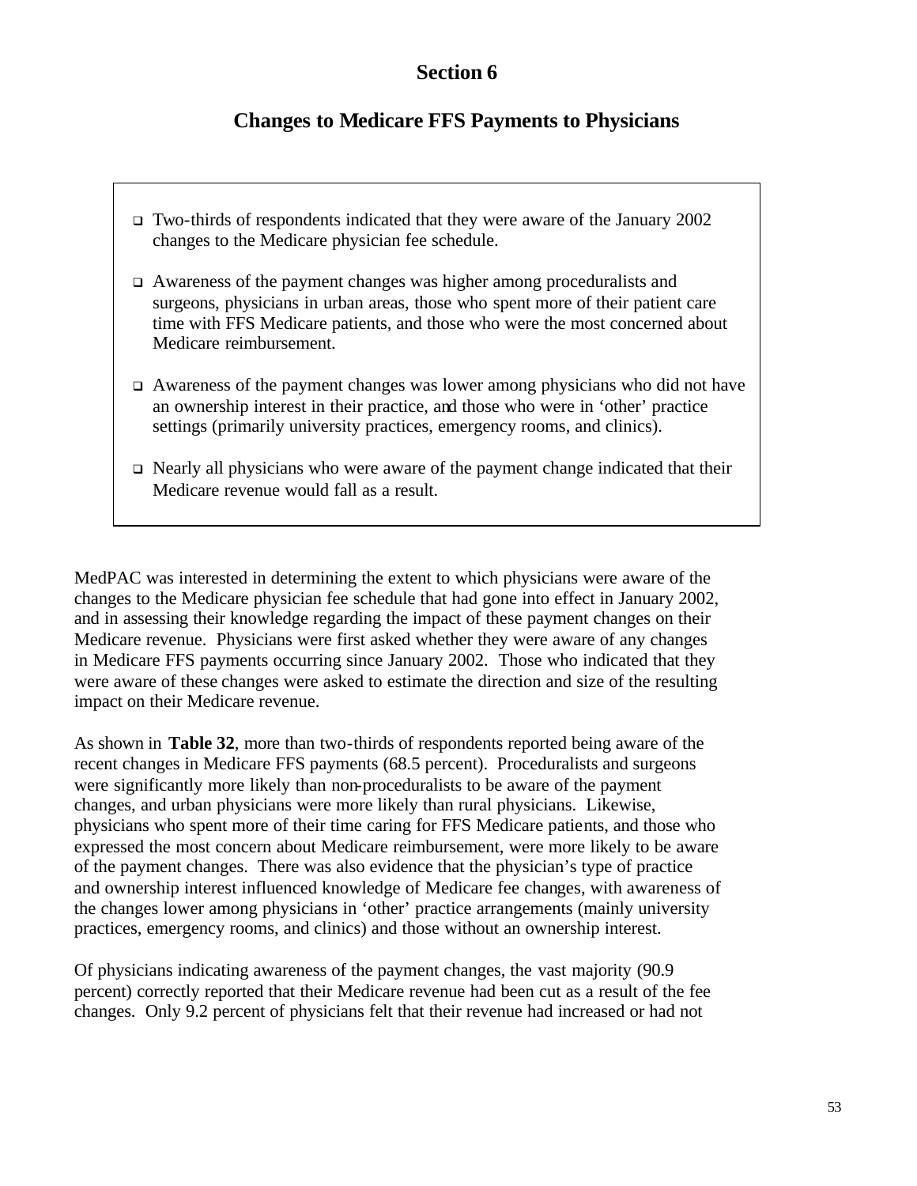# Section 6

## Changes to Medicare FFS Payments to Physicians

- Two-thirds of respondents indicated that they were aware of the January 2002 changes to the Medicare physician fee schedule.
- Awareness of the payment changes was higher among proceduralists and surgeons, physicians in urban areas, those who spent more of their patient care time with FFS Medicare patients, and those who were the most concerned about Medicare reimbursement.
- Awareness of the payment changes was lower among physicians who did not have an ownership interest in their practice, and those who were in 'other' practice settings (primarily university practices, emergency rooms, and clinics).
- Nearly all physicians who were aware of the payment change indicated that their Medicare revenue would fall as a result.

MedPAC was interested in determining the extent to which physicians were aware of the changes to the Medicare physician fee schedule that had gone into effect in January 2002, and in assessing their knowledge regarding the impact of these payment changes on their Medicare revenue. Physicians were first asked whether they were aware of any changes in Medicare FFS payments occurring since January 2002. Those who indicated that they were aware of these changes were asked to estimate the direction and size of the resulting impact on their Medicare revenue.

As shown in **Table 32**, more than two-thirds of respondents reported being aware of the recent changes in Medicare FFS payments (68.5 percent). Proceduralists and surgeons were significantly more likely than non-proceduralists to be aware of the payment changes, and urban physicians were more likely than rural physicians. Likewise, physicians who spent more of their time caring for FFS Medicare patients, and those who expressed the most concern about Medicare reimbursement, were more likely to be aware of the payment changes. There was also evidence that the physician's type of practice and ownership interest influenced knowledge of Medicare fee changes, with awareness of the changes lower among physicians in 'other' practice arrangements (mainly university practices, emergency rooms, and clinics) and those without an ownership interest.

Of physicians indicating awareness of the payment changes, the vast majority (90.9 percent) correctly reported that their Medicare revenue had been cut as a result of the fee changes. Only 9.2 percent of physicians felt that their revenue had increased or had not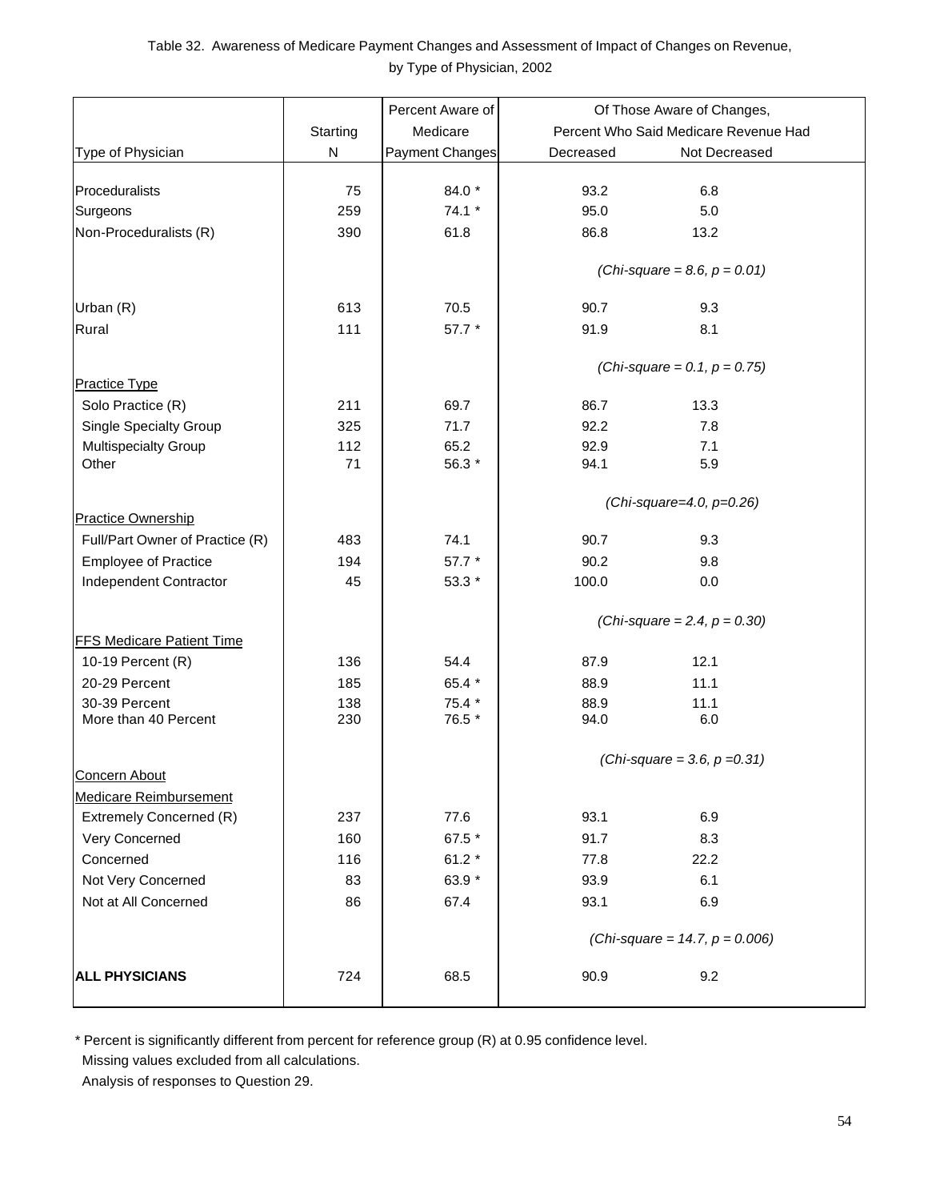Table 32. Awareness of Medicare Payment Changes and Assessment of Impact of Changes on Revenue, by Type of Physician, 2002

| Type of Physician | Starting N | Percent Aware of Medicare Payment Changes | Of Those Aware of Changes, Percent Who Said Medicare Revenue Had Decreased | Not Decreased |
|---|---|---|---|---|
| Proceduralists | 75 | 84.0 * | 93.2 | 6.8 |
| Surgeons | 259 | 74.1 * | 95.0 | 5.0 |
| Non-Proceduralists (R) | 390 | 61.8 | 86.8 | 13.2 |
| | | | *(Chi-square = 8.6, p = 0.01)* | |
| Urban (R) | 613 | 70.5 | 90.7 | 9.3 |
| Rural | 111 | 57.7 * | 91.9 | 8.1 |
| | | | *(Chi-square = 0.1, p = 0.75)* | |
| Practice Type | | | | |
| Solo Practice (R) | 211 | 69.7 | 86.7 | 13.3 |
| Single Specialty Group | 325 | 71.7 | 92.2 | 7.8 |
| Multispecialty Group | 112 | 65.2 | 92.9 | 7.1 |
| Other | 71 | 56.3 * | 94.1 | 5.9 |
| | | | *(Chi-square=4.0, p=0.26)* | |
| Practice Ownership | | | | |
| Full/Part Owner of Practice (R) | 483 | 74.1 | 90.7 | 9.3 |
| Employee of Practice | 194 | 57.7 * | 90.2 | 9.8 |
| Independent Contractor | 45 | 53.3 * | 100.0 | 0.0 |
| | | | *(Chi-square = 2.4, p = 0.30)* | |
| FFS Medicare Patient Time | | | | |
| 10-19 Percent (R) | 136 | 54.4 | 87.9 | 12.1 |
| 20-29 Percent | 185 | 65.4 * | 88.9 | 11.1 |
| 30-39 Percent | 138 | 75.4 * | 88.9 | 11.1 |
| More than 40 Percent | 230 | 76.5 * | 94.0 | 6.0 |
| | | | *(Chi-square = 3.6, p =0.31)* | |
| Concern About Medicare Reimbursement | | | | |
| Extremely Concerned (R) | 237 | 77.6 | 93.1 | 6.9 |
| Very Concerned | 160 | 67.5 * | 91.7 | 8.3 |
| Concerned | 116 | 61.2 * | 77.8 | 22.2 |
| Not Very Concerned | 83 | 63.9 * | 93.9 | 6.1 |
| Not at All Concerned | 86 | 67.4 | 93.1 | 6.9 |
| | | | *(Chi-square = 14.7, p = 0.006)* | |
| **ALL PHYSICIANS** | 724 | 68.5 | 90.9 | 9.2 |

\* Percent is significantly different from percent for reference group (R) at 0.95 confidence level.
Missing values excluded from all calculations.
Analysis of responses to Question 29.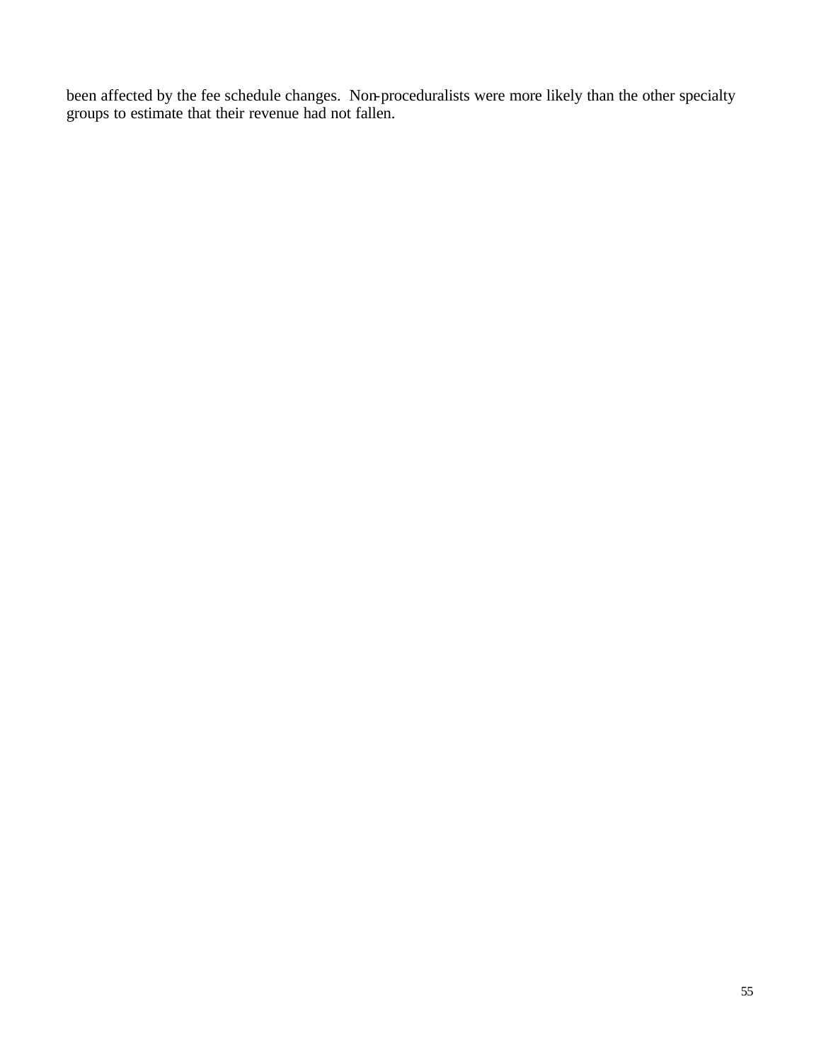been affected by the fee schedule changes. Non-proceduralists were more likely than the other specialty groups to estimate that their revenue had not fallen.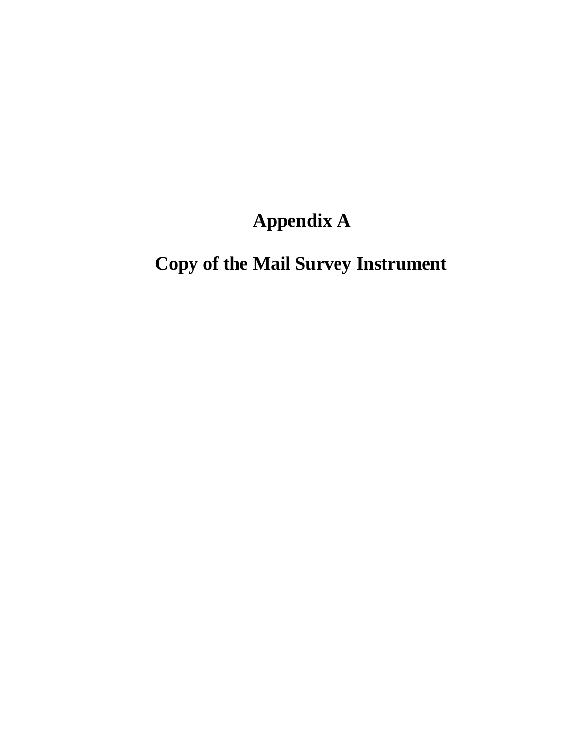# Appendix A

# Copy of the Mail Survey Instrument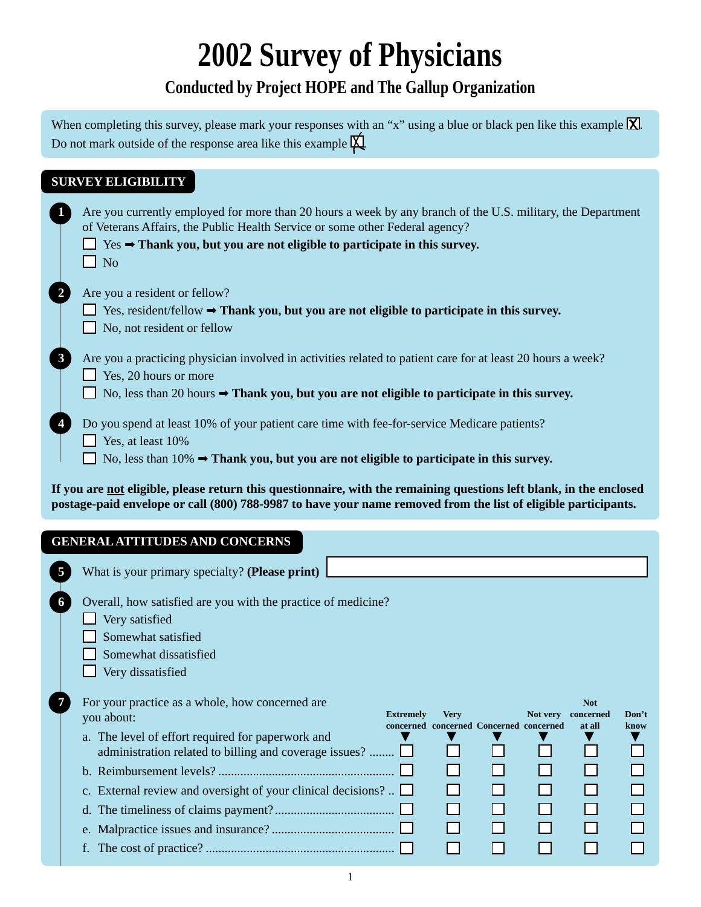# 2002 Survey of Physicians

## Conducted by Project HOPE and The Gallup Organization

When completing this survey, please mark your responses with an "x" using a blue or black pen like this example ☒.
Do not mark outside of the response area like this example ☒.

## SURVEY ELIGIBILITY

**1** Are you currently employed for more than 20 hours a week by any branch of the U.S. military, the Department of Veterans Affairs, the Public Health Service or some other Federal agency?

- ☐ Yes ➡ **Thank you, but you are not eligible to participate in this survey.**
- ☐ No

**2** Are you a resident or fellow?

- ☐ Yes, resident/fellow ➡ **Thank you, but you are not eligible to participate in this survey.**
- ☐ No, not resident or fellow

**3** Are you a practicing physician involved in activities related to patient care for at least 20 hours a week?

- ☐ Yes, 20 hours or more
- ☐ No, less than 20 hours ➡ **Thank you, but you are not eligible to participate in this survey.**

**4** Do you spend at least 10% of your patient care time with fee-for-service Medicare patients?

- ☐ Yes, at least 10%
- ☐ No, less than 10% ➡ **Thank you, but you are not eligible to participate in this survey.**

**If you are <u>not</u> eligible, please return this questionnaire, with the remaining questions left blank, in the enclosed postage-paid envelope or call (800) 788-9987 to have your name removed from the list of eligible participants.**

## GENERAL ATTITUDES AND CONCERNS

**5** What is your primary specialty? **(Please print)** ____________________

**6** Overall, how satisfied are you with the practice of medicine?

- ☐ Very satisfied
- ☐ Somewhat satisfied
- ☐ Somewhat dissatisfied
- ☐ Very dissatisfied

**7** For your practice as a whole, how concerned are you about:

| | Extremely concerned | Very concerned | Concerned | Not very concerned | Not concerned at all | Don't know |
|---|---|---|---|---|---|---|
| a. The level of effort required for paperwork and administration related to billing and coverage issues? | ☐ | ☐ | ☐ | ☐ | ☐ | ☐ |
| b. Reimbursement levels? | ☐ | ☐ | ☐ | ☐ | ☐ | ☐ |
| c. External review and oversight of your clinical decisions? | ☐ | ☐ | ☐ | ☐ | ☐ | ☐ |
| d. The timeliness of claims payment? | ☐ | ☐ | ☐ | ☐ | ☐ | ☐ |
| e. Malpractice issues and insurance? | ☐ | ☐ | ☐ | ☐ | ☐ | ☐ |
| f. The cost of practice? | ☐ | ☐ | ☐ | ☐ | ☐ | ☐ |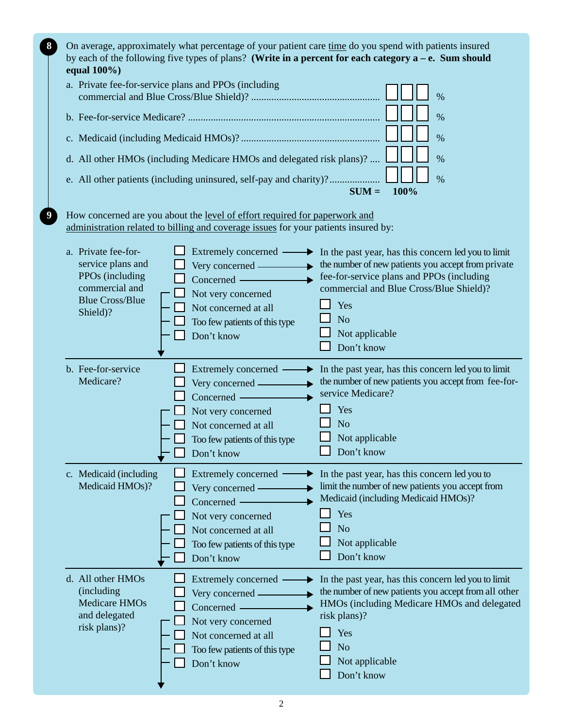**8** On average, approximately what percentage of your patient care <u>time</u> do you spend with patients insured by each of the following five types of plans? **(Write in a percent for each category a – e. Sum should equal 100%)**

a. Private fee-for-service plans and PPOs (including commercial and Blue Cross/Blue Shield)? .................................................. ☐☐☐ %

b. Fee-for-service Medicare? ........................................................................... ☐☐☐ %

c. Medicaid (including Medicaid HMOs)? ...................................................... ☐☐☐ %

d. All other HMOs (including Medicare HMOs and delegated risk plans)? .... ☐☐☐ %

e. All other patients (including uninsured, self-pay and charity)? ................... ☐☐☐ %

**SUM = 100%**

**9** How concerned are you about the <u>level of effort required for paperwork and administration related to billing and coverage issues</u> for your patients insured by:

a. Private fee-for-service plans and PPOs (including commercial and Blue Cross/Blue Shield)?

- ☐ Extremely concerned →
- ☐ Very concerned →
- ☐ Concerned →
- ☐ Not very concerned
- ☐ Not concerned at all
- ☐ Too few patients of this type
- ☐ Don't know

In the past year, has this concern led you to limit the number of new patients you accept from private fee-for-service plans and PPOs (including commercial and Blue Cross/Blue Shield)?

- ☐ Yes
- ☐ No
- ☐ Not applicable
- ☐ Don't know

b. Fee-for-service Medicare?

- ☐ Extremely concerned →
- ☐ Very concerned →
- ☐ Concerned →
- ☐ Not very concerned
- ☐ Not concerned at all
- ☐ Too few patients of this type
- ☐ Don't know

In the past year, has this concern led you to limit the number of new patients you accept from fee-for-service Medicare?

- ☐ Yes
- ☐ No
- ☐ Not applicable
- ☐ Don't know

c. Medicaid (including Medicaid HMOs)?

- ☐ Extremely concerned →
- ☐ Very concerned →
- ☐ Concerned →
- ☐ Not very concerned
- ☐ Not concerned at all
- ☐ Too few patients of this type
- ☐ Don't know

In the past year, has this concern led you to limit the number of new patients you accept from Medicaid (including Medicaid HMOs)?

- ☐ Yes
- ☐ No
- ☐ Not applicable
- ☐ Don't know

d. All other HMOs (including Medicare HMOs and delegated risk plans)?

- ☐ Extremely concerned →
- ☐ Very concerned →
- ☐ Concerned →
- ☐ Not very concerned
- ☐ Not concerned at all
- ☐ Too few patients of this type
- ☐ Don't know

In the past year, has this concern led you to limit the number of new patients you accept from all other HMOs (including Medicare HMOs and delegated risk plans)?

- ☐ Yes
- ☐ No
- ☐ Not applicable
- ☐ Don't know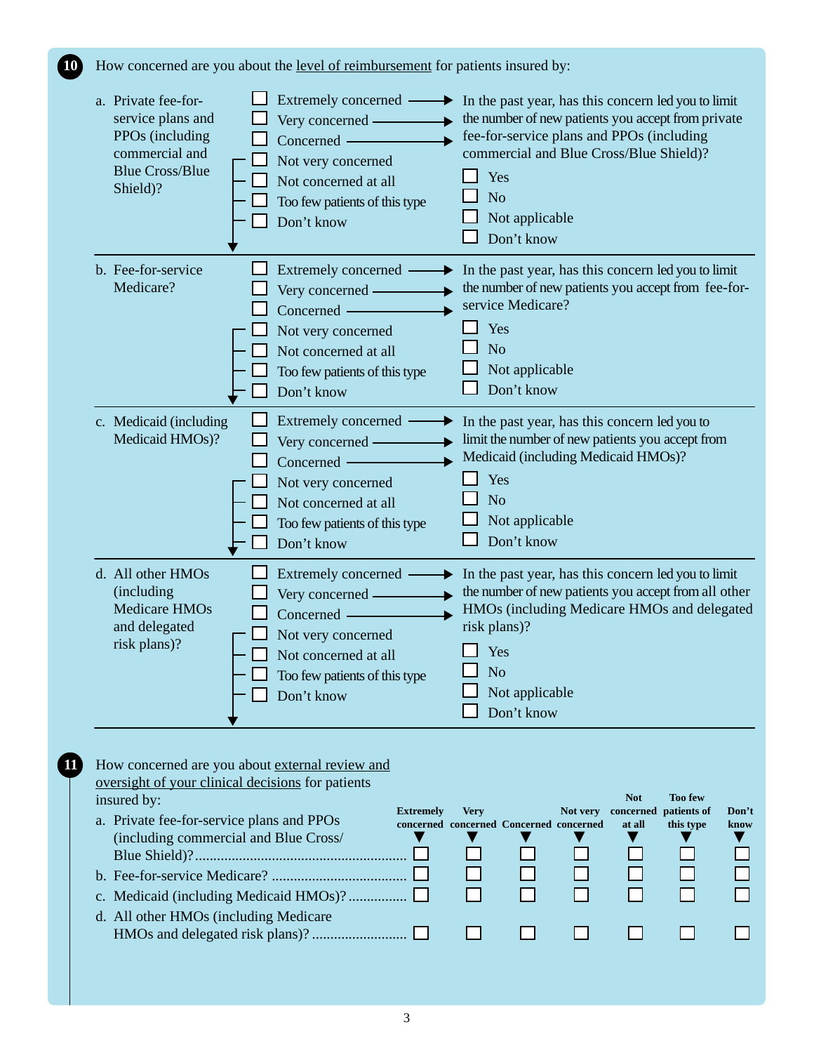**10** How concerned are you about the level of reimbursement for patients insured by:

a. Private fee-for-service plans and PPOs (including commercial and Blue Cross/Blue Shield)?

- ☐ Extremely concerned →
- ☐ Very concerned →
- ☐ Concerned →
- ☐ Not very concerned
- ☐ Not concerned at all
- ☐ Too few patients of this type
- ☐ Don't know

→ In the past year, has this concern led you to limit the number of new patients you accept from private fee-for-service plans and PPOs (including commercial and Blue Cross/Blue Shield)?

- ☐ Yes
- ☐ No
- ☐ Not applicable
- ☐ Don't know

b. Fee-for-service Medicare?

- ☐ Extremely concerned →
- ☐ Very concerned →
- ☐ Concerned →
- ☐ Not very concerned
- ☐ Not concerned at all
- ☐ Too few patients of this type
- ☐ Don't know

→ In the past year, has this concern led you to limit the number of new patients you accept from fee-for-service Medicare?

- ☐ Yes
- ☐ No
- ☐ Not applicable
- ☐ Don't know

c. Medicaid (including Medicaid HMOs)?

- ☐ Extremely concerned →
- ☐ Very concerned →
- ☐ Concerned →
- ☐ Not very concerned
- ☐ Not concerned at all
- ☐ Too few patients of this type
- ☐ Don't know

→ In the past year, has this concern led you to limit the number of new patients you accept from Medicaid (including Medicaid HMOs)?

- ☐ Yes
- ☐ No
- ☐ Not applicable
- ☐ Don't know

d. All other HMOs (including Medicare HMOs and delegated risk plans)?

- ☐ Extremely concerned →
- ☐ Very concerned →
- ☐ Concerned →
- ☐ Not very concerned
- ☐ Not concerned at all
- ☐ Too few patients of this type
- ☐ Don't know

→ In the past year, has this concern led you to limit the number of new patients you accept from all other HMOs (including Medicare HMOs and delegated risk plans)?

- ☐ Yes
- ☐ No
- ☐ Not applicable
- ☐ Don't know

**11** How concerned are you about external review and oversight of your clinical decisions for patients insured by:

| | Extremely concerned | Very concerned | Concerned | Not very concerned | Not concerned at all | Too few patients of this type | Don't know |
|---|---|---|---|---|---|---|---|
| a. Private fee-for-service plans and PPOs (including commercial and Blue Cross/Blue Shield)? | ☐ | ☐ | ☐ | ☐ | ☐ | ☐ | ☐ |
| b. Fee-for-service Medicare? | ☐ | ☐ | ☐ | ☐ | ☐ | ☐ | ☐ |
| c. Medicaid (including Medicaid HMOs)? | ☐ | ☐ | ☐ | ☐ | ☐ | ☐ | ☐ |
| d. All other HMOs (including Medicare HMOs and delegated risk plans)? | ☐ | ☐ | ☐ | ☐ | ☐ | ☐ | ☐ |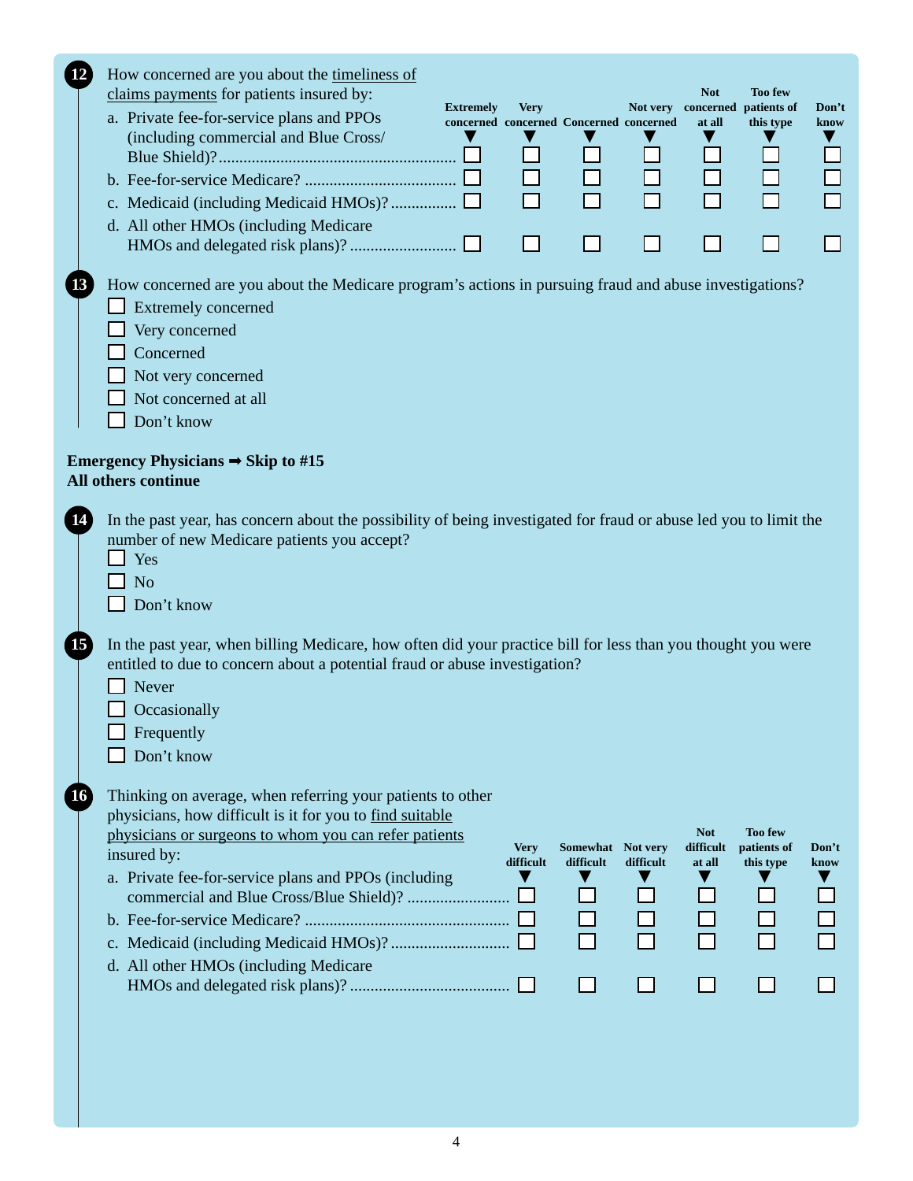**12** How concerned are you about the timeliness of claims payments for patients insured by:

| | Extremely concerned | Very concerned | Concerned | Not very concerned | Not concerned at all | Too few patients of this type | Don't know |
|---|---|---|---|---|---|---|---|
| a. Private fee-for-service plans and PPOs (including commercial and Blue Cross/ Blue Shield)? | ☐ | ☐ | ☐ | ☐ | ☐ | ☐ | ☐ |
| b. Fee-for-service Medicare? | ☐ | ☐ | ☐ | ☐ | ☐ | ☐ | ☐ |
| c. Medicaid (including Medicaid HMOs)? | ☐ | ☐ | ☐ | ☐ | ☐ | ☐ | ☐ |
| d. All other HMOs (including Medicare HMOs and delegated risk plans)? | ☐ | ☐ | ☐ | ☐ | ☐ | ☐ | ☐ |

**13** How concerned are you about the Medicare program's actions in pursuing fraud and abuse investigations?

- ☐ Extremely concerned
- ☐ Very concerned
- ☐ Concerned
- ☐ Not very concerned
- ☐ Not concerned at all
- ☐ Don't know

**Emergency Physicians ➡ Skip to #15**
**All others continue**

**14** In the past year, has concern about the possibility of being investigated for fraud or abuse led you to limit the number of new Medicare patients you accept?

- ☐ Yes
- ☐ No
- ☐ Don't know

**15** In the past year, when billing Medicare, how often did your practice bill for less than you thought you were entitled to due to concern about a potential fraud or abuse investigation?

- ☐ Never
- ☐ Occasionally
- ☐ Frequently
- ☐ Don't know

**16** Thinking on average, when referring your patients to other physicians, how difficult is it for you to find suitable physicians or surgeons to whom you can refer patients insured by:

| | Very difficult | Somewhat difficult | Not very difficult | Not difficult at all | Too few patients of this type | Don't know |
|---|---|---|---|---|---|---|
| a. Private fee-for-service plans and PPOs (including commercial and Blue Cross/Blue Shield)? | ☐ | ☐ | ☐ | ☐ | ☐ | ☐ |
| b. Fee-for-service Medicare? | ☐ | ☐ | ☐ | ☐ | ☐ | ☐ |
| c. Medicaid (including Medicaid HMOs)? | ☐ | ☐ | ☐ | ☐ | ☐ | ☐ |
| d. All other HMOs (including Medicare HMOs and delegated risk plans)? | ☐ | ☐ | ☐ | ☐ | ☐ | ☐ |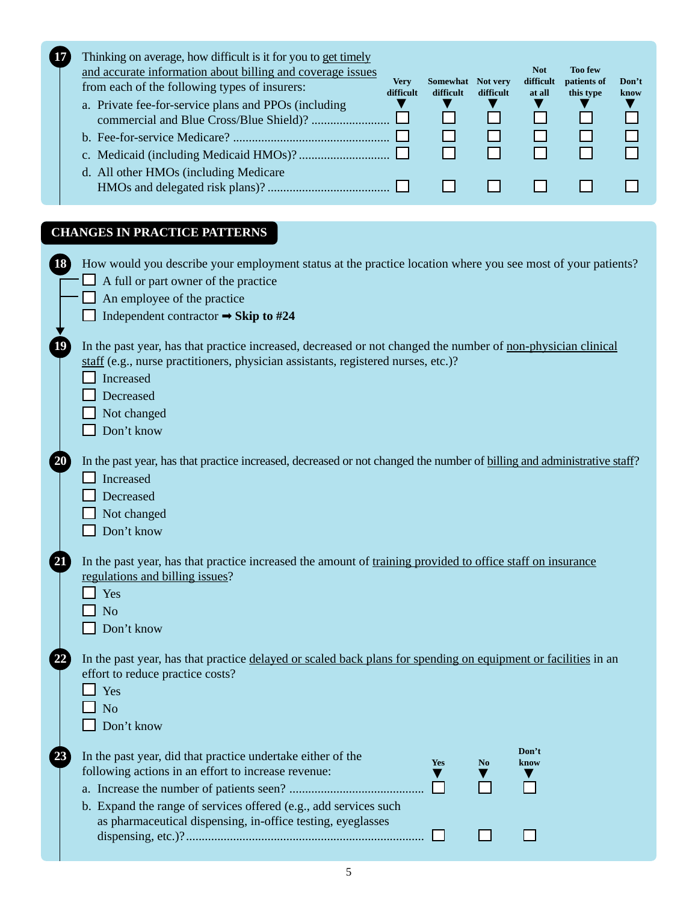**17** Thinking on average, how difficult is it for you to get timely and accurate information about billing and coverage issues from each of the following types of insurers:

| | Very difficult | Somewhat difficult | Not very difficult | Not difficult at all | Too few patients of this type | Don't know |
|---|---|---|---|---|---|---|
| a. Private fee-for-service plans and PPOs (including commercial and Blue Cross/Blue Shield)? | ☐ | ☐ | ☐ | ☐ | ☐ | ☐ |
| b. Fee-for-service Medicare? | ☐ | ☐ | ☐ | ☐ | ☐ | ☐ |
| c. Medicaid (including Medicaid HMOs)? | ☐ | ☐ | ☐ | ☐ | ☐ | ☐ |
| d. All other HMOs (including Medicare HMOs and delegated risk plans)? | ☐ | ☐ | ☐ | ☐ | ☐ | ☐ |

## CHANGES IN PRACTICE PATTERNS

**18** How would you describe your employment status at the practice location where you see most of your patients?

- ☐ A full or part owner of the practice
- ☐ An employee of the practice
- ☐ Independent contractor ➡ **Skip to #24**

**19** In the past year, has that practice increased, decreased or not changed the number of non-physician clinical staff (e.g., nurse practitioners, physician assistants, registered nurses, etc.)?

- ☐ Increased
- ☐ Decreased
- ☐ Not changed
- ☐ Don't know

**20** In the past year, has that practice increased, decreased or not changed the number of billing and administrative staff?

- ☐ Increased
- ☐ Decreased
- ☐ Not changed
- ☐ Don't know

**21** In the past year, has that practice increased the amount of training provided to office staff on insurance regulations and billing issues?

- ☐ Yes
- ☐ No
- ☐ Don't know

**22** In the past year, has that practice delayed or scaled back plans for spending on equipment or facilities in an effort to reduce practice costs?

- ☐ Yes
- ☐ No
- ☐ Don't know

**23** In the past year, did that practice undertake either of the following actions in an effort to increase revenue:

| | Yes | No | Don't know |
|---|---|---|---|
| a. Increase the number of patients seen? | ☐ | ☐ | ☐ |
| b. Expand the range of services offered (e.g., add services such as pharmaceutical dispensing, in-office testing, eyeglasses dispensing, etc.)? | ☐ | ☐ | ☐ |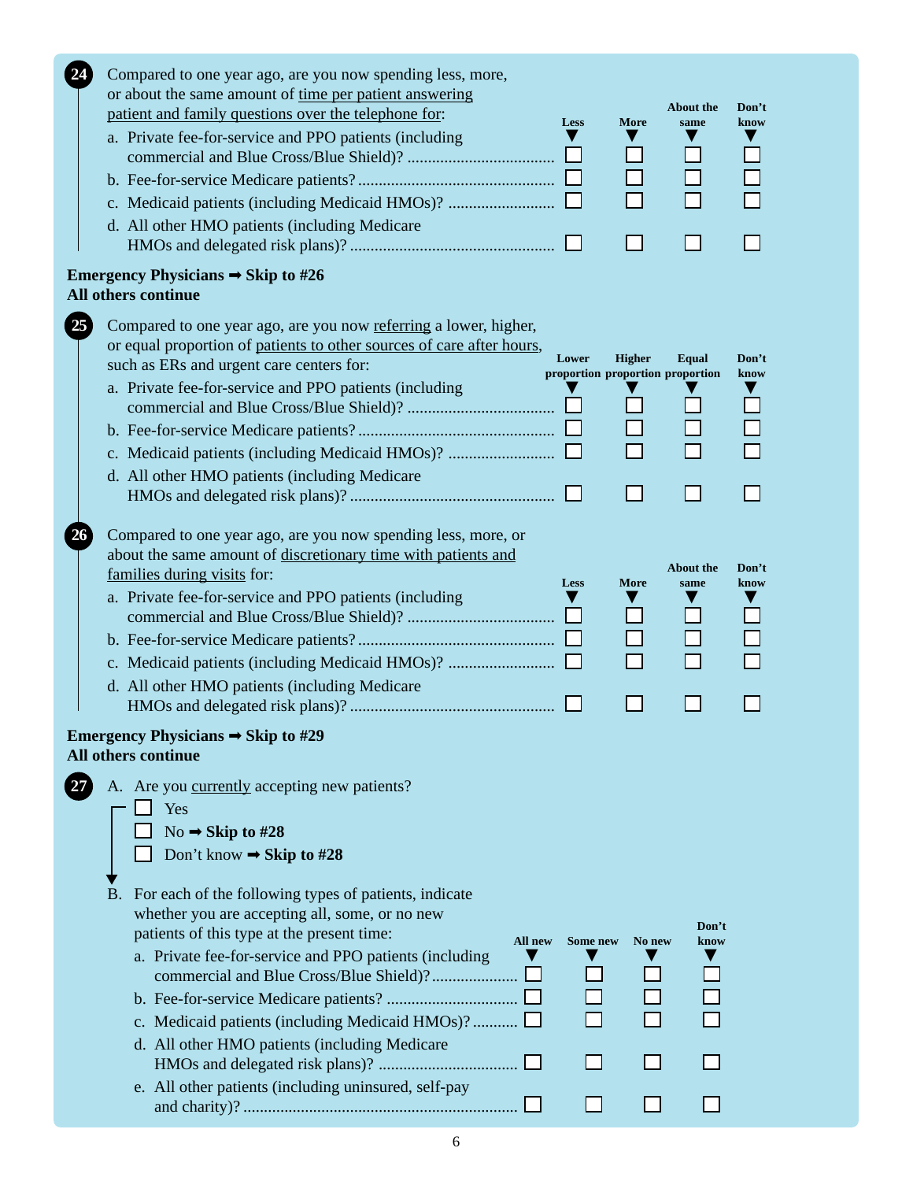**24** Compared to one year ago, are you now spending less, more, or about the same amount of <u>time per patient answering patient and family questions over the telephone for</u>:

| | Less | More | About the same | Don't know |
|---|---|---|---|---|
| a. Private fee-for-service and PPO patients (including commercial and Blue Cross/Blue Shield)? | ☐ | ☐ | ☐ | ☐ |
| b. Fee-for-service Medicare patients? | ☐ | ☐ | ☐ | ☐ |
| c. Medicaid patients (including Medicaid HMOs)? | ☐ | ☐ | ☐ | ☐ |
| d. All other HMO patients (including Medicare HMOs and delegated risk plans)? | ☐ | ☐ | ☐ | ☐ |

**Emergency Physicians ➡ Skip to #26**
**All others continue**

**25** Compared to one year ago, are you now <u>referring</u> a lower, higher, or equal proportion of <u>patients to other sources of care after hours</u>, such as ERs and urgent care centers for:

| | Lower proportion | Higher proportion | Equal proportion | Don't know |
|---|---|---|---|---|
| a. Private fee-for-service and PPO patients (including commercial and Blue Cross/Blue Shield)? | ☐ | ☐ | ☐ | ☐ |
| b. Fee-for-service Medicare patients? | ☐ | ☐ | ☐ | ☐ |
| c. Medicaid patients (including Medicaid HMOs)? | ☐ | ☐ | ☐ | ☐ |
| d. All other HMO patients (including Medicare HMOs and delegated risk plans)? | ☐ | ☐ | ☐ | ☐ |

**26** Compared to one year ago, are you now spending less, more, or about the same amount of <u>discretionary time with patients and families during visits</u> for:

| | Less | More | About the same | Don't know |
|---|---|---|---|---|
| a. Private fee-for-service and PPO patients (including commercial and Blue Cross/Blue Shield)? | ☐ | ☐ | ☐ | ☐ |
| b. Fee-for-service Medicare patients? | ☐ | ☐ | ☐ | ☐ |
| c. Medicaid patients (including Medicaid HMOs)? | ☐ | ☐ | ☐ | ☐ |
| d. All other HMO patients (including Medicare HMOs and delegated risk plans)? | ☐ | ☐ | ☐ | ☐ |

**Emergency Physicians ➡ Skip to #29**
**All others continue**

**27** A. Are you <u>currently</u> accepting new patients?

- ☐ Yes
- ☐ No ➡ **Skip to #28**
- ☐ Don't know ➡ **Skip to #28**

B. For each of the following types of patients, indicate whether you are accepting all, some, or no new patients of this type at the present time:

| | All new | Some new | No new | Don't know |
|---|---|---|---|---|
| a. Private fee-for-service and PPO patients (including commercial and Blue Cross/Blue Shield)? | ☐ | ☐ | ☐ | ☐ |
| b. Fee-for-service Medicare patients? | ☐ | ☐ | ☐ | ☐ |
| c. Medicaid patients (including Medicaid HMOs)? | ☐ | ☐ | ☐ | ☐ |
| d. All other HMO patients (including Medicare HMOs and delegated risk plans)? | ☐ | ☐ | ☐ | ☐ |
| e. All other patients (including uninsured, self-pay and charity)? | ☐ | ☐ | ☐ | ☐ |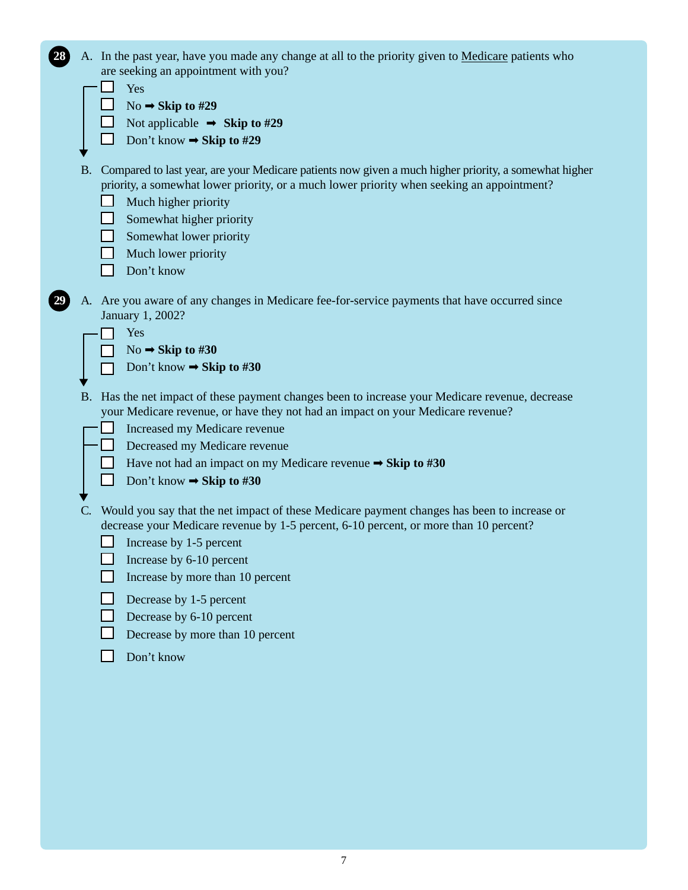**28** A. In the past year, have you made any change at all to the priority given to Medicare patients who are seeking an appointment with you?

- ☐ Yes
- ☐ No ➡ **Skip to #29**
- ☐ Not applicable ➡ **Skip to #29**
- ☐ Don't know ➡ **Skip to #29**

B. Compared to last year, are your Medicare patients now given a much higher priority, a somewhat higher priority, a somewhat lower priority, or a much lower priority when seeking an appointment?

- ☐ Much higher priority
- ☐ Somewhat higher priority
- ☐ Somewhat lower priority
- ☐ Much lower priority
- ☐ Don't know

**29** A. Are you aware of any changes in Medicare fee-for-service payments that have occurred since January 1, 2002?

- ☐ Yes
- ☐ No ➡ **Skip to #30**
- ☐ Don't know ➡ **Skip to #30**

B. Has the net impact of these payment changes been to increase your Medicare revenue, decrease your Medicare revenue, or have they not had an impact on your Medicare revenue?

- ☐ Increased my Medicare revenue
- ☐ Decreased my Medicare revenue
- ☐ Have not had an impact on my Medicare revenue ➡ **Skip to #30**
- ☐ Don't know ➡ **Skip to #30**

C. Would you say that the net impact of these Medicare payment changes has been to increase or decrease your Medicare revenue by 1-5 percent, 6-10 percent, or more than 10 percent?

- ☐ Increase by 1-5 percent
- ☐ Increase by 6-10 percent
- ☐ Increase by more than 10 percent
- ☐ Decrease by 1-5 percent
- ☐ Decrease by 6-10 percent
- ☐ Decrease by more than 10 percent
- ☐ Don't know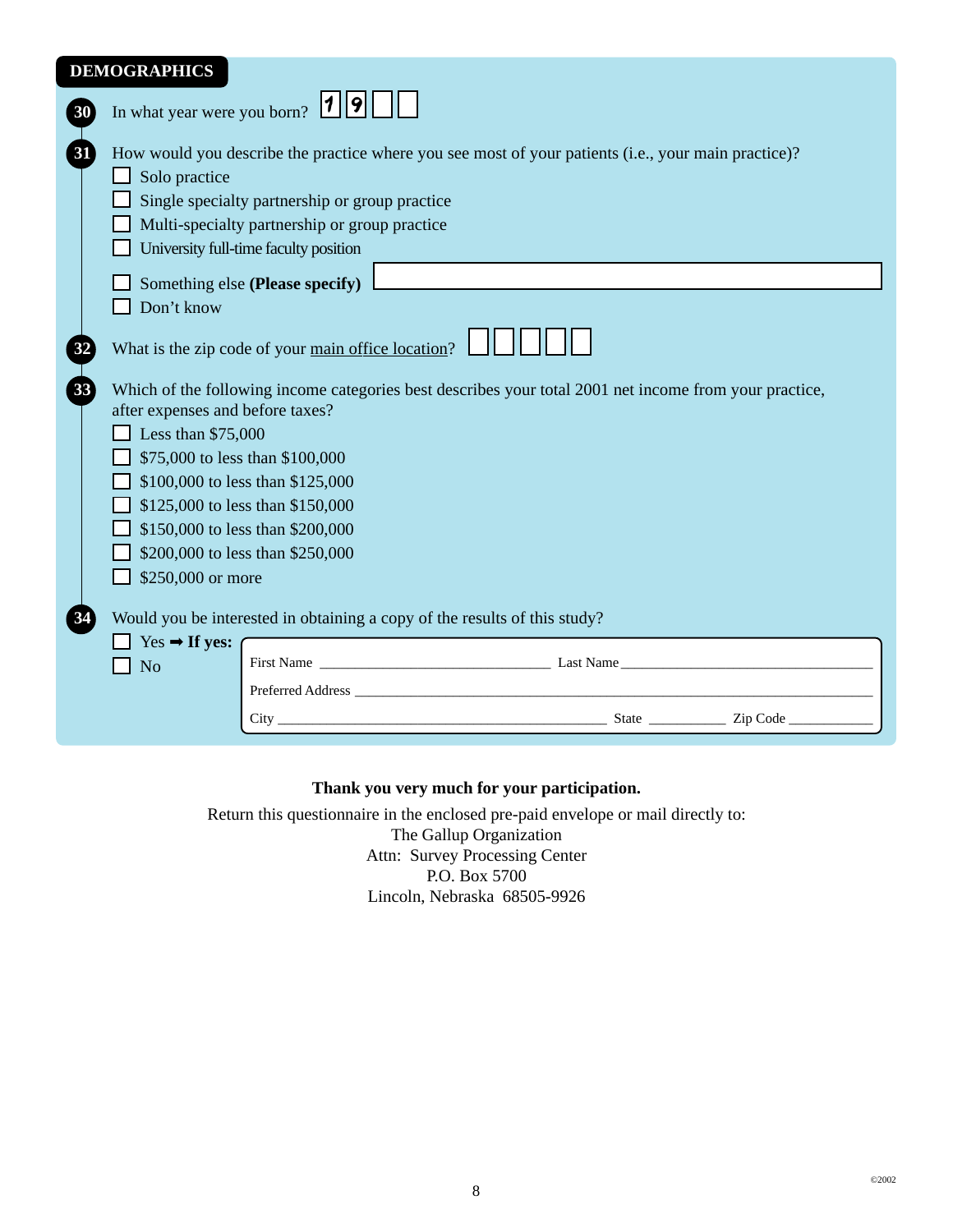## DEMOGRAPHICS

**30** In what year were you born? 1 9 __ __

**31** How would you describe the practice where you see most of your patients (i.e., your main practice)?

- ☐ Solo practice
- ☐ Single specialty partnership or group practice
- ☐ Multi-specialty partnership or group practice
- ☐ University full-time faculty position
- ☐ Something else **(Please specify)** ____________________
- ☐ Don't know

**32** What is the zip code of your <u>main office location</u>? __ __ __ __ __

**33** Which of the following income categories best describes your total 2001 net income from your practice, after expenses and before taxes?

- ☐ Less than $75,000
- ☐ $75,000 to less than $100,000
- ☐ $100,000 to less than $125,000
- ☐ $125,000 to less than $150,000
- ☐ $150,000 to less than $200,000
- ☐ $200,000 to less than $250,000
- ☐ $250,000 or more

**34** Would you be interested in obtaining a copy of the results of this study?

- ☐ Yes ➡ **If yes:**
- ☐ No

First Name ____________________ Last Name ____________________

Preferred Address ________________________________________

City ____________________ State __________ Zip Code __________

**Thank you very much for your participation.**

Return this questionnaire in the enclosed pre-paid envelope or mail directly to:
The Gallup Organization
Attn: Survey Processing Center
P.O. Box 5700
Lincoln, Nebraska 68505-9926

©2002